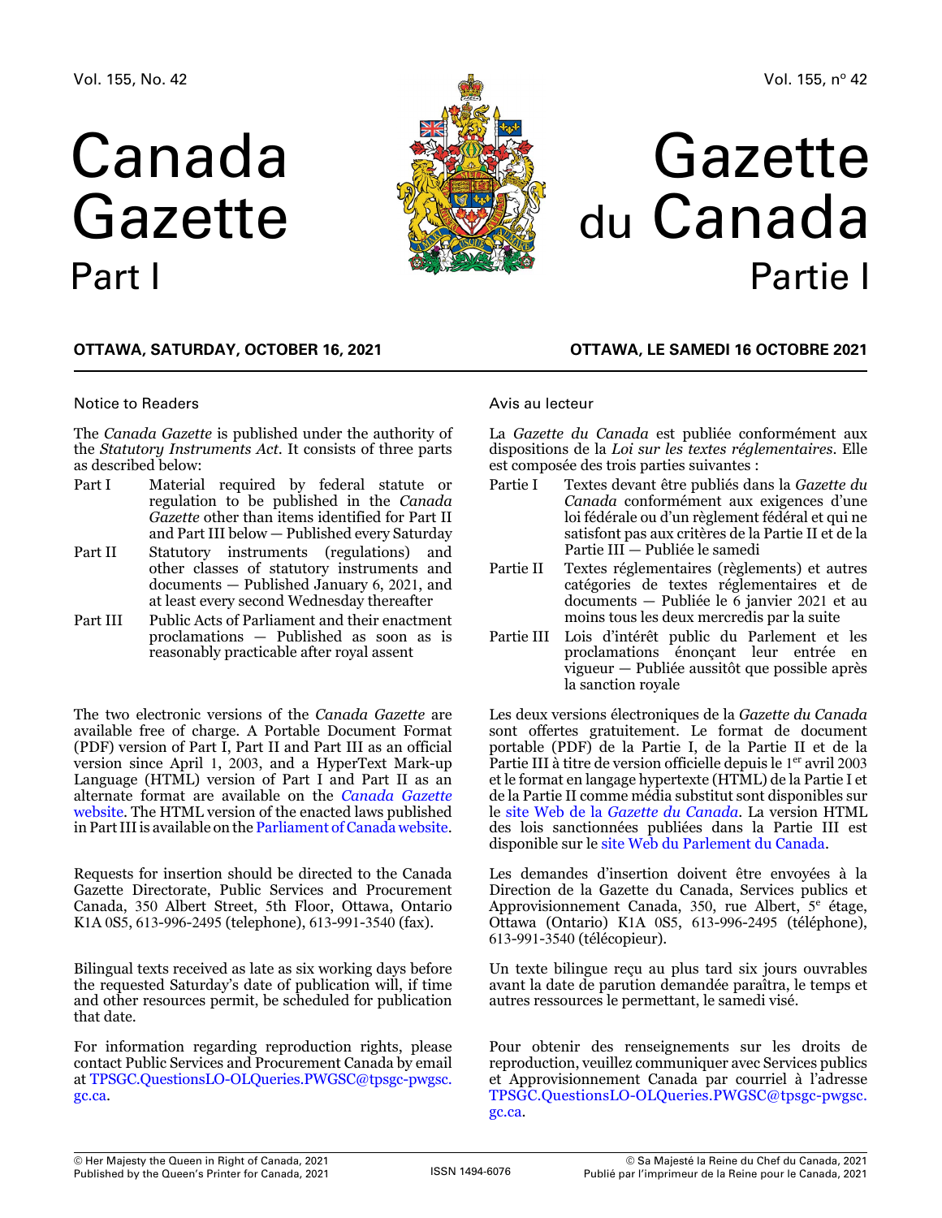Vol. 155, No. 42

# Canada Gazette
## Part I

**OTTAWA, SATURDAY, OCTOBER 16, 2021**

### Notice to Readers

The *Canada Gazette* is published under the authority of the *Statutory Instruments Act*. It consists of three parts as described below:

- Part I — Material required by federal statute or regulation to be published in the *Canada Gazette* other than items identified for Part II and Part III below — Published every Saturday
- Part II — Statutory instruments (regulations) and other classes of statutory instruments and documents — Published January 6, 2021, and at least every second Wednesday thereafter
- Part III — Public Acts of Parliament and their enactment proclamations — Published as soon as is reasonably practicable after royal assent

The two electronic versions of the *Canada Gazette* are available free of charge. A Portable Document Format (PDF) version of Part I, Part II and Part III as an official version since April 1, 2003, and a HyperText Mark-up Language (HTML) version of Part I and Part II as an alternate format are available on the *Canada Gazette* website. The HTML version of the enacted laws published in Part III is available on the Parliament of Canada website.

Requests for insertion should be directed to the Canada Gazette Directorate, Public Services and Procurement Canada, 350 Albert Street, 5th Floor, Ottawa, Ontario K1A 0S5, 613-996-2495 (telephone), 613-991-3540 (fax).

Bilingual texts received as late as six working days before the requested Saturday's date of publication will, if time and other resources permit, be scheduled for publication that date.

For information regarding reproduction rights, please contact Public Services and Procurement Canada by email at TPSGC.QuestionsLO-OLQueries.PWGSC@tpsgc-pwgsc.gc.ca.

---

Vol. 155, nº 42

# Gazette du Canada
## Partie I

**OTTAWA, LE SAMEDI 16 OCTOBRE 2021**

### Avis au lecteur

La *Gazette du Canada* est publiée conformément aux dispositions de la *Loi sur les textes réglementaires*. Elle est composée des trois parties suivantes :

- Partie I — Textes devant être publiés dans la *Gazette du Canada* conformément aux exigences d'une loi fédérale ou d'un règlement fédéral et qui ne satisfont pas aux critères de la Partie II et de la Partie III — Publiée le samedi
- Partie II — Textes réglementaires (règlements) et autres catégories de textes réglementaires et de documents — Publiée le 6 janvier 2021 et au moins tous les deux mercredis par la suite
- Partie III — Lois d'intérêt public du Parlement et les proclamations énonçant leur entrée en vigueur — Publiée aussitôt que possible après la sanction royale

Les deux versions électroniques de la *Gazette du Canada* sont offertes gratuitement. Le format de document portable (PDF) de la Partie I, de la Partie II et de la Partie III à titre de version officielle depuis le 1er avril 2003 et le format en langage hypertexte (HTML) de la Partie I et de la Partie II comme média substitut sont disponibles sur le site Web de la *Gazette du Canada*. La version HTML des lois sanctionnées publiées dans la Partie III est disponible sur le site Web du Parlement du Canada.

Les demandes d'insertion doivent être envoyées à la Direction de la Gazette du Canada, Services publics et Approvisionnement Canada, 350, rue Albert, 5e étage, Ottawa (Ontario) K1A 0S5, 613-996-2495 (téléphone), 613-991-3540 (télécopieur).

Un texte bilingue reçu au plus tard six jours ouvrables avant la date de parution demandée paraîtra, le temps et autres ressources le permettant, le samedi visé.

Pour obtenir des renseignements sur les droits de reproduction, veuillez communiquer avec Services publics et Approvisionnement Canada par courriel à l'adresse TPSGC.QuestionsLO-OLQueries.PWGSC@tpsgc-pwgsc.gc.ca.

---

© Her Majesty the Queen in Right of Canada, 2021
Published by the Queen's Printer for Canada, 2021

ISSN 1494-6076

© Sa Majesté la Reine du Chef du Canada, 2021
Publié par l'imprimeur de la Reine pour le Canada, 2021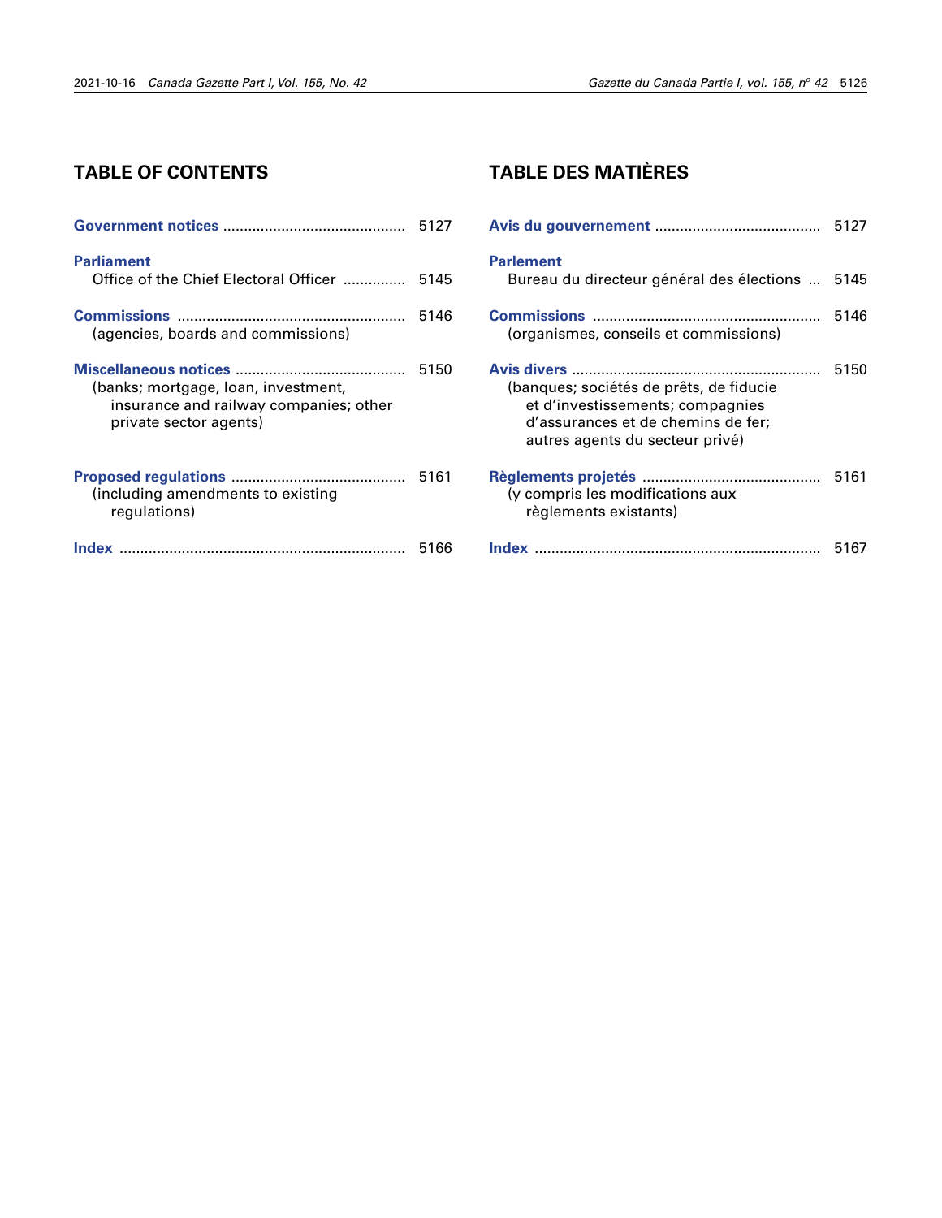## TABLE OF CONTENTS

**Government notices** ............................................ 5127

**Parliament**
Office of the Chief Electoral Officer ............... 5145

**Commissions** ....................................................... 5146
(agencies, boards and commissions)

**Miscellaneous notices** ......................................... 5150
(banks; mortgage, loan, investment, insurance and railway companies; other private sector agents)

**Proposed regulations** .......................................... 5161
(including amendments to existing regulations)

**Index** .................................................................... 5166

## TABLE DES MATIÈRES

**Avis du gouvernement** ....................................... 5127

**Parlement**
Bureau du directeur général des élections ... 5145

**Commissions** ...................................................... 5146
(organismes, conseils et commissions)

**Avis divers** ........................................................... 5150
(banques; sociétés de prêts, de fiducie et d'investissements; compagnies d'assurances et de chemins de fer; autres agents du secteur privé)

**Règlements projetés** .......................................... 5161
(y compris les modifications aux règlements existants)

**Index** .................................................................... 5167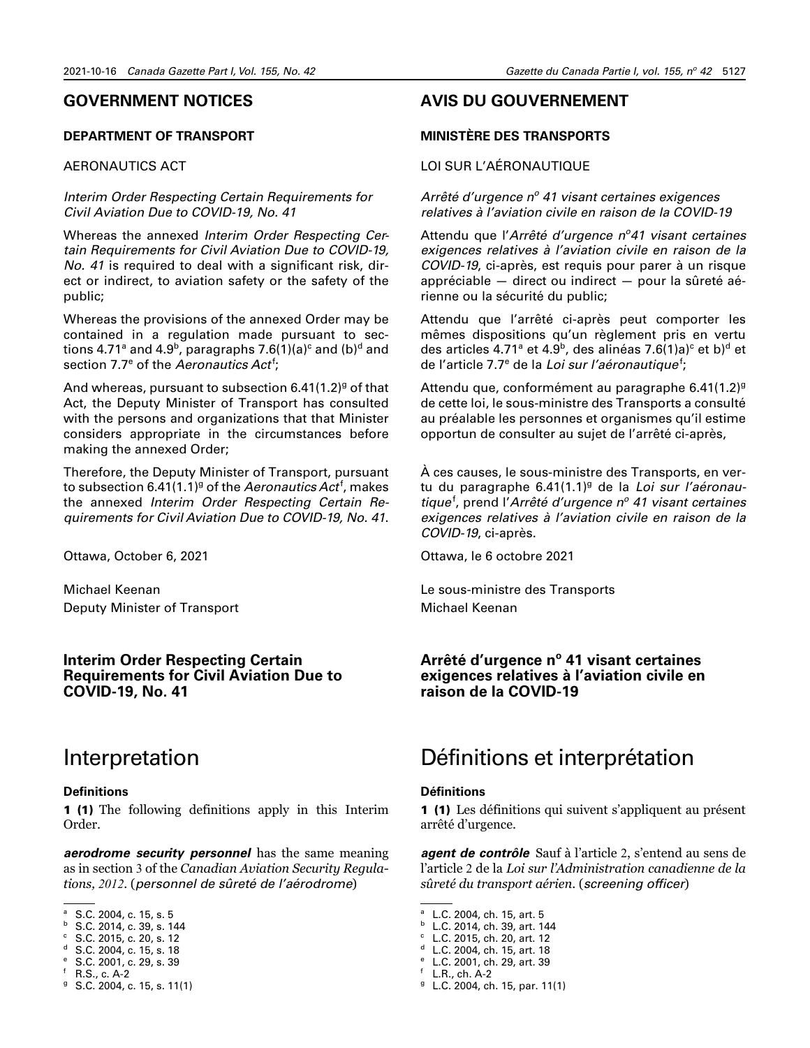## GOVERNMENT NOTICES

### DEPARTMENT OF TRANSPORT

AERONAUTICS ACT

*Interim Order Respecting Certain Requirements for Civil Aviation Due to COVID-19, No. 41*

Whereas the annexed *Interim Order Respecting Certain Requirements for Civil Aviation Due to COVID-19, No. 41* is required to deal with a significant risk, direct or indirect, to aviation safety or the safety of the public;

Whereas the provisions of the annexed Order may be contained in a regulation made pursuant to sections 4.71[a] and 4.9[b], paragraphs 7.6(1)(a)[c] and (b)[d] and section 7.7[e] of the *Aeronautics Act*[f];

And whereas, pursuant to subsection 6.41(1.2)[g] of that Act, the Deputy Minister of Transport has consulted with the persons and organizations that that Minister considers appropriate in the circumstances before making the annexed Order;

Therefore, the Deputy Minister of Transport, pursuant to subsection 6.41(1.1)[g] of the *Aeronautics Act*[f], makes the annexed *Interim Order Respecting Certain Requirements for Civil Aviation Due to COVID-19, No. 41*.

Ottawa, October 6, 2021

Michael Keenan
Deputy Minister of Transport

### Interim Order Respecting Certain Requirements for Civil Aviation Due to COVID-19, No. 41

# Interpretation

**Definitions**

**1 (1)** The following definitions apply in this Interim Order.

***aerodrome security personnel*** has the same meaning as in section 3 of the *Canadian Aviation Security Regulations, 2012*. (*personnel de sûreté de l'aérodrome*)

---

[a] S.C. 2004, c. 15, s. 5
[b] S.C. 2014, c. 39, s. 144
[c] S.C. 2015, c. 20, s. 12
[d] S.C. 2004, c. 15, s. 18
[e] S.C. 2001, c. 29, s. 39
[f] R.S., c. A-2
[g] S.C. 2004, c. 15, s. 11(1)

## AVIS DU GOUVERNEMENT

### MINISTÈRE DES TRANSPORTS

LOI SUR L'AÉRONAUTIQUE

*Arrêté d'urgence n° 41 visant certaines exigences relatives à l'aviation civile en raison de la COVID-19*

Attendu que l'*Arrêté d'urgence n°41 visant certaines exigences relatives à l'aviation civile en raison de la COVID-19*, ci-après, est requis pour parer à un risque appréciable — direct ou indirect — pour la sûreté aérienne ou la sécurité du public;

Attendu que l'arrêté ci-après peut comporter les mêmes dispositions qu'un règlement pris en vertu des articles 4.71[a] et 4.9[b], des alinéas 7.6(1)a)[c] et b)[d] et de l'article 7.7[e] de la *Loi sur l'aéronautique*[f];

Attendu que, conformément au paragraphe 6.41(1.2)[g] de cette loi, le sous-ministre des Transports a consulté au préalable les personnes et organismes qu'il estime opportun de consulter au sujet de l'arrêté ci-après,

À ces causes, le sous-ministre des Transports, en vertu du paragraphe 6.41(1.1)[g] de la *Loi sur l'aéronautique*[f], prend l'*Arrêté d'urgence n° 41 visant certaines exigences relatives à l'aviation civile en raison de la COVID-19*, ci-après.

Ottawa, le 6 octobre 2021

Le sous-ministre des Transports
Michael Keenan

### Arrêté d'urgence n° 41 visant certaines exigences relatives à l'aviation civile en raison de la COVID-19

# Définitions et interprétation

**Définitions**

**1 (1)** Les définitions qui suivent s'appliquent au présent arrêté d'urgence.

***agent de contrôle*** Sauf à l'article 2, s'entend au sens de l'article 2 de la *Loi sur l'Administration canadienne de la sûreté du transport aérien*. (*screening officer*)

---

[a] L.C. 2004, ch. 15, art. 5
[b] L.C. 2014, ch. 39, art. 144
[c] L.C. 2015, ch. 20, art. 12
[d] L.C. 2004, ch. 15, art. 18
[e] L.C. 2001, ch. 29, art. 39
[f] L.R., ch. A-2
[g] L.C. 2004, ch. 15, par. 11(1)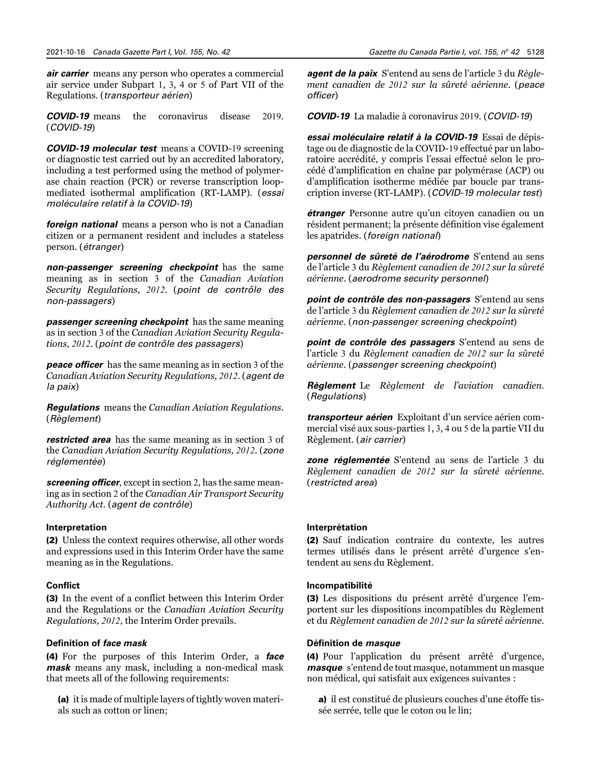***air carrier*** means any person who operates a commercial air service under Subpart 1, 3, 4 or 5 of Part VII of the Regulations. (*transporteur aérien*)

***COVID-19*** means the coronavirus disease 2019. (*COVID-19*)

***COVID-19 molecular test*** means a COVID-19 screening or diagnostic test carried out by an accredited laboratory, including a test performed using the method of polymerase chain reaction (PCR) or reverse transcription loop-mediated isothermal amplification (RT-LAMP). (*essai moléculaire relatif à la COVID-19*)

***foreign national*** means a person who is not a Canadian citizen or a permanent resident and includes a stateless person. (*étranger*)

***non-passenger screening checkpoint*** has the same meaning as in section 3 of the *Canadian Aviation Security Regulations, 2012*. (*point de contrôle des non-passagers*)

***passenger screening checkpoint*** has the same meaning as in section 3 of the *Canadian Aviation Security Regulations, 2012*. (*point de contrôle des passagers*)

***peace officer*** has the same meaning as in section 3 of the *Canadian Aviation Security Regulations, 2012*. (*agent de la paix*)

***Regulations*** means the *Canadian Aviation Regulations*. (*Règlement*)

***restricted area*** has the same meaning as in section 3 of the *Canadian Aviation Security Regulations, 2012*. (*zone réglementée*)

***screening officer***, except in section 2, has the same meaning as in section 2 of the *Canadian Air Transport Security Authority Act*. (*agent de contrôle*)

#### Interpretation

**(2)** Unless the context requires otherwise, all other words and expressions used in this Interim Order have the same meaning as in the Regulations.

#### Conflict

**(3)** In the event of a conflict between this Interim Order and the Regulations or the *Canadian Aviation Security Regulations, 2012*, the Interim Order prevails.

#### Definition of *face mask*

**(4)** For the purposes of this Interim Order, a ***face mask*** means any mask, including a non-medical mask that meets all of the following requirements:

**(a)** it is made of multiple layers of tightly woven materials such as cotton or linen;

***agent de la paix*** S'entend au sens de l'article 3 du *Règlement canadien de 2012 sur la sûreté aérienne*. (*peace officer*)

***COVID-19*** La maladie à coronavirus 2019. (*COVID-19*)

***essai moléculaire relatif à la COVID-19*** Essai de dépistage ou de diagnostic de la COVID-19 effectué par un laboratoire accrédité, y compris l'essai effectué selon le procédé d'amplification en chaîne par polymérase (ACP) ou d'amplification isotherme médiée par boucle par transcription inverse (RT-LAMP). (*COVID-19 molecular test*)

***étranger*** Personne autre qu'un citoyen canadien ou un résident permanent; la présente définition vise également les apatrides. (*foreign national*)

***personnel de sûreté de l'aérodrome*** S'entend au sens de l'article 3 du *Règlement canadien de 2012 sur la sûreté aérienne*. (*aerodrome security personnel*)

***point de contrôle des non-passagers*** S'entend au sens de l'article 3 du *Règlement canadien de 2012 sur la sûreté aérienne*. (*non-passenger screening checkpoint*)

***point de contrôle des passagers*** S'entend au sens de l'article 3 du *Règlement canadien de 2012 sur la sûreté aérienne*. (*passenger screening checkpoint*)

***Règlement*** Le *Règlement de l'aviation canadien*. (*Regulations*)

***transporteur aérien*** Exploitant d'un service aérien commercial visé aux sous-parties 1, 3, 4 ou 5 de la partie VII du Règlement. (*air carrier*)

***zone réglementée*** S'entend au sens de l'article 3 du *Règlement canadien de 2012 sur la sûreté aérienne*. (*restricted area*)

#### Interprétation

**(2)** Sauf indication contraire du contexte, les autres termes utilisés dans le présent arrêté d'urgence s'entendent au sens du Règlement.

#### Incompatibilité

**(3)** Les dispositions du présent arrêté d'urgence l'emportent sur les dispositions incompatibles du Règlement et du *Règlement canadien de 2012 sur la sûreté aérienne*.

#### Définition de *masque*

**(4)** Pour l'application du présent arrêté d'urgence, ***masque*** s'entend de tout masque, notamment un masque non médical, qui satisfait aux exigences suivantes :

**a)** il est constitué de plusieurs couches d'une étoffe tissée serrée, telle que le coton ou le lin;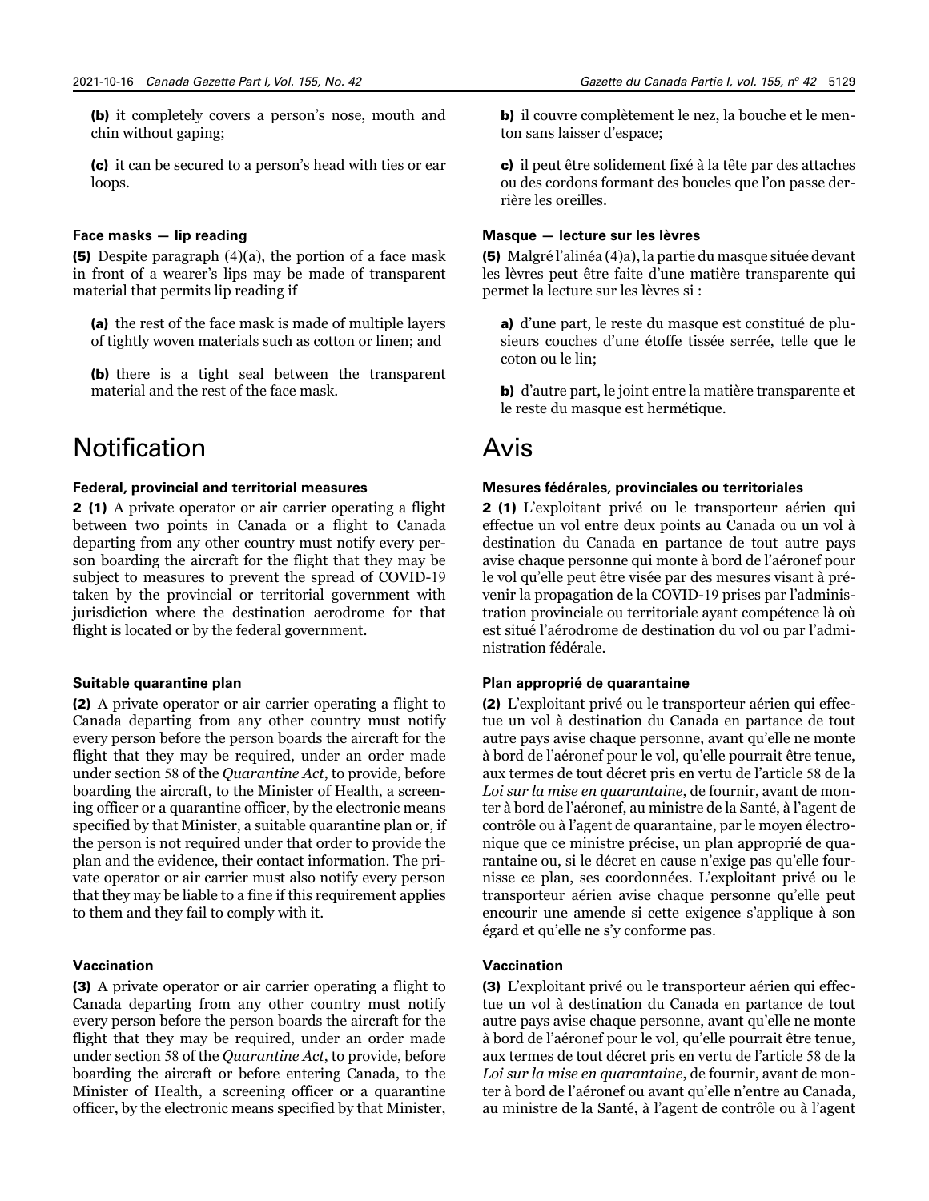**(b)** it completely covers a person's nose, mouth and chin without gaping;

**(c)** it can be secured to a person's head with ties or ear loops.

#### Face masks — lip reading

**(5)** Despite paragraph (4)(a), the portion of a face mask in front of a wearer's lips may be made of transparent material that permits lip reading if

**(a)** the rest of the face mask is made of multiple layers of tightly woven materials such as cotton or linen; and

**(b)** there is a tight seal between the transparent material and the rest of the face mask.

## Notification

#### Federal, provincial and territorial measures

**2 (1)** A private operator or air carrier operating a flight between two points in Canada or a flight to Canada departing from any other country must notify every person boarding the aircraft for the flight that they may be subject to measures to prevent the spread of COVID-19 taken by the provincial or territorial government with jurisdiction where the destination aerodrome for that flight is located or by the federal government.

#### Suitable quarantine plan

**(2)** A private operator or air carrier operating a flight to Canada departing from any other country must notify every person before the person boards the aircraft for the flight that they may be required, under an order made under section 58 of the *Quarantine Act*, to provide, before boarding the aircraft, to the Minister of Health, a screening officer or a quarantine officer, by the electronic means specified by that Minister, a suitable quarantine plan or, if the person is not required under that order to provide the plan and the evidence, their contact information. The private operator or air carrier must also notify every person that they may be liable to a fine if this requirement applies to them and they fail to comply with it.

#### Vaccination

**(3)** A private operator or air carrier operating a flight to Canada departing from any other country must notify every person before the person boards the aircraft for the flight that they may be required, under an order made under section 58 of the *Quarantine Act*, to provide, before boarding the aircraft or before entering Canada, to the Minister of Health, a screening officer or a quarantine officer, by the electronic means specified by that Minister,

**b)** il couvre complètement le nez, la bouche et le menton sans laisser d'espace;

**c)** il peut être solidement fixé à la tête par des attaches ou des cordons formant des boucles que l'on passe derrière les oreilles.

#### Masque — lecture sur les lèvres

**(5)** Malgré l'alinéa (4)a), la partie du masque située devant les lèvres peut être faite d'une matière transparente qui permet la lecture sur les lèvres si :

**a)** d'une part, le reste du masque est constitué de plusieurs couches d'une étoffe tissée serrée, telle que le coton ou le lin;

**b)** d'autre part, le joint entre la matière transparente et le reste du masque est hermétique.

## Avis

#### Mesures fédérales, provinciales ou territoriales

**2 (1)** L'exploitant privé ou le transporteur aérien qui effectue un vol entre deux points au Canada ou un vol à destination du Canada en partance de tout autre pays avise chaque personne qui monte à bord de l'aéronef pour le vol qu'elle peut être visée par des mesures visant à prévenir la propagation de la COVID-19 prises par l'administration provinciale ou territoriale ayant compétence là où est situé l'aérodrome de destination du vol ou par l'administration fédérale.

#### Plan approprié de quarantaine

**(2)** L'exploitant privé ou le transporteur aérien qui effectue un vol à destination du Canada en partance de tout autre pays avise chaque personne, avant qu'elle ne monte à bord de l'aéronef pour le vol, qu'elle pourrait être tenue, aux termes de tout décret pris en vertu de l'article 58 de la *Loi sur la mise en quarantaine*, de fournir, avant de monter à bord de l'aéronef, au ministre de la Santé, à l'agent de contrôle ou à l'agent de quarantaine, par le moyen électronique que ce ministre précise, un plan approprié de quarantaine ou, si le décret en cause n'exige pas qu'elle fournisse ce plan, ses coordonnées. L'exploitant privé ou le transporteur aérien avise chaque personne qu'elle peut encourir une amende si cette exigence s'applique à son égard et qu'elle ne s'y conforme pas.

#### Vaccination

**(3)** L'exploitant privé ou le transporteur aérien qui effectue un vol à destination du Canada en partance de tout autre pays avise chaque personne, avant qu'elle ne monte à bord de l'aéronef pour le vol, qu'elle pourrait être tenue, aux termes de tout décret pris en vertu de l'article 58 de la *Loi sur la mise en quarantaine*, de fournir, avant de monter à bord de l'aéronef ou avant qu'elle n'entre au Canada, au ministre de la Santé, à l'agent de contrôle ou à l'agent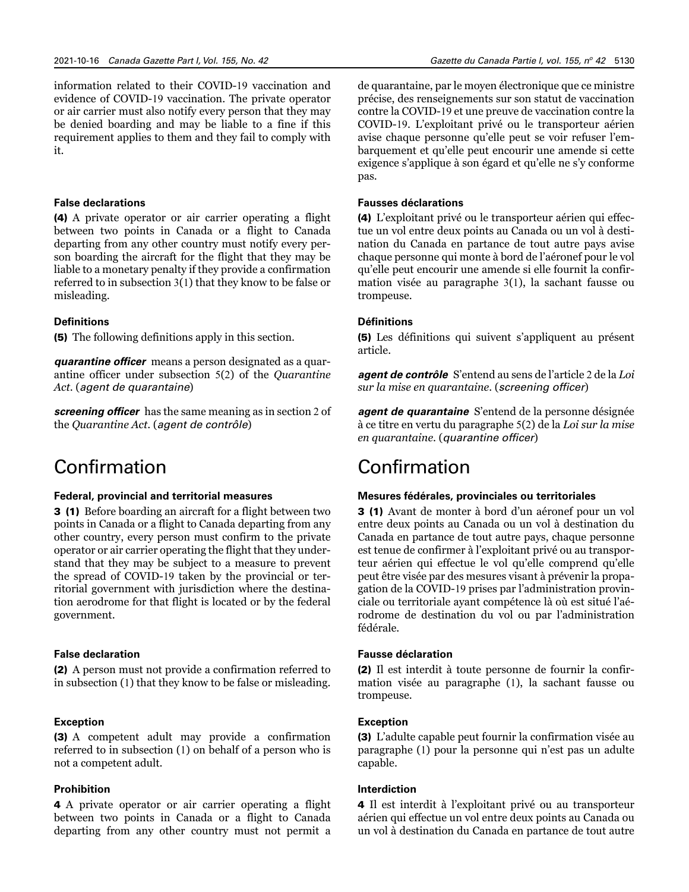information related to their COVID-19 vaccination and evidence of COVID-19 vaccination. The private operator or air carrier must also notify every person that they may be denied boarding and may be liable to a fine if this requirement applies to them and they fail to comply with it.

#### False declarations

**(4)** A private operator or air carrier operating a flight between two points in Canada or a flight to Canada departing from any other country must notify every person boarding the aircraft for the flight that they may be liable to a monetary penalty if they provide a confirmation referred to in subsection 3(1) that they know to be false or misleading.

#### Definitions

**(5)** The following definitions apply in this section.

***quarantine officer*** means a person designated as a quarantine officer under subsection 5(2) of the *Quarantine Act*. (*agent de quarantaine*)

***screening officer*** has the same meaning as in section 2 of the *Quarantine Act*. (*agent de contrôle*)

## Confirmation

#### Federal, provincial and territorial measures

**3 (1)** Before boarding an aircraft for a flight between two points in Canada or a flight to Canada departing from any other country, every person must confirm to the private operator or air carrier operating the flight that they understand that they may be subject to a measure to prevent the spread of COVID-19 taken by the provincial or territorial government with jurisdiction where the destination aerodrome for that flight is located or by the federal government.

#### False declaration

**(2)** A person must not provide a confirmation referred to in subsection (1) that they know to be false or misleading.

#### Exception

**(3)** A competent adult may provide a confirmation referred to in subsection (1) on behalf of a person who is not a competent adult.

#### Prohibition

**4** A private operator or air carrier operating a flight between two points in Canada or a flight to Canada departing from any other country must not permit a

de quarantaine, par le moyen électronique que ce ministre précise, des renseignements sur son statut de vaccination contre la COVID-19 et une preuve de vaccination contre la COVID-19. L'exploitant privé ou le transporteur aérien avise chaque personne qu'elle peut se voir refuser l'embarquement et qu'elle peut encourir une amende si cette exigence s'applique à son égard et qu'elle ne s'y conforme pas.

#### Fausses déclarations

**(4)** L'exploitant privé ou le transporteur aérien qui effectue un vol entre deux points au Canada ou un vol à destination du Canada en partance de tout autre pays avise chaque personne qui monte à bord de l'aéronef pour le vol qu'elle peut encourir une amende si elle fournit la confirmation visée au paragraphe 3(1), la sachant fausse ou trompeuse.

#### Définitions

**(5)** Les définitions qui suivent s'appliquent au présent article.

***agent de contrôle*** S'entend au sens de l'article 2 de la *Loi sur la mise en quarantaine*. (*screening officer*)

***agent de quarantaine*** S'entend de la personne désignée à ce titre en vertu du paragraphe 5(2) de la *Loi sur la mise en quarantaine*. (*quarantine officer*)

## Confirmation

#### Mesures fédérales, provinciales ou territoriales

**3 (1)** Avant de monter à bord d'un aéronef pour un vol entre deux points au Canada ou un vol à destination du Canada en partance de tout autre pays, chaque personne est tenue de confirmer à l'exploitant privé ou au transporteur aérien qui effectue le vol qu'elle comprend qu'elle peut être visée par des mesures visant à prévenir la propagation de la COVID-19 prises par l'administration provinciale ou territoriale ayant compétence là où est situé l'aérodrome de destination du vol ou par l'administration fédérale.

#### Fausse déclaration

**(2)** Il est interdit à toute personne de fournir la confirmation visée au paragraphe (1), la sachant fausse ou trompeuse.

#### Exception

**(3)** L'adulte capable peut fournir la confirmation visée au paragraphe (1) pour la personne qui n'est pas un adulte capable.

#### Interdiction

**4** Il est interdit à l'exploitant privé ou au transporteur aérien qui effectue un vol entre deux points au Canada ou un vol à destination du Canada en partance de tout autre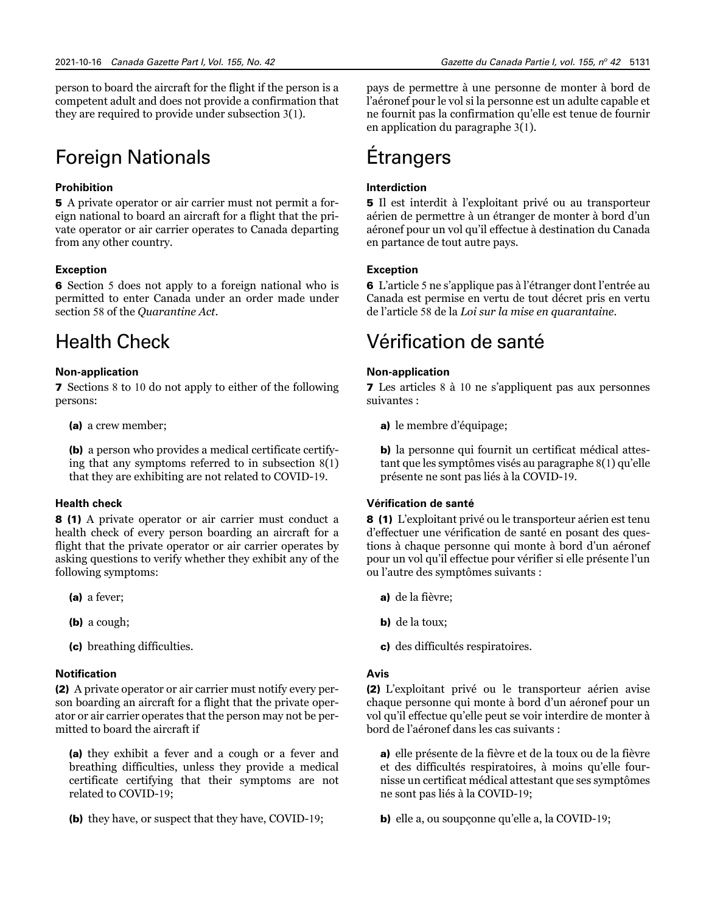person to board the aircraft for the flight if the person is a competent adult and does not provide a confirmation that they are required to provide under subsection 3(1).

## Foreign Nationals

#### Prohibition

**5** A private operator or air carrier must not permit a foreign national to board an aircraft for a flight that the private operator or air carrier operates to Canada departing from any other country.

#### Exception

**6** Section 5 does not apply to a foreign national who is permitted to enter Canada under an order made under section 58 of the *Quarantine Act*.

## Health Check

#### Non-application

**7** Sections 8 to 10 do not apply to either of the following persons:

**(a)** a crew member;

**(b)** a person who provides a medical certificate certifying that any symptoms referred to in subsection 8(1) that they are exhibiting are not related to COVID-19.

#### Health check

**8 (1)** A private operator or air carrier must conduct a health check of every person boarding an aircraft for a flight that the private operator or air carrier operates by asking questions to verify whether they exhibit any of the following symptoms:

**(a)** a fever;

**(b)** a cough;

**(c)** breathing difficulties.

#### Notification

**(2)** A private operator or air carrier must notify every person boarding an aircraft for a flight that the private operator or air carrier operates that the person may not be permitted to board the aircraft if

**(a)** they exhibit a fever and a cough or a fever and breathing difficulties, unless they provide a medical certificate certifying that their symptoms are not related to COVID-19;

**(b)** they have, or suspect that they have, COVID-19;

pays de permettre à une personne de monter à bord de l'aéronef pour le vol si la personne est un adulte capable et ne fournit pas la confirmation qu'elle est tenue de fournir en application du paragraphe 3(1).

## Étrangers

#### Interdiction

**5** Il est interdit à l'exploitant privé ou au transporteur aérien de permettre à un étranger de monter à bord d'un aéronef pour un vol qu'il effectue à destination du Canada en partance de tout autre pays.

#### Exception

**6** L'article 5 ne s'applique pas à l'étranger dont l'entrée au Canada est permise en vertu de tout décret pris en vertu de l'article 58 de la *Loi sur la mise en quarantaine*.

## Vérification de santé

#### Non-application

**7** Les articles 8 à 10 ne s'appliquent pas aux personnes suivantes :

**a)** le membre d'équipage;

**b)** la personne qui fournit un certificat médical attestant que les symptômes visés au paragraphe 8(1) qu'elle présente ne sont pas liés à la COVID-19.

#### Vérification de santé

**8 (1)** L'exploitant privé ou le transporteur aérien est tenu d'effectuer une vérification de santé en posant des questions à chaque personne qui monte à bord d'un aéronef pour un vol qu'il effectue pour vérifier si elle présente l'un ou l'autre des symptômes suivants :

**a)** de la fièvre;

**b)** de la toux;

**c)** des difficultés respiratoires.

#### Avis

**(2)** L'exploitant privé ou le transporteur aérien avise chaque personne qui monte à bord d'un aéronef pour un vol qu'il effectue qu'elle peut se voir interdire de monter à bord de l'aéronef dans les cas suivants :

**a)** elle présente de la fièvre et de la toux ou de la fièvre et des difficultés respiratoires, à moins qu'elle fournisse un certificat médical attestant que ses symptômes ne sont pas liés à la COVID-19;

**b)** elle a, ou soupçonne qu'elle a, la COVID-19;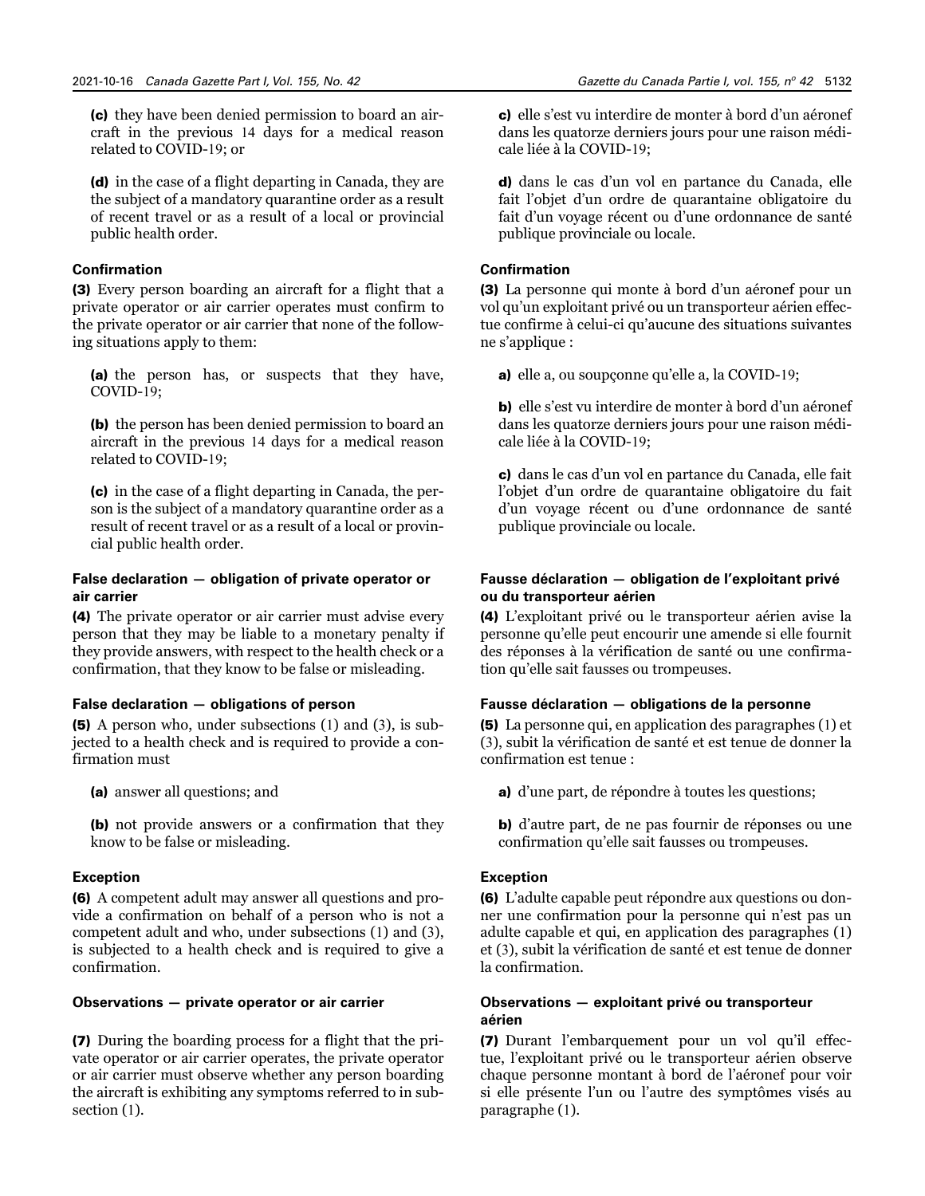**(c)** they have been denied permission to board an aircraft in the previous 14 days for a medical reason related to COVID-19; or

**(d)** in the case of a flight departing in Canada, they are the subject of a mandatory quarantine order as a result of recent travel or as a result of a local or provincial public health order.

#### Confirmation

**(3)** Every person boarding an aircraft for a flight that a private operator or air carrier operates must confirm to the private operator or air carrier that none of the following situations apply to them:

**(a)** the person has, or suspects that they have, COVID-19;

**(b)** the person has been denied permission to board an aircraft in the previous 14 days for a medical reason related to COVID-19;

**(c)** in the case of a flight departing in Canada, the person is the subject of a mandatory quarantine order as a result of recent travel or as a result of a local or provincial public health order.

#### False declaration — obligation of private operator or air carrier

**(4)** The private operator or air carrier must advise every person that they may be liable to a monetary penalty if they provide answers, with respect to the health check or a confirmation, that they know to be false or misleading.

#### False declaration — obligations of person

**(5)** A person who, under subsections (1) and (3), is subjected to a health check and is required to provide a confirmation must

**(a)** answer all questions; and

**(b)** not provide answers or a confirmation that they know to be false or misleading.

#### Exception

**(6)** A competent adult may answer all questions and provide a confirmation on behalf of a person who is not a competent adult and who, under subsections (1) and (3), is subjected to a health check and is required to give a confirmation.

#### Observations — private operator or air carrier

**(7)** During the boarding process for a flight that the private operator or air carrier operates, the private operator or air carrier must observe whether any person boarding the aircraft is exhibiting any symptoms referred to in subsection (1).

**c)** elle s'est vu interdire de monter à bord d'un aéronef dans les quatorze derniers jours pour une raison médicale liée à la COVID-19;

**d)** dans le cas d'un vol en partance du Canada, elle fait l'objet d'un ordre de quarantaine obligatoire du fait d'un voyage récent ou d'une ordonnance de santé publique provinciale ou locale.

#### Confirmation

**(3)** La personne qui monte à bord d'un aéronef pour un vol qu'un exploitant privé ou un transporteur aérien effectue confirme à celui-ci qu'aucune des situations suivantes ne s'applique :

**a)** elle a, ou soupçonne qu'elle a, la COVID-19;

**b)** elle s'est vu interdire de monter à bord d'un aéronef dans les quatorze derniers jours pour une raison médicale liée à la COVID-19;

**c)** dans le cas d'un vol en partance du Canada, elle fait l'objet d'un ordre de quarantaine obligatoire du fait d'un voyage récent ou d'une ordonnance de santé publique provinciale ou locale.

#### Fausse déclaration — obligation de l'exploitant privé ou du transporteur aérien

**(4)** L'exploitant privé ou le transporteur aérien avise la personne qu'elle peut encourir une amende si elle fournit des réponses à la vérification de santé ou une confirmation qu'elle sait fausses ou trompeuses.

#### Fausse déclaration — obligations de la personne

**(5)** La personne qui, en application des paragraphes (1) et (3), subit la vérification de santé et est tenue de donner la confirmation est tenue :

**a)** d'une part, de répondre à toutes les questions;

**b)** d'autre part, de ne pas fournir de réponses ou une confirmation qu'elle sait fausses ou trompeuses.

#### Exception

**(6)** L'adulte capable peut répondre aux questions ou donner une confirmation pour la personne qui n'est pas un adulte capable et qui, en application des paragraphes (1) et (3), subit la vérification de santé et est tenue de donner la confirmation.

#### Observations — exploitant privé ou transporteur aérien

**(7)** Durant l'embarquement pour un vol qu'il effectue, l'exploitant privé ou le transporteur aérien observe chaque personne montant à bord de l'aéronef pour voir si elle présente l'un ou l'autre des symptômes visés au paragraphe (1).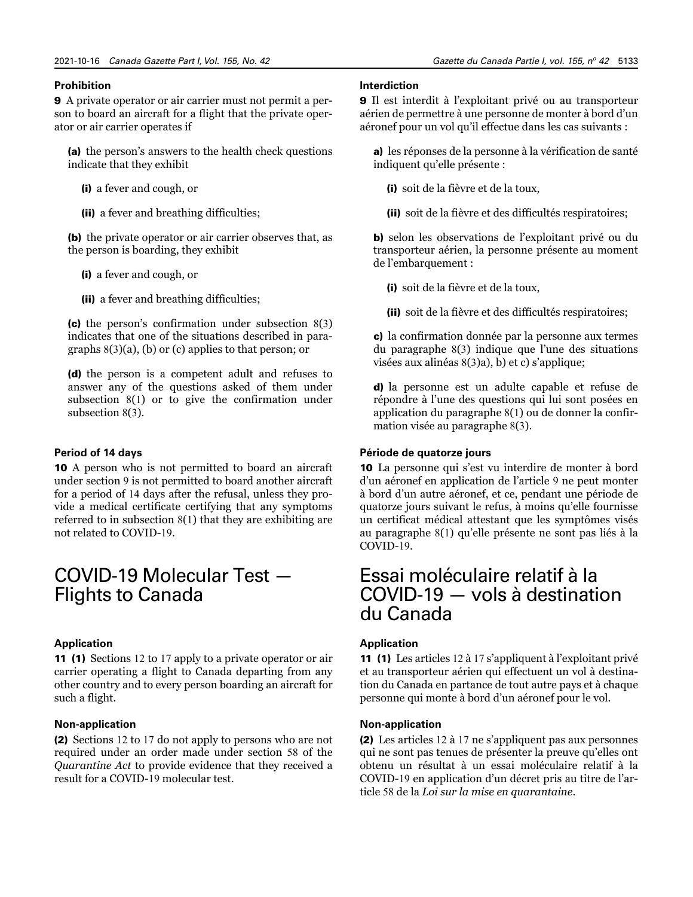#### Prohibition

**9** A private operator or air carrier must not permit a person to board an aircraft for a flight that the private operator or air carrier operates if

**(a)** the person's answers to the health check questions indicate that they exhibit

**(i)** a fever and cough, or

**(ii)** a fever and breathing difficulties;

**(b)** the private operator or air carrier observes that, as the person is boarding, they exhibit

**(i)** a fever and cough, or

**(ii)** a fever and breathing difficulties;

**(c)** the person's confirmation under subsection 8(3) indicates that one of the situations described in paragraphs 8(3)(a), (b) or (c) applies to that person; or

**(d)** the person is a competent adult and refuses to answer any of the questions asked of them under subsection 8(1) or to give the confirmation under subsection 8(3).

#### Period of 14 days

**10** A person who is not permitted to board an aircraft under section 9 is not permitted to board another aircraft for a period of 14 days after the refusal, unless they provide a medical certificate certifying that any symptoms referred to in subsection 8(1) that they are exhibiting are not related to COVID-19.

## COVID-19 Molecular Test — Flights to Canada

#### Application

**11 (1)** Sections 12 to 17 apply to a private operator or air carrier operating a flight to Canada departing from any other country and to every person boarding an aircraft for such a flight.

#### Non-application

**(2)** Sections 12 to 17 do not apply to persons who are not required under an order made under section 58 of the *Quarantine Act* to provide evidence that they received a result for a COVID-19 molecular test.

#### Interdiction

**9** Il est interdit à l'exploitant privé ou au transporteur aérien de permettre à une personne de monter à bord d'un aéronef pour un vol qu'il effectue dans les cas suivants :

**a)** les réponses de la personne à la vérification de santé indiquent qu'elle présente :

**(i)** soit de la fièvre et de la toux,

**(ii)** soit de la fièvre et des difficultés respiratoires;

**b)** selon les observations de l'exploitant privé ou du transporteur aérien, la personne présente au moment de l'embarquement :

**(i)** soit de la fièvre et de la toux,

**(ii)** soit de la fièvre et des difficultés respiratoires;

**c)** la confirmation donnée par la personne aux termes du paragraphe 8(3) indique que l'une des situations visées aux alinéas 8(3)a), b) et c) s'applique;

**d)** la personne est un adulte capable et refuse de répondre à l'une des questions qui lui sont posées en application du paragraphe 8(1) ou de donner la confirmation visée au paragraphe 8(3).

#### Période de quatorze jours

**10** La personne qui s'est vu interdire de monter à bord d'un aéronef en application de l'article 9 ne peut monter à bord d'un autre aéronef, et ce, pendant une période de quatorze jours suivant le refus, à moins qu'elle fournisse un certificat médical attestant que les symptômes visés au paragraphe 8(1) qu'elle présente ne sont pas liés à la COVID-19.

## Essai moléculaire relatif à la COVID-19 — vols à destination du Canada

#### Application

**11 (1)** Les articles 12 à 17 s'appliquent à l'exploitant privé et au transporteur aérien qui effectuent un vol à destination du Canada en partance de tout autre pays et à chaque personne qui monte à bord d'un aéronef pour le vol.

#### Non-application

**(2)** Les articles 12 à 17 ne s'appliquent pas aux personnes qui ne sont pas tenues de présenter la preuve qu'elles ont obtenu un résultat à un essai moléculaire relatif à la COVID-19 en application d'un décret pris au titre de l'article 58 de la *Loi sur la mise en quarantaine*.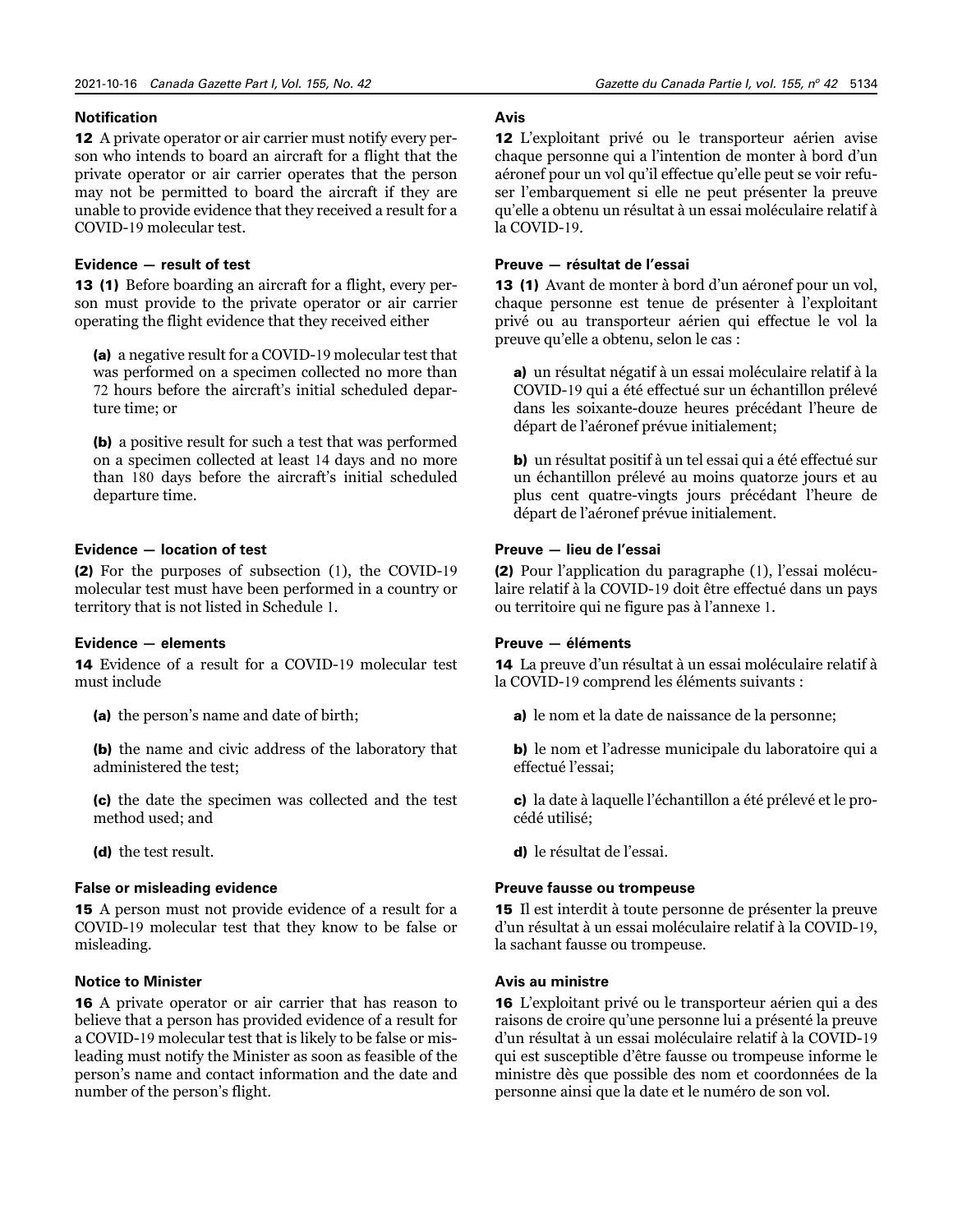**Notification**

**12** A private operator or air carrier must notify every person who intends to board an aircraft for a flight that the private operator or air carrier operates that the person may not be permitted to board the aircraft if they are unable to provide evidence that they received a result for a COVID-19 molecular test.

**Evidence — result of test**

**13 (1)** Before boarding an aircraft for a flight, every person must provide to the private operator or air carrier operating the flight evidence that they received either

**(a)** a negative result for a COVID-19 molecular test that was performed on a specimen collected no more than 72 hours before the aircraft's initial scheduled departure time; or

**(b)** a positive result for such a test that was performed on a specimen collected at least 14 days and no more than 180 days before the aircraft's initial scheduled departure time.

**Evidence — location of test**

**(2)** For the purposes of subsection (1), the COVID-19 molecular test must have been performed in a country or territory that is not listed in Schedule 1.

**Evidence — elements**

**14** Evidence of a result for a COVID-19 molecular test must include

**(a)** the person's name and date of birth;

**(b)** the name and civic address of the laboratory that administered the test;

**(c)** the date the specimen was collected and the test method used; and

**(d)** the test result.

**False or misleading evidence**

**15** A person must not provide evidence of a result for a COVID-19 molecular test that they know to be false or misleading.

**Notice to Minister**

**16** A private operator or air carrier that has reason to believe that a person has provided evidence of a result for a COVID-19 molecular test that is likely to be false or misleading must notify the Minister as soon as feasible of the person's name and contact information and the date and number of the person's flight.

**Avis**

**12** L'exploitant privé ou le transporteur aérien avise chaque personne qui a l'intention de monter à bord d'un aéronef pour un vol qu'il effectue qu'elle peut se voir refuser l'embarquement si elle ne peut présenter la preuve qu'elle a obtenu un résultat à un essai moléculaire relatif à la COVID-19.

**Preuve — résultat de l'essai**

**13 (1)** Avant de monter à bord d'un aéronef pour un vol, chaque personne est tenue de présenter à l'exploitant privé ou au transporteur aérien qui effectue le vol la preuve qu'elle a obtenu, selon le cas :

**a)** un résultat négatif à un essai moléculaire relatif à la COVID-19 qui a été effectué sur un échantillon prélevé dans les soixante-douze heures précédant l'heure de départ de l'aéronef prévue initialement;

**b)** un résultat positif à un tel essai qui a été effectué sur un échantillon prélevé au moins quatorze jours et au plus cent quatre-vingts jours précédant l'heure de départ de l'aéronef prévue initialement.

**Preuve — lieu de l'essai**

**(2)** Pour l'application du paragraphe (1), l'essai moléculaire relatif à la COVID-19 doit être effectué dans un pays ou territoire qui ne figure pas à l'annexe 1.

**Preuve — éléments**

**14** La preuve d'un résultat à un essai moléculaire relatif à la COVID-19 comprend les éléments suivants :

**a)** le nom et la date de naissance de la personne;

**b)** le nom et l'adresse municipale du laboratoire qui a effectué l'essai;

**c)** la date à laquelle l'échantillon a été prélevé et le procédé utilisé;

**d)** le résultat de l'essai.

**Preuve fausse ou trompeuse**

**15** Il est interdit à toute personne de présenter la preuve d'un résultat à un essai moléculaire relatif à la COVID-19, la sachant fausse ou trompeuse.

**Avis au ministre**

**16** L'exploitant privé ou le transporteur aérien qui a des raisons de croire qu'une personne lui a présenté la preuve d'un résultat à un essai moléculaire relatif à la COVID-19 qui est susceptible d'être fausse ou trompeuse informe le ministre dès que possible des nom et coordonnées de la personne ainsi que la date et le numéro de son vol.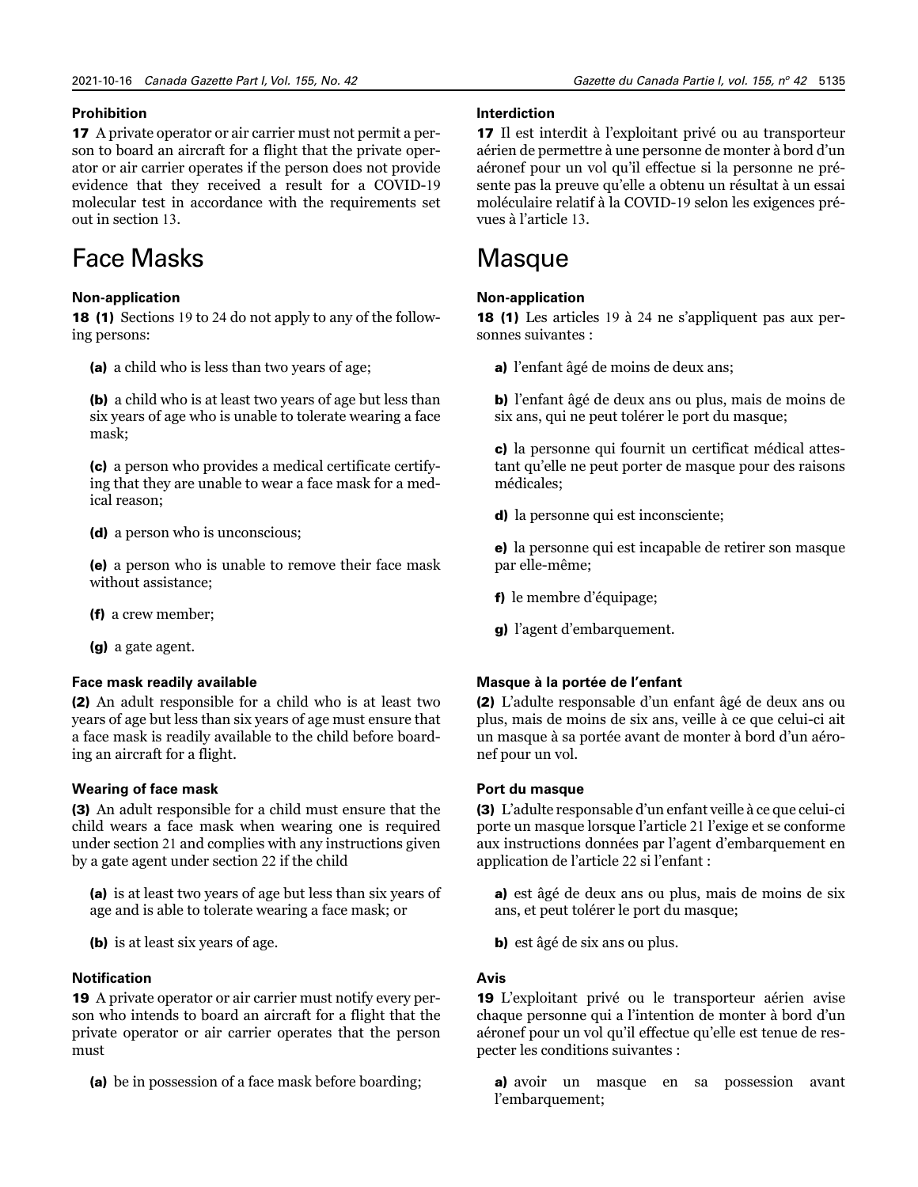**Prohibition**

**17** A private operator or air carrier must not permit a person to board an aircraft for a flight that the private operator or air carrier operates if the person does not provide evidence that they received a result for a COVID-19 molecular test in accordance with the requirements set out in section 13.

# Face Masks

**Non-application**

**18 (1)** Sections 19 to 24 do not apply to any of the following persons:

**(a)** a child who is less than two years of age;

**(b)** a child who is at least two years of age but less than six years of age who is unable to tolerate wearing a face mask;

**(c)** a person who provides a medical certificate certifying that they are unable to wear a face mask for a medical reason;

**(d)** a person who is unconscious;

**(e)** a person who is unable to remove their face mask without assistance;

**(f)** a crew member;

**(g)** a gate agent.

**Face mask readily available**

**(2)** An adult responsible for a child who is at least two years of age but less than six years of age must ensure that a face mask is readily available to the child before boarding an aircraft for a flight.

**Wearing of face mask**

**(3)** An adult responsible for a child must ensure that the child wears a face mask when wearing one is required under section 21 and complies with any instructions given by a gate agent under section 22 if the child

**(a)** is at least two years of age but less than six years of age and is able to tolerate wearing a face mask; or

**(b)** is at least six years of age.

**Notification**

**19** A private operator or air carrier must notify every person who intends to board an aircraft for a flight that the private operator or air carrier operates that the person must

**(a)** be in possession of a face mask before boarding;

**Interdiction**

**17** Il est interdit à l'exploitant privé ou au transporteur aérien de permettre à une personne de monter à bord d'un aéronef pour un vol qu'il effectue si la personne ne présente pas la preuve qu'elle a obtenu un résultat à un essai moléculaire relatif à la COVID-19 selon les exigences prévues à l'article 13.

# Masque

**Non-application**

**18 (1)** Les articles 19 à 24 ne s'appliquent pas aux personnes suivantes :

**a)** l'enfant âgé de moins de deux ans;

**b)** l'enfant âgé de deux ans ou plus, mais de moins de six ans, qui ne peut tolérer le port du masque;

**c)** la personne qui fournit un certificat médical attestant qu'elle ne peut porter de masque pour des raisons médicales;

**d)** la personne qui est inconsciente;

**e)** la personne qui est incapable de retirer son masque par elle-même;

**f)** le membre d'équipage;

**g)** l'agent d'embarquement.

**Masque à la portée de l'enfant**

**(2)** L'adulte responsable d'un enfant âgé de deux ans ou plus, mais de moins de six ans, veille à ce que celui-ci ait un masque à sa portée avant de monter à bord d'un aéronef pour un vol.

**Port du masque**

**(3)** L'adulte responsable d'un enfant veille à ce que celui-ci porte un masque lorsque l'article 21 l'exige et se conforme aux instructions données par l'agent d'embarquement en application de l'article 22 si l'enfant :

**a)** est âgé de deux ans ou plus, mais de moins de six ans, et peut tolérer le port du masque;

**b)** est âgé de six ans ou plus.

**Avis**

**19** L'exploitant privé ou le transporteur aérien avise chaque personne qui a l'intention de monter à bord d'un aéronef pour un vol qu'il effectue qu'elle est tenue de respecter les conditions suivantes :

**a)** avoir un masque en sa possession avant l'embarquement;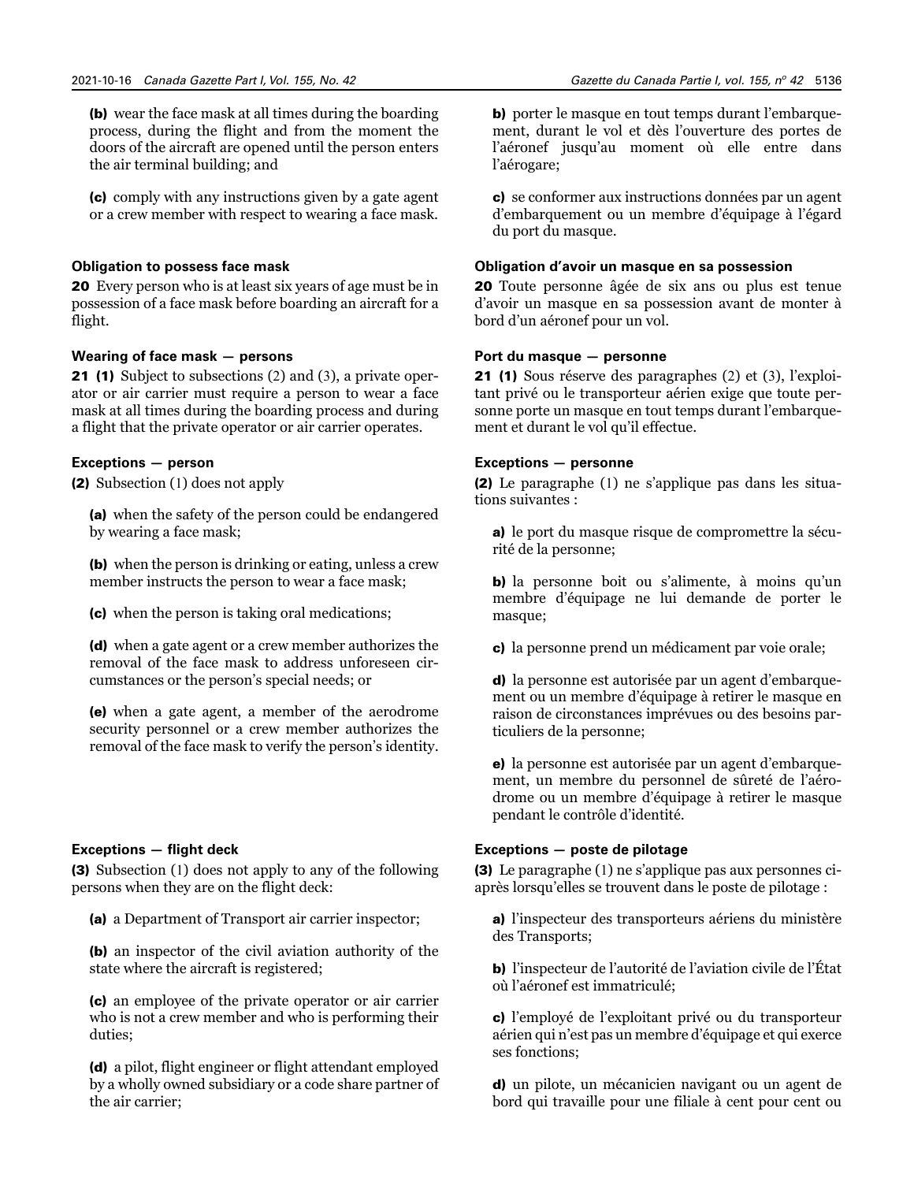**(b)** wear the face mask at all times during the boarding process, during the flight and from the moment the doors of the aircraft are opened until the person enters the air terminal building; and

**(c)** comply with any instructions given by a gate agent or a crew member with respect to wearing a face mask.

#### Obligation to possess face mask

**20** Every person who is at least six years of age must be in possession of a face mask before boarding an aircraft for a flight.

#### Wearing of face mask — persons

**21 (1)** Subject to subsections (2) and (3), a private operator or air carrier must require a person to wear a face mask at all times during the boarding process and during a flight that the private operator or air carrier operates.

#### Exceptions — person

**(2)** Subsection (1) does not apply

**(a)** when the safety of the person could be endangered by wearing a face mask;

**(b)** when the person is drinking or eating, unless a crew member instructs the person to wear a face mask;

**(c)** when the person is taking oral medications;

**(d)** when a gate agent or a crew member authorizes the removal of the face mask to address unforeseen circumstances or the person's special needs; or

**(e)** when a gate agent, a member of the aerodrome security personnel or a crew member authorizes the removal of the face mask to verify the person's identity.

#### Exceptions — flight deck

**(3)** Subsection (1) does not apply to any of the following persons when they are on the flight deck:

**(a)** a Department of Transport air carrier inspector;

**(b)** an inspector of the civil aviation authority of the state where the aircraft is registered;

**(c)** an employee of the private operator or air carrier who is not a crew member and who is performing their duties;

**(d)** a pilot, flight engineer or flight attendant employed by a wholly owned subsidiary or a code share partner of the air carrier;

**b)** porter le masque en tout temps durant l'embarquement, durant le vol et dès l'ouverture des portes de l'aéronef jusqu'au moment où elle entre dans l'aérogare;

**c)** se conformer aux instructions données par un agent d'embarquement ou un membre d'équipage à l'égard du port du masque.

#### Obligation d'avoir un masque en sa possession

**20** Toute personne âgée de six ans ou plus est tenue d'avoir un masque en sa possession avant de monter à bord d'un aéronef pour un vol.

#### Port du masque — personne

**21 (1)** Sous réserve des paragraphes (2) et (3), l'exploitant privé ou le transporteur aérien exige que toute personne porte un masque en tout temps durant l'embarquement et durant le vol qu'il effectue.

#### Exceptions — personne

**(2)** Le paragraphe (1) ne s'applique pas dans les situations suivantes :

**a)** le port du masque risque de compromettre la sécurité de la personne;

**b)** la personne boit ou s'alimente, à moins qu'un membre d'équipage ne lui demande de porter le masque;

**c)** la personne prend un médicament par voie orale;

**d)** la personne est autorisée par un agent d'embarquement ou un membre d'équipage à retirer le masque en raison de circonstances imprévues ou des besoins particuliers de la personne;

**e)** la personne est autorisée par un agent d'embarquement, un membre du personnel de sûreté de l'aérodrome ou un membre d'équipage à retirer le masque pendant le contrôle d'identité.

#### Exceptions — poste de pilotage

**(3)** Le paragraphe (1) ne s'applique pas aux personnes ci-après lorsqu'elles se trouvent dans le poste de pilotage :

**a)** l'inspecteur des transporteurs aériens du ministère des Transports;

**b)** l'inspecteur de l'autorité de l'aviation civile de l'État où l'aéronef est immatriculé;

**c)** l'employé de l'exploitant privé ou du transporteur aérien qui n'est pas un membre d'équipage et qui exerce ses fonctions;

**d)** un pilote, un mécanicien navigant ou un agent de bord qui travaille pour une filiale à cent pour cent ou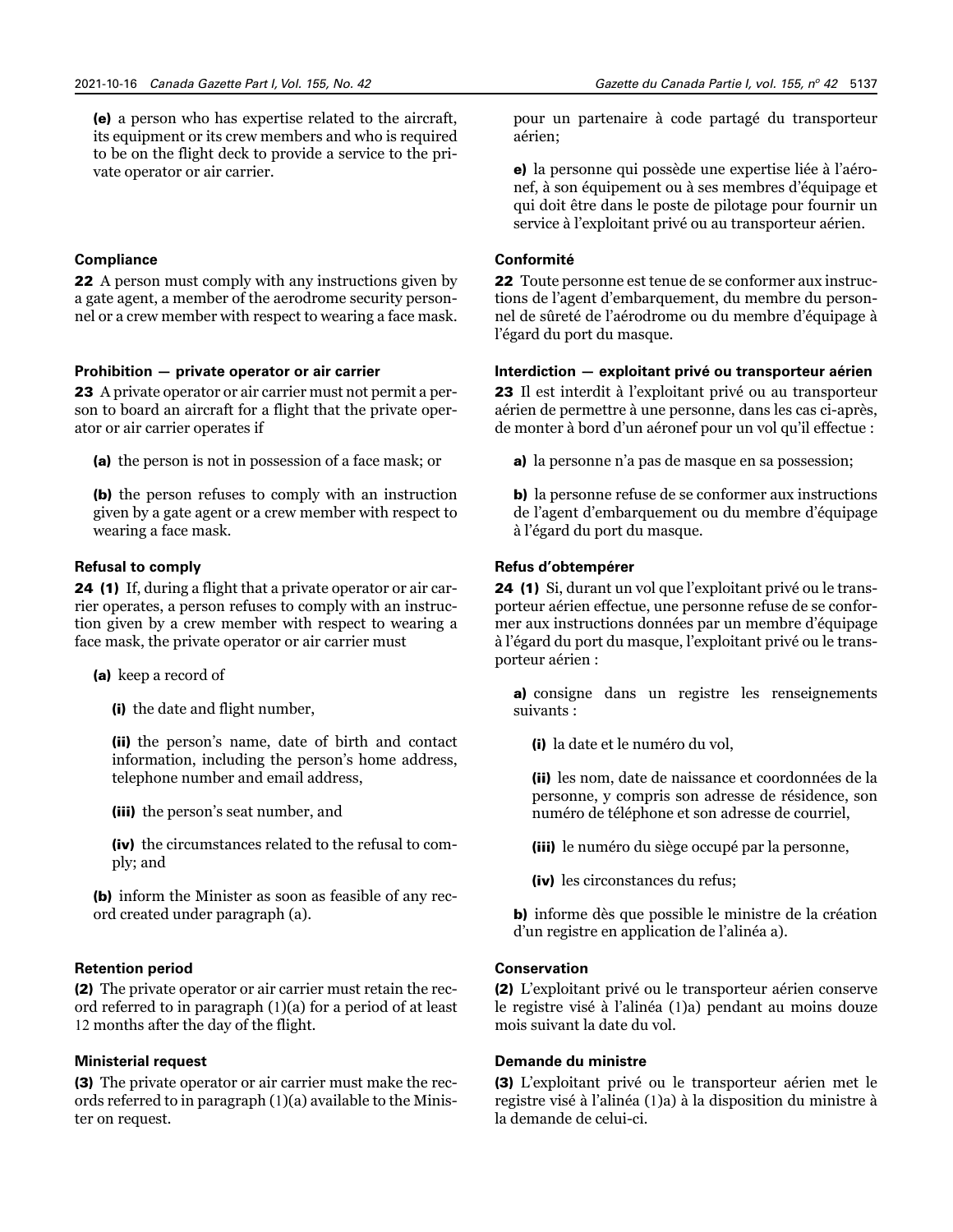**(e)** a person who has expertise related to the aircraft, its equipment or its crew members and who is required to be on the flight deck to provide a service to the private operator or air carrier.

#### Compliance

**22** A person must comply with any instructions given by a gate agent, a member of the aerodrome security personnel or a crew member with respect to wearing a face mask.

#### Prohibition — private operator or air carrier

**23** A private operator or air carrier must not permit a person to board an aircraft for a flight that the private operator or air carrier operates if

**(a)** the person is not in possession of a face mask; or

**(b)** the person refuses to comply with an instruction given by a gate agent or a crew member with respect to wearing a face mask.

#### Refusal to comply

**24 (1)** If, during a flight that a private operator or air carrier operates, a person refuses to comply with an instruction given by a crew member with respect to wearing a face mask, the private operator or air carrier must

**(a)** keep a record of

**(i)** the date and flight number,

**(ii)** the person's name, date of birth and contact information, including the person's home address, telephone number and email address,

**(iii)** the person's seat number, and

**(iv)** the circumstances related to the refusal to comply; and

**(b)** inform the Minister as soon as feasible of any record created under paragraph (a).

#### Retention period

**(2)** The private operator or air carrier must retain the record referred to in paragraph (1)(a) for a period of at least 12 months after the day of the flight.

#### Ministerial request

**(3)** The private operator or air carrier must make the records referred to in paragraph (1)(a) available to the Minister on request.

pour un partenaire à code partagé du transporteur aérien;

**e)** la personne qui possède une expertise liée à l'aéronef, à son équipement ou à ses membres d'équipage et qui doit être dans le poste de pilotage pour fournir un service à l'exploitant privé ou au transporteur aérien.

#### Conformité

**22** Toute personne est tenue de se conformer aux instructions de l'agent d'embarquement, du membre du personnel de sûreté de l'aérodrome ou du membre d'équipage à l'égard du port du masque.

#### Interdiction — exploitant privé ou transporteur aérien

**23** Il est interdit à l'exploitant privé ou au transporteur aérien de permettre à une personne, dans les cas ci-après, de monter à bord d'un aéronef pour un vol qu'il effectue :

**a)** la personne n'a pas de masque en sa possession;

**b)** la personne refuse de se conformer aux instructions de l'agent d'embarquement ou du membre d'équipage à l'égard du port du masque.

#### Refus d'obtempérer

**24 (1)** Si, durant un vol que l'exploitant privé ou le transporteur aérien effectue, une personne refuse de se conformer aux instructions données par un membre d'équipage à l'égard du port du masque, l'exploitant privé ou le transporteur aérien :

**a)** consigne dans un registre les renseignements suivants :

**(i)** la date et le numéro du vol,

**(ii)** les nom, date de naissance et coordonnées de la personne, y compris son adresse de résidence, son numéro de téléphone et son adresse de courriel,

**(iii)** le numéro du siège occupé par la personne,

**(iv)** les circonstances du refus;

**b)** informe dès que possible le ministre de la création d'un registre en application de l'alinéa a).

#### Conservation

**(2)** L'exploitant privé ou le transporteur aérien conserve le registre visé à l'alinéa (1)a) pendant au moins douze mois suivant la date du vol.

#### Demande du ministre

**(3)** L'exploitant privé ou le transporteur aérien met le registre visé à l'alinéa (1)a) à la disposition du ministre à la demande de celui-ci.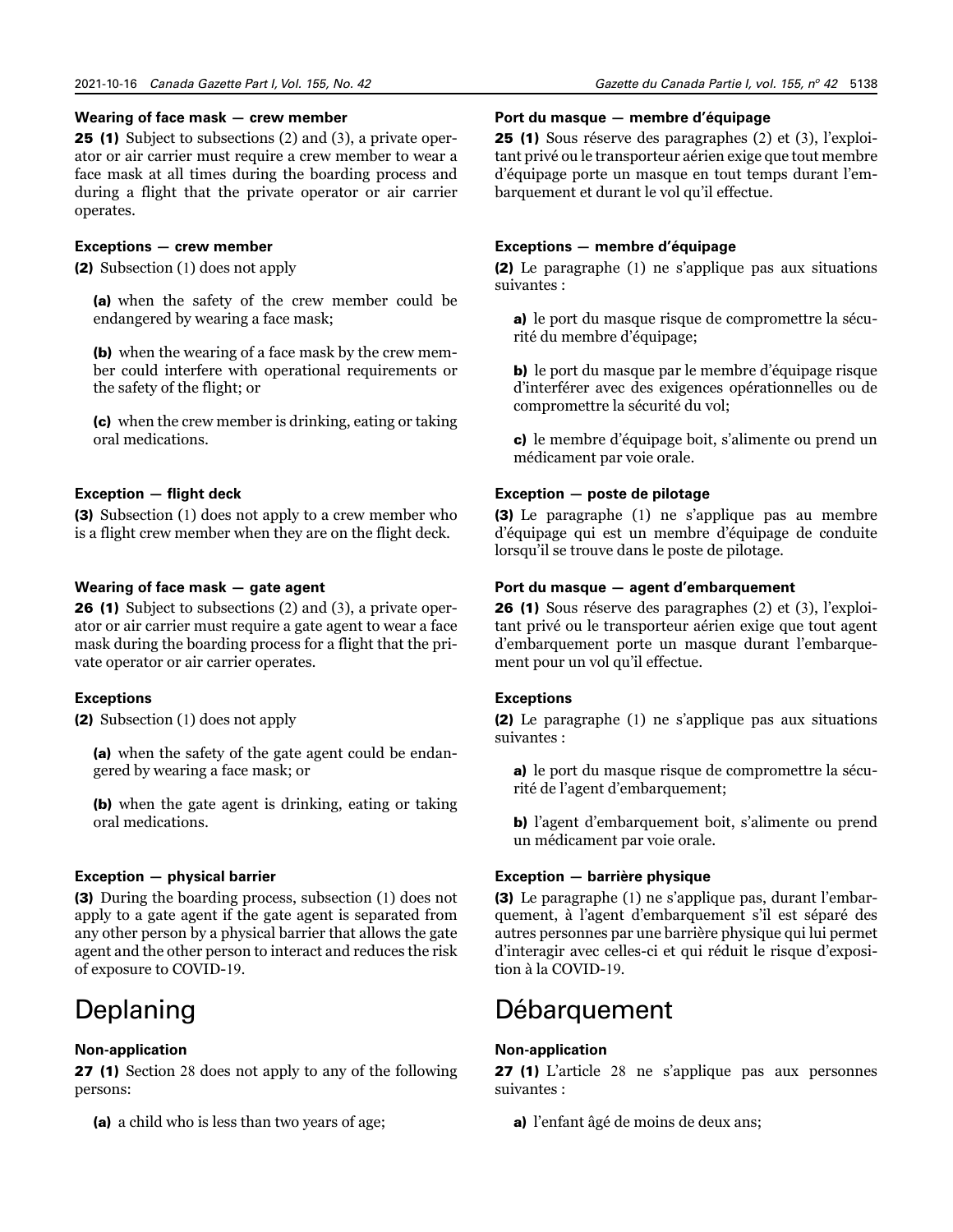#### Wearing of face mask — crew member

**25 (1)** Subject to subsections (2) and (3), a private operator or air carrier must require a crew member to wear a face mask at all times during the boarding process and during a flight that the private operator or air carrier operates.

#### Exceptions — crew member

**(2)** Subsection (1) does not apply

**(a)** when the safety of the crew member could be endangered by wearing a face mask;

**(b)** when the wearing of a face mask by the crew member could interfere with operational requirements or the safety of the flight; or

**(c)** when the crew member is drinking, eating or taking oral medications.

#### Exception — flight deck

**(3)** Subsection (1) does not apply to a crew member who is a flight crew member when they are on the flight deck.

#### Wearing of face mask — gate agent

**26 (1)** Subject to subsections (2) and (3), a private operator or air carrier must require a gate agent to wear a face mask during the boarding process for a flight that the private operator or air carrier operates.

#### Exceptions

**(2)** Subsection (1) does not apply

**(a)** when the safety of the gate agent could be endangered by wearing a face mask; or

**(b)** when the gate agent is drinking, eating or taking oral medications.

#### Exception — physical barrier

**(3)** During the boarding process, subsection (1) does not apply to a gate agent if the gate agent is separated from any other person by a physical barrier that allows the gate agent and the other person to interact and reduces the risk of exposure to COVID-19.

## Deplaning

#### Non-application

**27 (1)** Section 28 does not apply to any of the following persons:

**(a)** a child who is less than two years of age;

#### Port du masque — membre d'équipage

**25 (1)** Sous réserve des paragraphes (2) et (3), l'exploitant privé ou le transporteur aérien exige que tout membre d'équipage porte un masque en tout temps durant l'embarquement et durant le vol qu'il effectue.

#### Exceptions — membre d'équipage

**(2)** Le paragraphe (1) ne s'applique pas aux situations suivantes :

**a)** le port du masque risque de compromettre la sécurité du membre d'équipage;

**b)** le port du masque par le membre d'équipage risque d'interférer avec des exigences opérationnelles ou de compromettre la sécurité du vol;

**c)** le membre d'équipage boit, s'alimente ou prend un médicament par voie orale.

#### Exception — poste de pilotage

**(3)** Le paragraphe (1) ne s'applique pas au membre d'équipage qui est un membre d'équipage de conduite lorsqu'il se trouve dans le poste de pilotage.

#### Port du masque — agent d'embarquement

**26 (1)** Sous réserve des paragraphes (2) et (3), l'exploitant privé ou le transporteur aérien exige que tout agent d'embarquement porte un masque durant l'embarquement pour un vol qu'il effectue.

#### Exceptions

**(2)** Le paragraphe (1) ne s'applique pas aux situations suivantes :

**a)** le port du masque risque de compromettre la sécurité de l'agent d'embarquement;

**b)** l'agent d'embarquement boit, s'alimente ou prend un médicament par voie orale.

#### Exception — barrière physique

**(3)** Le paragraphe (1) ne s'applique pas, durant l'embarquement, à l'agent d'embarquement s'il est séparé des autres personnes par une barrière physique qui lui permet d'interagir avec celles-ci et qui réduit le risque d'exposition à la COVID-19.

## Débarquement

#### Non-application

**27 (1)** L'article 28 ne s'applique pas aux personnes suivantes :

**a)** l'enfant âgé de moins de deux ans;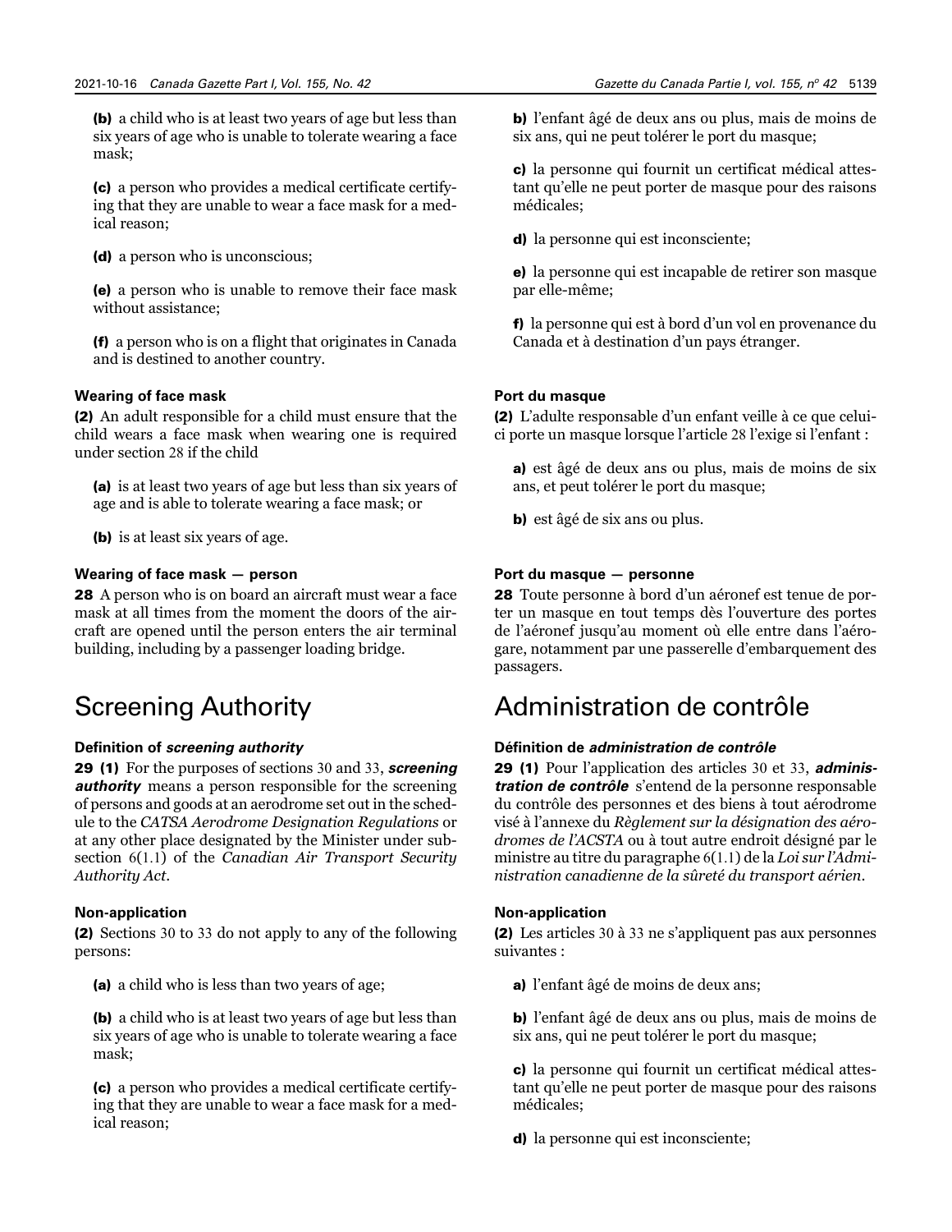**(b)** a child who is at least two years of age but less than six years of age who is unable to tolerate wearing a face mask;

**(c)** a person who provides a medical certificate certifying that they are unable to wear a face mask for a medical reason;

**(d)** a person who is unconscious;

**(e)** a person who is unable to remove their face mask without assistance;

**(f)** a person who is on a flight that originates in Canada and is destined to another country.

#### Wearing of face mask

**(2)** An adult responsible for a child must ensure that the child wears a face mask when wearing one is required under section 28 if the child

**(a)** is at least two years of age but less than six years of age and is able to tolerate wearing a face mask; or

**(b)** is at least six years of age.

#### Wearing of face mask — person

**28** A person who is on board an aircraft must wear a face mask at all times from the moment the doors of the aircraft are opened until the person enters the air terminal building, including by a passenger loading bridge.

## Screening Authority

#### Definition of *screening authority*

**29 (1)** For the purposes of sections 30 and 33, ***screening authority*** means a person responsible for the screening of persons and goods at an aerodrome set out in the schedule to the *CATSA Aerodrome Designation Regulations* or at any other place designated by the Minister under subsection 6(1.1) of the *Canadian Air Transport Security Authority Act*.

#### Non-application

**(2)** Sections 30 to 33 do not apply to any of the following persons:

**(a)** a child who is less than two years of age;

**(b)** a child who is at least two years of age but less than six years of age who is unable to tolerate wearing a face mask;

**(c)** a person who provides a medical certificate certifying that they are unable to wear a face mask for a medical reason;

**b)** l'enfant âgé de deux ans ou plus, mais de moins de six ans, qui ne peut tolérer le port du masque;

**c)** la personne qui fournit un certificat médical attestant qu'elle ne peut porter de masque pour des raisons médicales;

**d)** la personne qui est inconsciente;

**e)** la personne qui est incapable de retirer son masque par elle-même;

**f)** la personne qui est à bord d'un vol en provenance du Canada et à destination d'un pays étranger.

#### Port du masque

**(2)** L'adulte responsable d'un enfant veille à ce que celui-ci porte un masque lorsque l'article 28 l'exige si l'enfant :

**a)** est âgé de deux ans ou plus, mais de moins de six ans, et peut tolérer le port du masque;

**b)** est âgé de six ans ou plus.

#### Port du masque — personne

**28** Toute personne à bord d'un aéronef est tenue de porter un masque en tout temps dès l'ouverture des portes de l'aéronef jusqu'au moment où elle entre dans l'aérogare, notamment par une passerelle d'embarquement des passagers.

## Administration de contrôle

#### Définition de *administration de contrôle*

**29 (1)** Pour l'application des articles 30 et 33, ***administration de contrôle*** s'entend de la personne responsable du contrôle des personnes et des biens à tout aérodrome visé à l'annexe du *Règlement sur la désignation des aérodromes de l'ACSTA* ou à tout autre endroit désigné par le ministre au titre du paragraphe 6(1.1) de la *Loi sur l'Administration canadienne de la sûreté du transport aérien*.

#### Non-application

**(2)** Les articles 30 à 33 ne s'appliquent pas aux personnes suivantes :

**a)** l'enfant âgé de moins de deux ans;

**b)** l'enfant âgé de deux ans ou plus, mais de moins de six ans, qui ne peut tolérer le port du masque;

**c)** la personne qui fournit un certificat médical attestant qu'elle ne peut porter de masque pour des raisons médicales;

**d)** la personne qui est inconsciente;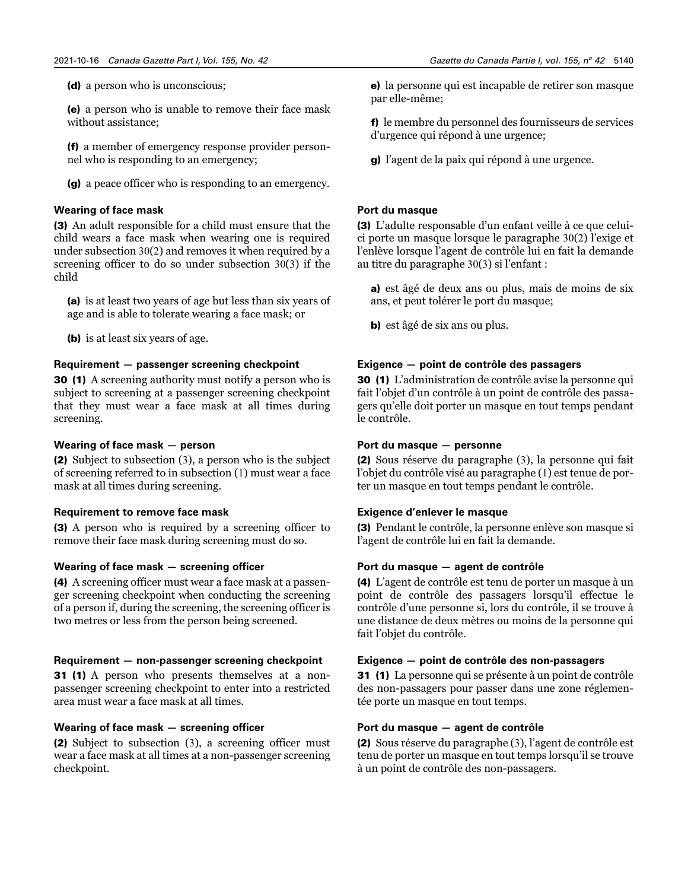**(d)** a person who is unconscious;

**(e)** a person who is unable to remove their face mask without assistance;

**(f)** a member of emergency response provider personnel who is responding to an emergency;

**(g)** a peace officer who is responding to an emergency.

**Wearing of face mask**

**(3)** An adult responsible for a child must ensure that the child wears a face mask when wearing one is required under subsection 30(2) and removes it when required by a screening officer to do so under subsection 30(3) if the child

**(a)** is at least two years of age but less than six years of age and is able to tolerate wearing a face mask; or

**(b)** is at least six years of age.

**Requirement — passenger screening checkpoint**

**30 (1)** A screening authority must notify a person who is subject to screening at a passenger screening checkpoint that they must wear a face mask at all times during screening.

**Wearing of face mask — person**

**(2)** Subject to subsection (3), a person who is the subject of screening referred to in subsection (1) must wear a face mask at all times during screening.

**Requirement to remove face mask**

**(3)** A person who is required by a screening officer to remove their face mask during screening must do so.

**Wearing of face mask — screening officer**

**(4)** A screening officer must wear a face mask at a passenger screening checkpoint when conducting the screening of a person if, during the screening, the screening officer is two metres or less from the person being screened.

**Requirement — non-passenger screening checkpoint**

**31 (1)** A person who presents themselves at a non-passenger screening checkpoint to enter into a restricted area must wear a face mask at all times.

**Wearing of face mask — screening officer**

**(2)** Subject to subsection (3), a screening officer must wear a face mask at all times at a non-passenger screening checkpoint.

**e)** la personne qui est incapable de retirer son masque par elle-même;

**f)** le membre du personnel des fournisseurs de services d'urgence qui répond à une urgence;

**g)** l'agent de la paix qui répond à une urgence.

**Port du masque**

**(3)** L'adulte responsable d'un enfant veille à ce que celui-ci porte un masque lorsque le paragraphe 30(2) l'exige et l'enlève lorsque l'agent de contrôle lui en fait la demande au titre du paragraphe 30(3) si l'enfant :

**a)** est âgé de deux ans ou plus, mais de moins de six ans, et peut tolérer le port du masque;

**b)** est âgé de six ans ou plus.

**Exigence — point de contrôle des passagers**

**30 (1)** L'administration de contrôle avise la personne qui fait l'objet d'un contrôle à un point de contrôle des passagers qu'elle doit porter un masque en tout temps pendant le contrôle.

**Port du masque — personne**

**(2)** Sous réserve du paragraphe (3), la personne qui fait l'objet du contrôle visé au paragraphe (1) est tenue de porter un masque en tout temps pendant le contrôle.

**Exigence d'enlever le masque**

**(3)** Pendant le contrôle, la personne enlève son masque si l'agent de contrôle lui en fait la demande.

**Port du masque — agent de contrôle**

**(4)** L'agent de contrôle est tenu de porter un masque à un point de contrôle des passagers lorsqu'il effectue le contrôle d'une personne si, lors du contrôle, il se trouve à une distance de deux mètres ou moins de la personne qui fait l'objet du contrôle.

**Exigence — point de contrôle des non-passagers**

**31 (1)** La personne qui se présente à un point de contrôle des non-passagers pour passer dans une zone réglementée porte un masque en tout temps.

**Port du masque — agent de contrôle**

**(2)** Sous réserve du paragraphe (3), l'agent de contrôle est tenu de porter un masque en tout temps lorsqu'il se trouve à un point de contrôle des non-passagers.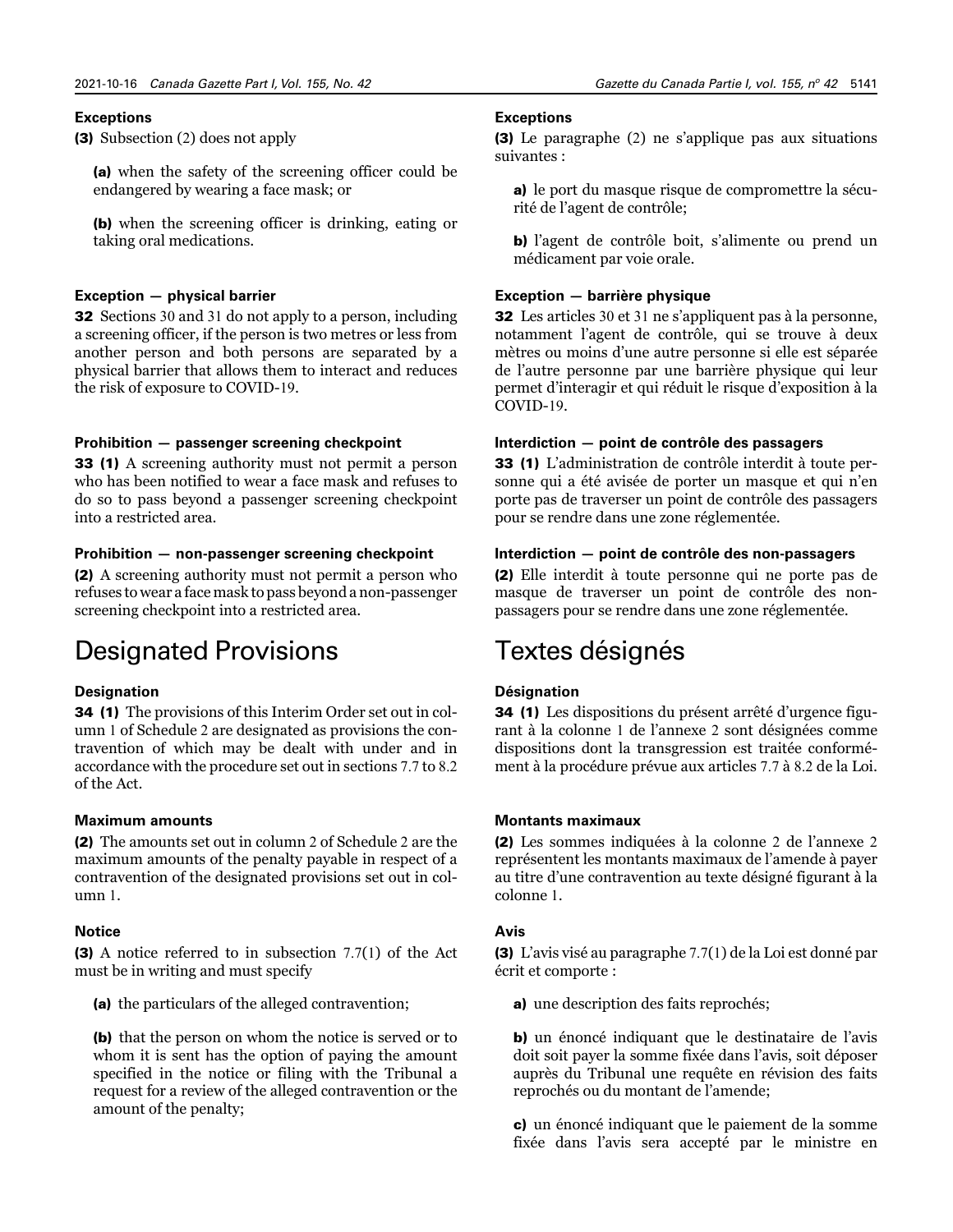#### Exceptions

**(3)** Subsection (2) does not apply

**(a)** when the safety of the screening officer could be endangered by wearing a face mask; or

**(b)** when the screening officer is drinking, eating or taking oral medications.

#### Exception — physical barrier

**32** Sections 30 and 31 do not apply to a person, including a screening officer, if the person is two metres or less from another person and both persons are separated by a physical barrier that allows them to interact and reduces the risk of exposure to COVID-19.

#### Prohibition — passenger screening checkpoint

**33 (1)** A screening authority must not permit a person who has been notified to wear a face mask and refuses to do so to pass beyond a passenger screening checkpoint into a restricted area.

#### Prohibition — non-passenger screening checkpoint

**(2)** A screening authority must not permit a person who refuses to wear a face mask to pass beyond a non-passenger screening checkpoint into a restricted area.

## Designated Provisions

#### Designation

**34 (1)** The provisions of this Interim Order set out in column 1 of Schedule 2 are designated as provisions the contravention of which may be dealt with under and in accordance with the procedure set out in sections 7.7 to 8.2 of the Act.

#### Maximum amounts

**(2)** The amounts set out in column 2 of Schedule 2 are the maximum amounts of the penalty payable in respect of a contravention of the designated provisions set out in column 1.

#### Notice

**(3)** A notice referred to in subsection 7.7(1) of the Act must be in writing and must specify

**(a)** the particulars of the alleged contravention;

**(b)** that the person on whom the notice is served or to whom it is sent has the option of paying the amount specified in the notice or filing with the Tribunal a request for a review of the alleged contravention or the amount of the penalty;

#### Exceptions

**(3)** Le paragraphe (2) ne s'applique pas aux situations suivantes :

**a)** le port du masque risque de compromettre la sécurité de l'agent de contrôle;

**b)** l'agent de contrôle boit, s'alimente ou prend un médicament par voie orale.

#### Exception — barrière physique

**32** Les articles 30 et 31 ne s'appliquent pas à la personne, notamment l'agent de contrôle, qui se trouve à deux mètres ou moins d'une autre personne si elle est séparée de l'autre personne par une barrière physique qui leur permet d'interagir et qui réduit le risque d'exposition à la COVID-19.

#### Interdiction — point de contrôle des passagers

**33 (1)** L'administration de contrôle interdit à toute personne qui a été avisée de porter un masque et qui n'en porte pas de traverser un point de contrôle des passagers pour se rendre dans une zone réglementée.

#### Interdiction — point de contrôle des non-passagers

**(2)** Elle interdit à toute personne qui ne porte pas de masque de traverser un point de contrôle des non-passagers pour se rendre dans une zone réglementée.

## Textes désignés

#### Désignation

**34 (1)** Les dispositions du présent arrêté d'urgence figurant à la colonne 1 de l'annexe 2 sont désignées comme dispositions dont la transgression est traitée conformément à la procédure prévue aux articles 7.7 à 8.2 de la Loi.

#### Montants maximaux

**(2)** Les sommes indiquées à la colonne 2 de l'annexe 2 représentent les montants maximaux de l'amende à payer au titre d'une contravention au texte désigné figurant à la colonne 1.

#### Avis

**(3)** L'avis visé au paragraphe 7.7(1) de la Loi est donné par écrit et comporte :

**a)** une description des faits reprochés;

**b)** un énoncé indiquant que le destinataire de l'avis doit soit payer la somme fixée dans l'avis, soit déposer auprès du Tribunal une requête en révision des faits reprochés ou du montant de l'amende;

**c)** un énoncé indiquant que le paiement de la somme fixée dans l'avis sera accepté par le ministre en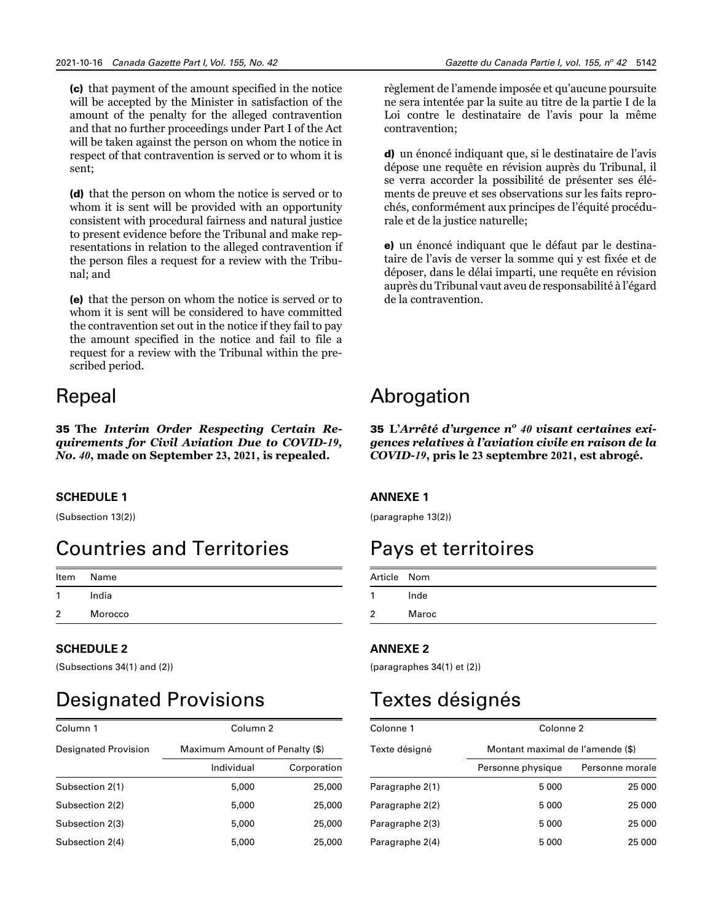**(c)** that payment of the amount specified in the notice will be accepted by the Minister in satisfaction of the amount of the penalty for the alleged contravention and that no further proceedings under Part I of the Act will be taken against the person on whom the notice in respect of that contravention is served or to whom it is sent;

**(d)** that the person on whom the notice is served or to whom it is sent will be provided with an opportunity consistent with procedural fairness and natural justice to present evidence before the Tribunal and make representations in relation to the alleged contravention if the person files a request for a review with the Tribunal; and

**(e)** that the person on whom the notice is served or to whom it is sent will be considered to have committed the contravention set out in the notice if they fail to pay the amount specified in the notice and fail to file a request for a review with the Tribunal within the prescribed period.

# Repeal

**35 The *Interim Order Respecting Certain Requirements for Civil Aviation Due to COVID-19, No. 40*, made on September 23, 2021, is repealed.**

### SCHEDULE 1

(Subsection 13(2))

# Countries and Territories

| Item | Name |
|---|---|
| 1 | India |
| 2 | Morocco |

### SCHEDULE 2

(Subsections 34(1) and (2))

# Designated Provisions

| Column 1 | Column 2 | |
|---|---|---|
| Designated Provision | Maximum Amount of Penalty ($) | |
| | Individual | Corporation |
| Subsection 2(1) | 5,000 | 25,000 |
| Subsection 2(2) | 5,000 | 25,000 |
| Subsection 2(3) | 5,000 | 25,000 |
| Subsection 2(4) | 5,000 | 25,000 |

règlement de l'amende imposée et qu'aucune poursuite ne sera intentée par la suite au titre de la partie I de la Loi contre le destinataire de l'avis pour la même contravention;

**d)** un énoncé indiquant que, si le destinataire de l'avis dépose une requête en révision auprès du Tribunal, il se verra accorder la possibilité de présenter ses éléments de preuve et ses observations sur les faits reprochés, conformément aux principes de l'équité procédurale et de la justice naturelle;

**e)** un énoncé indiquant que le défaut par le destinataire de l'avis de verser la somme qui y est fixée et de déposer, dans le délai imparti, une requête en révision auprès du Tribunal vaut aveu de responsabilité à l'égard de la contravention.

# Abrogation

**35 L'*Arrêté d'urgence nº 40 visant certaines exigences relatives à l'aviation civile en raison de la COVID-19*, pris le 23 septembre 2021, est abrogé.**

### ANNEXE 1

(paragraphe 13(2))

# Pays et territoires

| Article | Nom |
|---|---|
| 1 | Inde |
| 2 | Maroc |

### ANNEXE 2

(paragraphes 34(1) et (2))

# Textes désignés

| Colonne 1 | Colonne 2 | |
|---|---|---|
| Texte désigné | Montant maximal de l'amende ($) | |
| | Personne physique | Personne morale |
| Paragraphe 2(1) | 5 000 | 25 000 |
| Paragraphe 2(2) | 5 000 | 25 000 |
| Paragraphe 2(3) | 5 000 | 25 000 |
| Paragraphe 2(4) | 5 000 | 25 000 |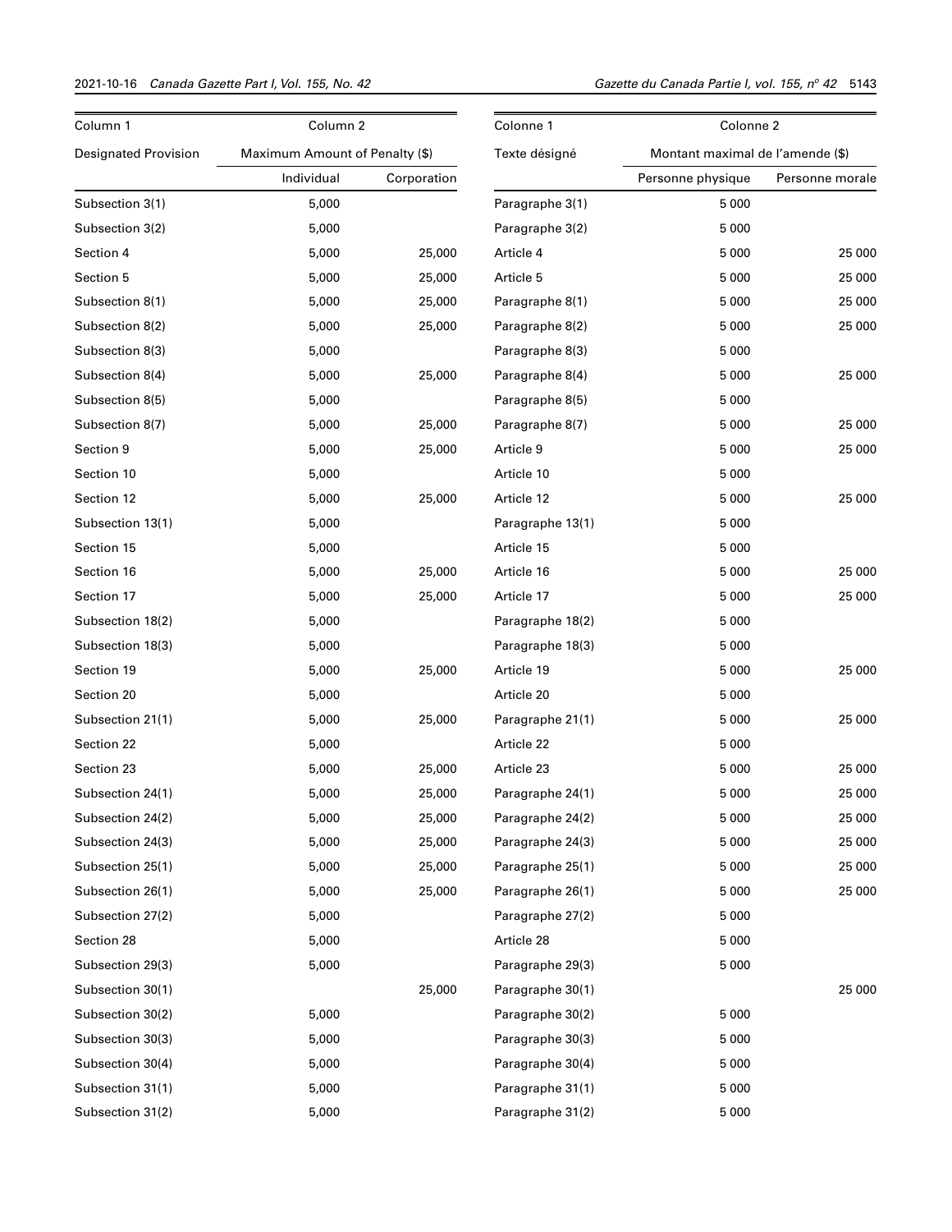| Column 1 | Column 2 | |
|---|---|---|
| Designated Provision | Maximum Amount of Penalty ($) | |
| | Individual | Corporation |
| Subsection 3(1) | 5,000 | |
| Subsection 3(2) | 5,000 | |
| Section 4 | 5,000 | 25,000 |
| Section 5 | 5,000 | 25,000 |
| Subsection 8(1) | 5,000 | 25,000 |
| Subsection 8(2) | 5,000 | 25,000 |
| Subsection 8(3) | 5,000 | |
| Subsection 8(4) | 5,000 | 25,000 |
| Subsection 8(5) | 5,000 | |
| Subsection 8(7) | 5,000 | 25,000 |
| Section 9 | 5,000 | 25,000 |
| Section 10 | 5,000 | |
| Section 12 | 5,000 | 25,000 |
| Subsection 13(1) | 5,000 | |
| Section 15 | 5,000 | |
| Section 16 | 5,000 | 25,000 |
| Section 17 | 5,000 | 25,000 |
| Subsection 18(2) | 5,000 | |
| Subsection 18(3) | 5,000 | |
| Section 19 | 5,000 | 25,000 |
| Section 20 | 5,000 | |
| Subsection 21(1) | 5,000 | 25,000 |
| Section 22 | 5,000 | |
| Section 23 | 5,000 | 25,000 |
| Subsection 24(1) | 5,000 | 25,000 |
| Subsection 24(2) | 5,000 | 25,000 |
| Subsection 24(3) | 5,000 | 25,000 |
| Subsection 25(1) | 5,000 | 25,000 |
| Subsection 26(1) | 5,000 | 25,000 |
| Subsection 27(2) | 5,000 | |
| Section 28 | 5,000 | |
| Subsection 29(3) | 5,000 | |
| Subsection 30(1) | | 25,000 |
| Subsection 30(2) | 5,000 | |
| Subsection 30(3) | 5,000 | |
| Subsection 30(4) | 5,000 | |
| Subsection 31(1) | 5,000 | |
| Subsection 31(2) | 5,000 | |

| Colonne 1 | Colonne 2 | |
|---|---|---|
| Texte désigné | Montant maximal de l'amende ($) | |
| | Personne physique | Personne morale |
| Paragraphe 3(1) | 5 000 | |
| Paragraphe 3(2) | 5 000 | |
| Article 4 | 5 000 | 25 000 |
| Article 5 | 5 000 | 25 000 |
| Paragraphe 8(1) | 5 000 | 25 000 |
| Paragraphe 8(2) | 5 000 | 25 000 |
| Paragraphe 8(3) | 5 000 | |
| Paragraphe 8(4) | 5 000 | 25 000 |
| Paragraphe 8(5) | 5 000 | |
| Paragraphe 8(7) | 5 000 | 25 000 |
| Article 9 | 5 000 | 25 000 |
| Article 10 | 5 000 | |
| Article 12 | 5 000 | 25 000 |
| Paragraphe 13(1) | 5 000 | |
| Article 15 | 5 000 | |
| Article 16 | 5 000 | 25 000 |
| Article 17 | 5 000 | 25 000 |
| Paragraphe 18(2) | 5 000 | |
| Paragraphe 18(3) | 5 000 | |
| Article 19 | 5 000 | 25 000 |
| Article 20 | 5 000 | |
| Paragraphe 21(1) | 5 000 | 25 000 |
| Article 22 | 5 000 | |
| Article 23 | 5 000 | 25 000 |
| Paragraphe 24(1) | 5 000 | 25 000 |
| Paragraphe 24(2) | 5 000 | 25 000 |
| Paragraphe 24(3) | 5 000 | 25 000 |
| Paragraphe 25(1) | 5 000 | 25 000 |
| Paragraphe 26(1) | 5 000 | 25 000 |
| Paragraphe 27(2) | 5 000 | |
| Article 28 | 5 000 | |
| Paragraphe 29(3) | 5 000 | |
| Paragraphe 30(1) | | 25 000 |
| Paragraphe 30(2) | 5 000 | |
| Paragraphe 30(3) | 5 000 | |
| Paragraphe 30(4) | 5 000 | |
| Paragraphe 31(1) | 5 000 | |
| Paragraphe 31(2) | 5 000 | |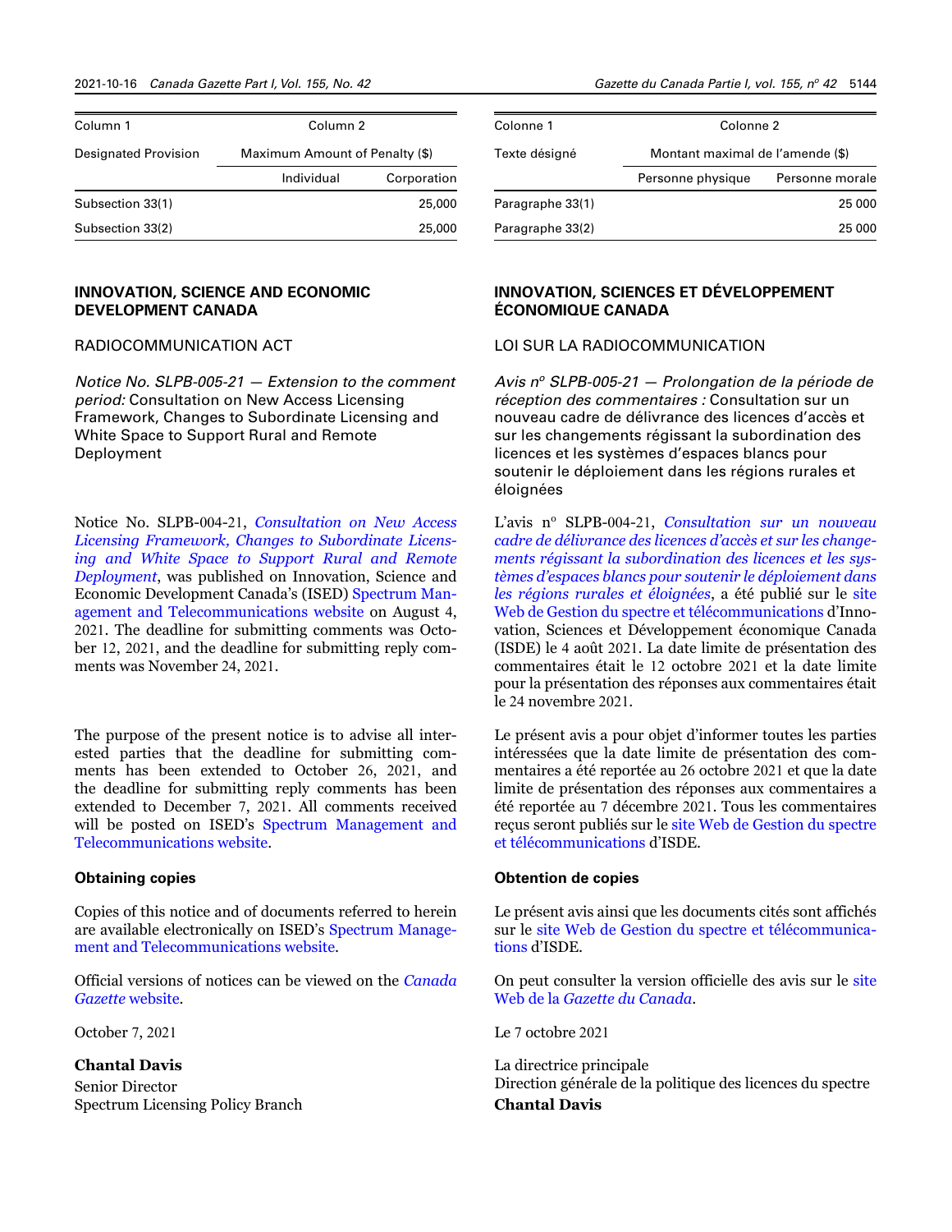| Column 1 | Column 2 | |
|---|---|---|
| Designated Provision | Maximum Amount of Penalty ($) | |
| | Individual | Corporation |
| Subsection 33(1) | | 25,000 |
| Subsection 33(2) | | 25,000 |

## INNOVATION, SCIENCE AND ECONOMIC DEVELOPMENT CANADA

RADIOCOMMUNICATION ACT

*Notice No. SLPB-005-21 — Extension to the comment period:* Consultation on New Access Licensing Framework, Changes to Subordinate Licensing and White Space to Support Rural and Remote Deployment

Notice No. SLPB-004-21, *Consultation on New Access Licensing Framework, Changes to Subordinate Licensing and White Space to Support Rural and Remote Deployment*, was published on Innovation, Science and Economic Development Canada's (ISED) Spectrum Management and Telecommunications website on August 4, 2021. The deadline for submitting comments was October 12, 2021, and the deadline for submitting reply comments was November 24, 2021.

The purpose of the present notice is to advise all interested parties that the deadline for submitting comments has been extended to October 26, 2021, and the deadline for submitting reply comments has been extended to December 7, 2021. All comments received will be posted on ISED's Spectrum Management and Telecommunications website.

### Obtaining copies

Copies of this notice and of documents referred to herein are available electronically on ISED's Spectrum Management and Telecommunications website.

Official versions of notices can be viewed on the *Canada Gazette* website.

October 7, 2021

**Chantal Davis**
Senior Director
Spectrum Licensing Policy Branch

| Colonne 1 | Colonne 2 | |
|---|---|---|
| Texte désigné | Montant maximal de l'amende ($) | |
| | Personne physique | Personne morale |
| Paragraphe 33(1) | | 25 000 |
| Paragraphe 33(2) | | 25 000 |

## INNOVATION, SCIENCES ET DÉVELOPPEMENT ÉCONOMIQUE CANADA

LOI SUR LA RADIOCOMMUNICATION

*Avis n^o SLPB-005-21 — Prolongation de la période de réception des commentaires :* Consultation sur un nouveau cadre de délivrance des licences d'accès et sur les changements régissant la subordination des licences et les systèmes d'espaces blancs pour soutenir le déploiement dans les régions rurales et éloignées

L'avis n^o SLPB-004-21, *Consultation sur un nouveau cadre de délivrance des licences d'accès et sur les changements régissant la subordination des licences et les systèmes d'espaces blancs pour soutenir le déploiement dans les régions rurales et éloignées*, a été publié sur le site Web de Gestion du spectre et télécommunications d'Innovation, Sciences et Développement économique Canada (ISDE) le 4 août 2021. La date limite de présentation des commentaires était le 12 octobre 2021 et la date limite pour la présentation des réponses aux commentaires était le 24 novembre 2021.

Le présent avis a pour objet d'informer toutes les parties intéressées que la date limite de présentation des commentaires a été reportée au 26 octobre 2021 et que la date limite de présentation des réponses aux commentaires a été reportée au 7 décembre 2021. Tous les commentaires reçus seront publiés sur le site Web de Gestion du spectre et télécommunications d'ISDE.

### Obtention de copies

Le présent avis ainsi que les documents cités sont affichés sur le site Web de Gestion du spectre et télécommunications d'ISDE.

On peut consulter la version officielle des avis sur le site Web de la *Gazette du Canada*.

Le 7 octobre 2021

La directrice principale
Direction générale de la politique des licences du spectre
**Chantal Davis**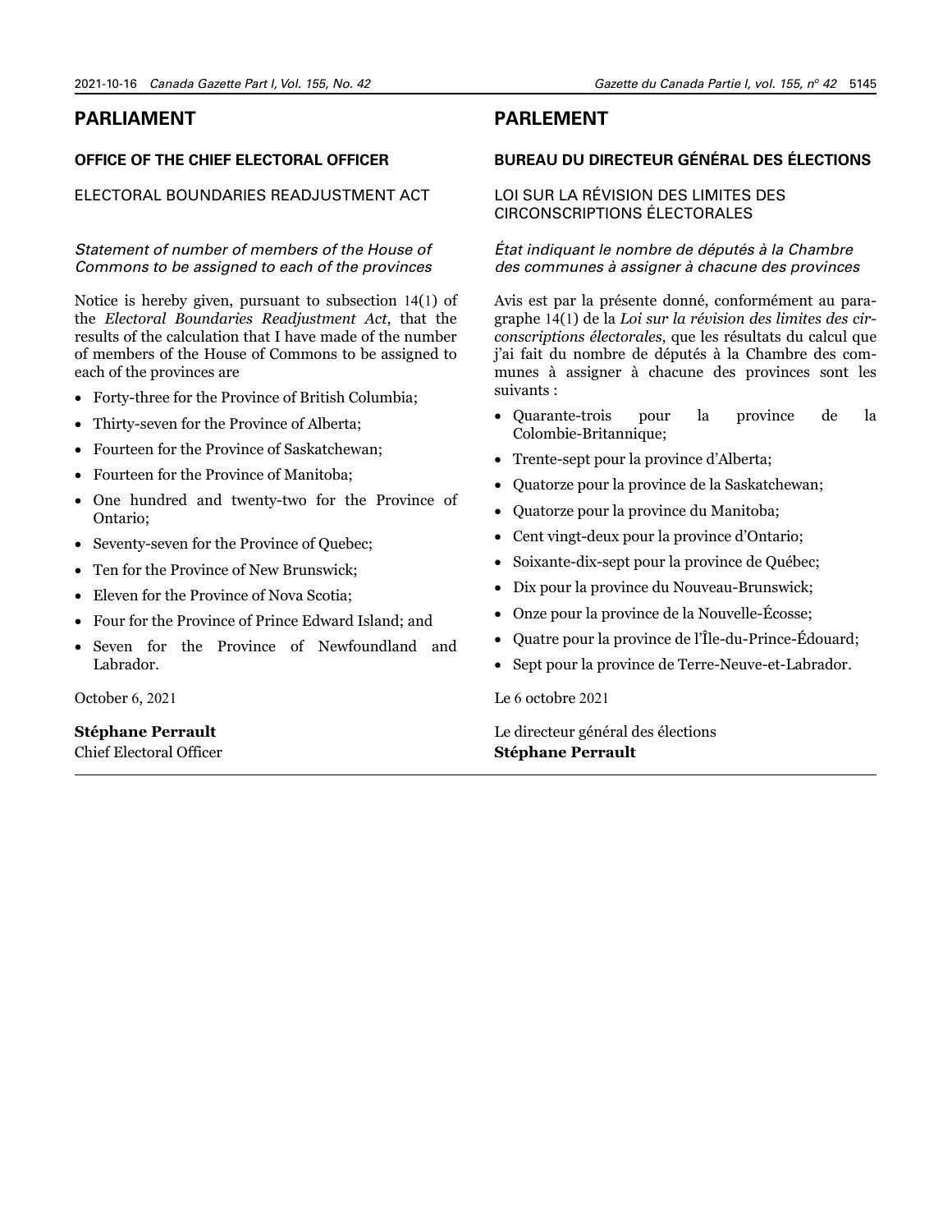# PARLIAMENT

## OFFICE OF THE CHIEF ELECTORAL OFFICER

ELECTORAL BOUNDARIES READJUSTMENT ACT

*Statement of number of members of the House of Commons to be assigned to each of the provinces*

Notice is hereby given, pursuant to subsection 14(1) of the *Electoral Boundaries Readjustment Act*, that the results of the calculation that I have made of the number of members of the House of Commons to be assigned to each of the provinces are

- Forty-three for the Province of British Columbia;
- Thirty-seven for the Province of Alberta;
- Fourteen for the Province of Saskatchewan;
- Fourteen for the Province of Manitoba;
- One hundred and twenty-two for the Province of Ontario;
- Seventy-seven for the Province of Quebec;
- Ten for the Province of New Brunswick;
- Eleven for the Province of Nova Scotia;
- Four for the Province of Prince Edward Island; and
- Seven for the Province of Newfoundland and Labrador.

October 6, 2021

**Stéphane Perrault**
Chief Electoral Officer

# PARLEMENT

## BUREAU DU DIRECTEUR GÉNÉRAL DES ÉLECTIONS

LOI SUR LA RÉVISION DES LIMITES DES CIRCONSCRIPTIONS ÉLECTORALES

*État indiquant le nombre de députés à la Chambre des communes à assigner à chacune des provinces*

Avis est par la présente donné, conformément au paragraphe 14(1) de la *Loi sur la révision des limites des circonscriptions électorales*, que les résultats du calcul que j'ai fait du nombre de députés à la Chambre des communes à assigner à chacune des provinces sont les suivants :

- Quarante-trois pour la province de la Colombie-Britannique;
- Trente-sept pour la province d'Alberta;
- Quatorze pour la province de la Saskatchewan;
- Quatorze pour la province du Manitoba;
- Cent vingt-deux pour la province d'Ontario;
- Soixante-dix-sept pour la province de Québec;
- Dix pour la province du Nouveau-Brunswick;
- Onze pour la province de la Nouvelle-Écosse;
- Quatre pour la province de l'Île-du-Prince-Édouard;
- Sept pour la province de Terre-Neuve-et-Labrador.

Le 6 octobre 2021

Le directeur général des élections
**Stéphane Perrault**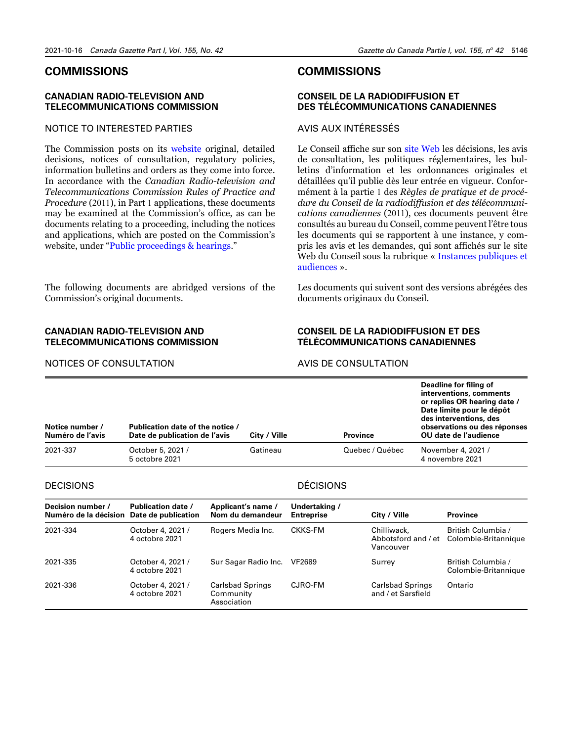# COMMISSIONS

## CANADIAN RADIO-TELEVISION AND TELECOMMUNICATIONS COMMISSION

### NOTICE TO INTERESTED PARTIES

The Commission posts on its website original, detailed decisions, notices of consultation, regulatory policies, information bulletins and orders as they come into force. In accordance with the *Canadian Radio-television and Telecommunications Commission Rules of Practice and Procedure* (2011), in Part 1 applications, these documents may be examined at the Commission's office, as can be documents relating to a proceeding, including the notices and applications, which are posted on the Commission's website, under "Public proceedings & hearings."

The following documents are abridged versions of the Commission's original documents.

# COMMISSIONS

## CONSEIL DE LA RADIODIFFUSION ET DES TÉLÉCOMMUNICATIONS CANADIENNES

### AVIS AUX INTÉRESSÉS

Le Conseil affiche sur son site Web les décisions, les avis de consultation, les politiques réglementaires, les bulletins d'information et les ordonnances originales et détaillées qu'il publie dès leur entrée en vigueur. Conformément à la partie 1 des *Règles de pratique et de procédure du Conseil de la radiodiffusion et des télécommunications canadiennes* (2011), ces documents peuvent être consultés au bureau du Conseil, comme peuvent l'être tous les documents qui se rapportent à une instance, y compris les avis et les demandes, qui sont affichés sur le site Web du Conseil sous la rubrique « Instances publiques et audiences ».

Les documents qui suivent sont des versions abrégées des documents originaux du Conseil.

## CANADIAN RADIO-TELEVISION AND TELECOMMUNICATIONS COMMISSION / CONSEIL DE LA RADIODIFFUSION ET DES TÉLÉCOMMUNICATIONS CANADIENNES

### NOTICES OF CONSULTATION / AVIS DE CONSULTATION

| Notice number / Numéro de l'avis | Publication date of the notice / Date de publication de l'avis | City / Ville | Province | Deadline for filing of interventions, comments or replies OR hearing date / Date limite pour le dépôt des interventions, des observations ou des réponses OU date de l'audience |
|---|---|---|---|---|
| 2021-337 | October 5, 2021 / 5 octobre 2021 | Gatineau | Quebec / Québec | November 4, 2021 / 4 novembre 2021 |

### DECISIONS / DÉCISIONS

| Decision number / Numéro de la décision | Publication date / Date de publication | Applicant's name / Nom du demandeur | Undertaking / Entreprise | City / Ville | Province |
|---|---|---|---|---|---|
| 2021-334 | October 4, 2021 / 4 octobre 2021 | Rogers Media Inc. | CKKS-FM | Chilliwack, Abbotsford and / et Vancouver | British Columbia / Colombie-Britannique |
| 2021-335 | October 4, 2021 / 4 octobre 2021 | Sur Sagar Radio Inc. | VF2689 | Surrey | British Columbia / Colombie-Britannique |
| 2021-336 | October 4, 2021 / 4 octobre 2021 | Carlsbad Springs Community Association | CJRO-FM | Carlsbad Springs and / et Sarsfield | Ontario |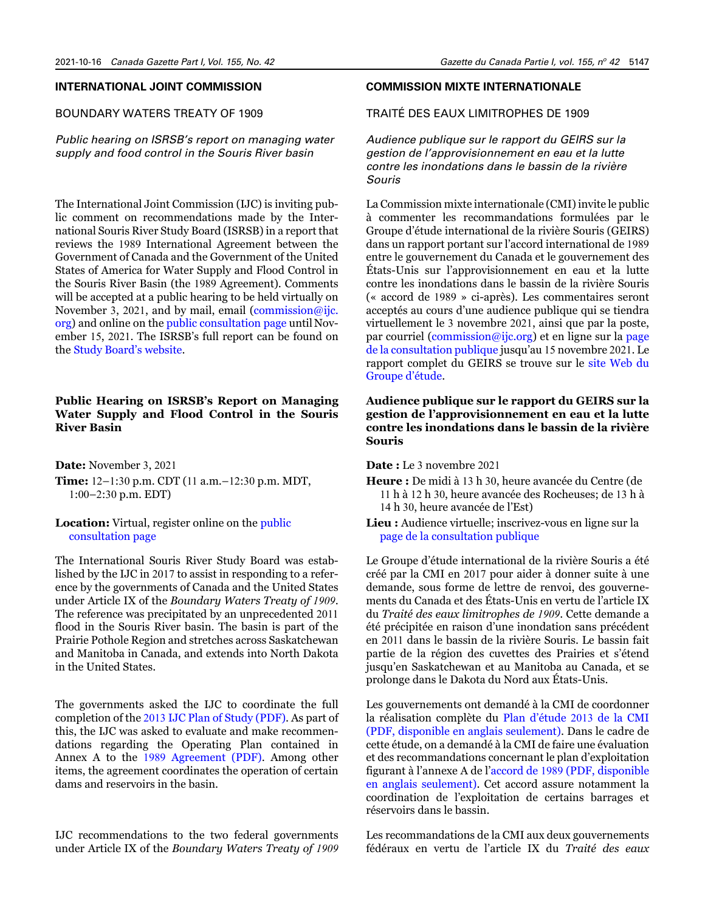## INTERNATIONAL JOINT COMMISSION

BOUNDARY WATERS TREATY OF 1909

*Public hearing on ISRSB's report on managing water supply and food control in the Souris River basin*

The International Joint Commission (IJC) is inviting public comment on recommendations made by the International Souris River Study Board (ISRSB) in a report that reviews the 1989 International Agreement between the Government of Canada and the Government of the United States of America for Water Supply and Flood Control in the Souris River Basin (the 1989 Agreement). Comments will be accepted at a public hearing to be held virtually on November 3, 2021, and by mail, email (commission@ijc.org) and online on the public consultation page until November 15, 2021. The ISRSB's full report can be found on the Study Board's website.

### Public Hearing on ISRSB's Report on Managing Water Supply and Flood Control in the Souris River Basin

**Date:** November 3, 2021

**Time:** 12–1:30 p.m. CDT (11 a.m.–12:30 p.m. MDT, 1:00–2:30 p.m. EDT)

**Location:** Virtual, register online on the public consultation page

The International Souris River Study Board was established by the IJC in 2017 to assist in responding to a reference by the governments of Canada and the United States under Article IX of the *Boundary Waters Treaty of 1909*. The reference was precipitated by an unprecedented 2011 flood in the Souris River basin. The basin is part of the Prairie Pothole Region and stretches across Saskatchewan and Manitoba in Canada, and extends into North Dakota in the United States.

The governments asked the IJC to coordinate the full completion of the 2013 IJC Plan of Study (PDF). As part of this, the IJC was asked to evaluate and make recommendations regarding the Operating Plan contained in Annex A to the 1989 Agreement (PDF). Among other items, the agreement coordinates the operation of certain dams and reservoirs in the basin.

IJC recommendations to the two federal governments under Article IX of the *Boundary Waters Treaty of 1909*

## COMMISSION MIXTE INTERNATIONALE

TRAITÉ DES EAUX LIMITROPHES DE 1909

*Audience publique sur le rapport du GEIRS sur la gestion de l'approvisionnement en eau et la lutte contre les inondations dans le bassin de la rivière Souris*

La Commission mixte internationale (CMI) invite le public à commenter les recommandations formulées par le Groupe d'étude international de la rivière Souris (GEIRS) dans un rapport portant sur l'accord international de 1989 entre le gouvernement du Canada et le gouvernement des États-Unis sur l'approvisionnement en eau et la lutte contre les inondations dans le bassin de la rivière Souris (« accord de 1989 » ci-après). Les commentaires seront acceptés au cours d'une audience publique qui se tiendra virtuellement le 3 novembre 2021, ainsi que par la poste, par courriel (commission@ijc.org) et en ligne sur la page de la consultation publique jusqu'au 15 novembre 2021. Le rapport complet du GEIRS se trouve sur le site Web du Groupe d'étude.

### Audience publique sur le rapport du GEIRS sur la gestion de l'approvisionnement en eau et la lutte contre les inondations dans le bassin de la rivière Souris

**Date :** Le 3 novembre 2021

**Heure :** De midi à 13 h 30, heure avancée du Centre (de 11 h à 12 h 30, heure avancée des Rocheuses; de 13 h à 14 h 30, heure avancée de l'Est)

**Lieu :** Audience virtuelle; inscrivez-vous en ligne sur la page de la consultation publique

Le Groupe d'étude international de la rivière Souris a été créé par la CMI en 2017 pour aider à donner suite à une demande, sous forme de lettre de renvoi, des gouvernements du Canada et des États-Unis en vertu de l'article IX du *Traité des eaux limitrophes de 1909*. Cette demande a été précipitée en raison d'une inondation sans précédent en 2011 dans le bassin de la rivière Souris. Le bassin fait partie de la région des cuvettes des Prairies et s'étend jusqu'en Saskatchewan et au Manitoba au Canada, et se prolonge dans le Dakota du Nord aux États-Unis.

Les gouvernements ont demandé à la CMI de coordonner la réalisation complète du Plan d'étude 2013 de la CMI (PDF, disponible en anglais seulement). Dans le cadre de cette étude, on a demandé à la CMI de faire une évaluation et des recommandations concernant le plan d'exploitation figurant à l'annexe A de l'accord de 1989 (PDF, disponible en anglais seulement). Cet accord assure notamment la coordination de l'exploitation de certains barrages et réservoirs dans le bassin.

Les recommandations de la CMI aux deux gouvernements fédéraux en vertu de l'article IX du *Traité des eaux*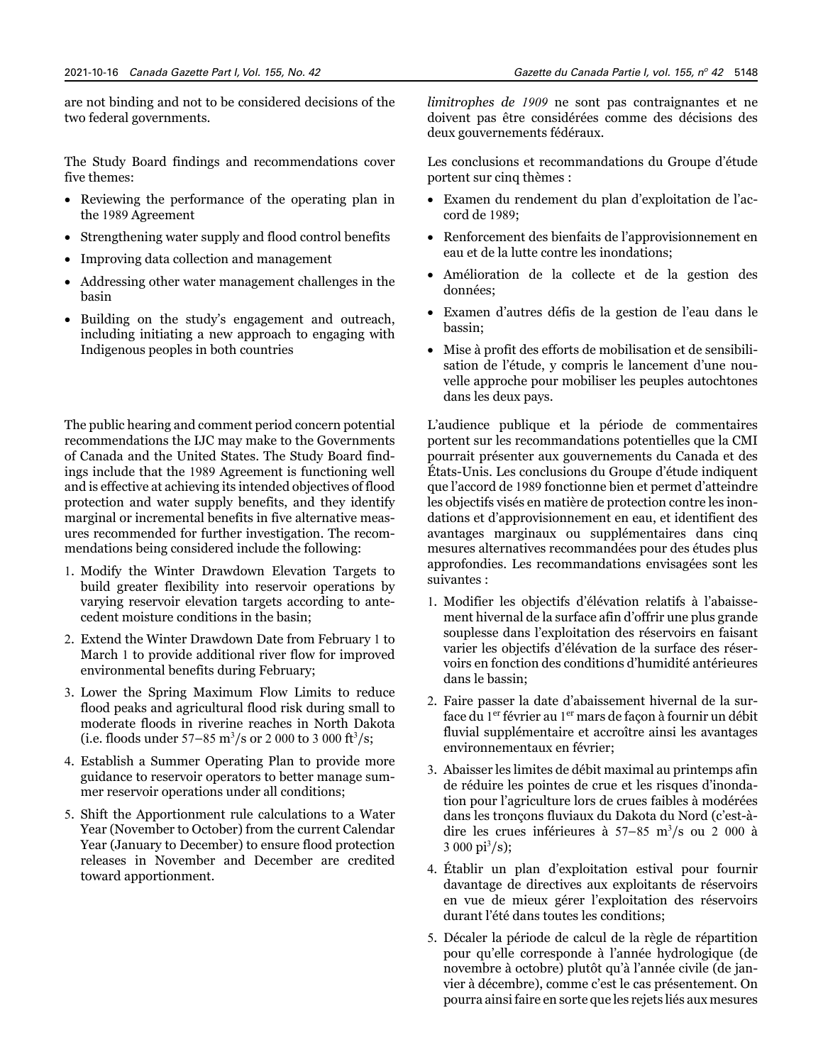are not binding and not to be considered decisions of the two federal governments.

The Study Board findings and recommendations cover five themes:

- Reviewing the performance of the operating plan in the 1989 Agreement
- Strengthening water supply and flood control benefits
- Improving data collection and management
- Addressing other water management challenges in the basin
- Building on the study's engagement and outreach, including initiating a new approach to engaging with Indigenous peoples in both countries

The public hearing and comment period concern potential recommendations the IJC may make to the Governments of Canada and the United States. The Study Board findings include that the 1989 Agreement is functioning well and is effective at achieving its intended objectives of flood protection and water supply benefits, and they identify marginal or incremental benefits in five alternative measures recommended for further investigation. The recommendations being considered include the following:

1. Modify the Winter Drawdown Elevation Targets to build greater flexibility into reservoir operations by varying reservoir elevation targets according to antecedent moisture conditions in the basin;
2. Extend the Winter Drawdown Date from February 1 to March 1 to provide additional river flow for improved environmental benefits during February;
3. Lower the Spring Maximum Flow Limits to reduce flood peaks and agricultural flood risk during small to moderate floods in riverine reaches in North Dakota (i.e. floods under 57–85 $m^3/s$ or 2 000 to 3 000 $ft^3/s$;
4. Establish a Summer Operating Plan to provide more guidance to reservoir operators to better manage summer reservoir operations under all conditions;
5. Shift the Apportionment rule calculations to a Water Year (November to October) from the current Calendar Year (January to December) to ensure flood protection releases in November and December are credited toward apportionment.

*limitrophes de 1909* ne sont pas contraignantes et ne doivent pas être considérées comme des décisions des deux gouvernements fédéraux.

Les conclusions et recommandations du Groupe d'étude portent sur cinq thèmes :

- Examen du rendement du plan d'exploitation de l'accord de 1989;
- Renforcement des bienfaits de l'approvisionnement en eau et de la lutte contre les inondations;
- Amélioration de la collecte et de la gestion des données;
- Examen d'autres défis de la gestion de l'eau dans le bassin;
- Mise à profit des efforts de mobilisation et de sensibilisation de l'étude, y compris le lancement d'une nouvelle approche pour mobiliser les peuples autochtones dans les deux pays.

L'audience publique et la période de commentaires portent sur les recommandations potentielles que la CMI pourrait présenter aux gouvernements du Canada et des États-Unis. Les conclusions du Groupe d'étude indiquent que l'accord de 1989 fonctionne bien et permet d'atteindre les objectifs visés en matière de protection contre les inondations et d'approvisionnement en eau, et identifient des avantages marginaux ou supplémentaires dans cinq mesures alternatives recommandées pour des études plus approfondies. Les recommandations envisagées sont les suivantes :

1. Modifier les objectifs d'élévation relatifs à l'abaissement hivernal de la surface afin d'offrir une plus grande souplesse dans l'exploitation des réservoirs en faisant varier les objectifs d'élévation de la surface des réservoirs en fonction des conditions d'humidité antérieures dans le bassin;
2. Faire passer la date d'abaissement hivernal de la surface du 1er février au 1er mars de façon à fournir un débit fluvial supplémentaire et accroître ainsi les avantages environnementaux en février;
3. Abaisser les limites de débit maximal au printemps afin de réduire les pointes de crue et les risques d'inondation pour l'agriculture lors de crues faibles à modérées dans les tronçons fluviaux du Dakota du Nord (c'est-à-dire les crues inférieures à 57–85 $m^3/s$ ou 2 000 à 3 000 $pi^3/s$);
4. Établir un plan d'exploitation estival pour fournir davantage de directives aux exploitants de réservoirs en vue de mieux gérer l'exploitation des réservoirs durant l'été dans toutes les conditions;
5. Décaler la période de calcul de la règle de répartition pour qu'elle corresponde à l'année hydrologique (de novembre à octobre) plutôt qu'à l'année civile (de janvier à décembre), comme c'est le cas présentement. On pourra ainsi faire en sorte que les rejets liés aux mesures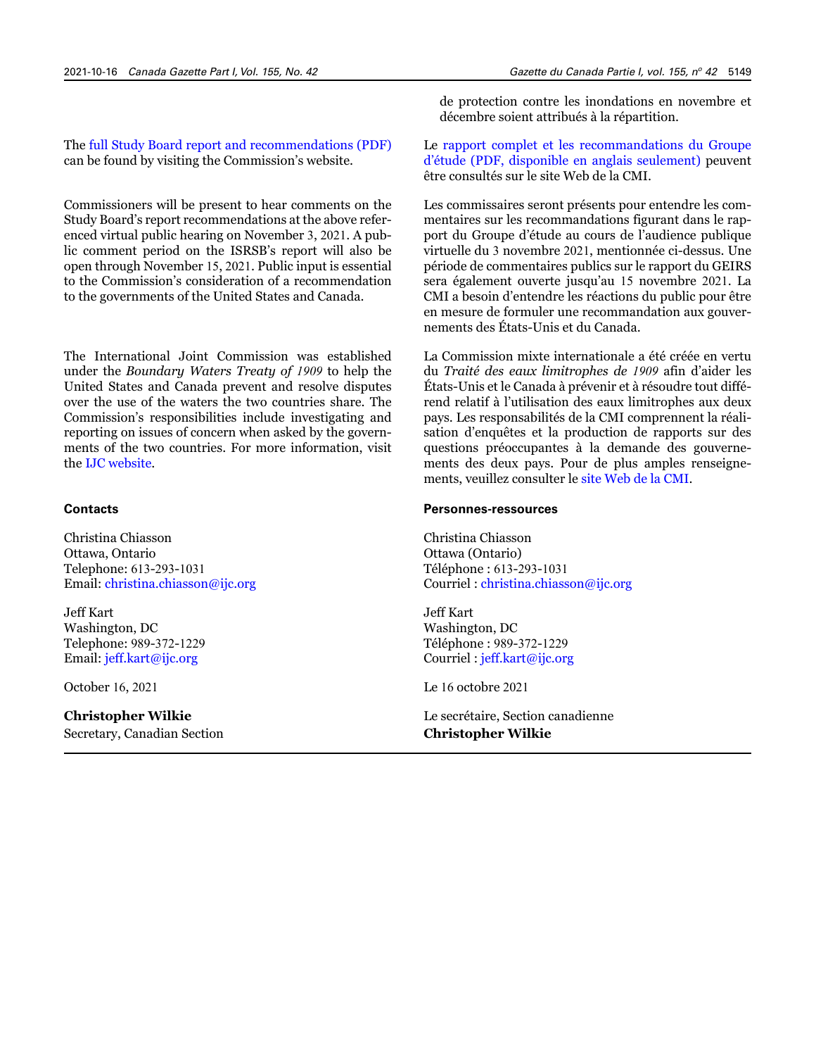The full Study Board report and recommendations (PDF) can be found by visiting the Commission's website.

Commissioners will be present to hear comments on the Study Board's report recommendations at the above referenced virtual public hearing on November 3, 2021. A public comment period on the ISRSB's report will also be open through November 15, 2021. Public input is essential to the Commission's consideration of a recommendation to the governments of the United States and Canada.

The International Joint Commission was established under the *Boundary Waters Treaty of 1909* to help the United States and Canada prevent and resolve disputes over the use of the waters the two countries share. The Commission's responsibilities include investigating and reporting on issues of concern when asked by the governments of the two countries. For more information, visit the IJC website.

#### Contacts

Christina Chiasson
Ottawa, Ontario
Telephone: 613-293-1031
Email: christina.chiasson@ijc.org

Jeff Kart
Washington, DC
Telephone: 989-372-1229
Email: jeff.kart@ijc.org

October 16, 2021

**Christopher Wilkie**
Secretary, Canadian Section

de protection contre les inondations en novembre et décembre soient attribués à la répartition.

Le rapport complet et les recommandations du Groupe d'étude (PDF, disponible en anglais seulement) peuvent être consultés sur le site Web de la CMI.

Les commissaires seront présents pour entendre les commentaires sur les recommandations figurant dans le rapport du Groupe d'étude au cours de l'audience publique virtuelle du 3 novembre 2021, mentionnée ci-dessus. Une période de commentaires publics sur le rapport du GEIRS sera également ouverte jusqu'au 15 novembre 2021. La CMI a besoin d'entendre les réactions du public pour être en mesure de formuler une recommandation aux gouvernements des États-Unis et du Canada.

La Commission mixte internationale a été créée en vertu du *Traité des eaux limitrophes de 1909* afin d'aider les États-Unis et le Canada à prévenir et à résoudre tout différend relatif à l'utilisation des eaux limitrophes aux deux pays. Les responsabilités de la CMI comprennent la réalisation d'enquêtes et la production de rapports sur des questions préoccupantes à la demande des gouvernements des deux pays. Pour de plus amples renseignements, veuillez consulter le site Web de la CMI.

#### Personnes-ressources

Christina Chiasson
Ottawa (Ontario)
Téléphone : 613-293-1031
Courriel : christina.chiasson@ijc.org

Jeff Kart
Washington, DC
Téléphone : 989-372-1229
Courriel : jeff.kart@ijc.org

Le 16 octobre 2021

Le secrétaire, Section canadienne
**Christopher Wilkie**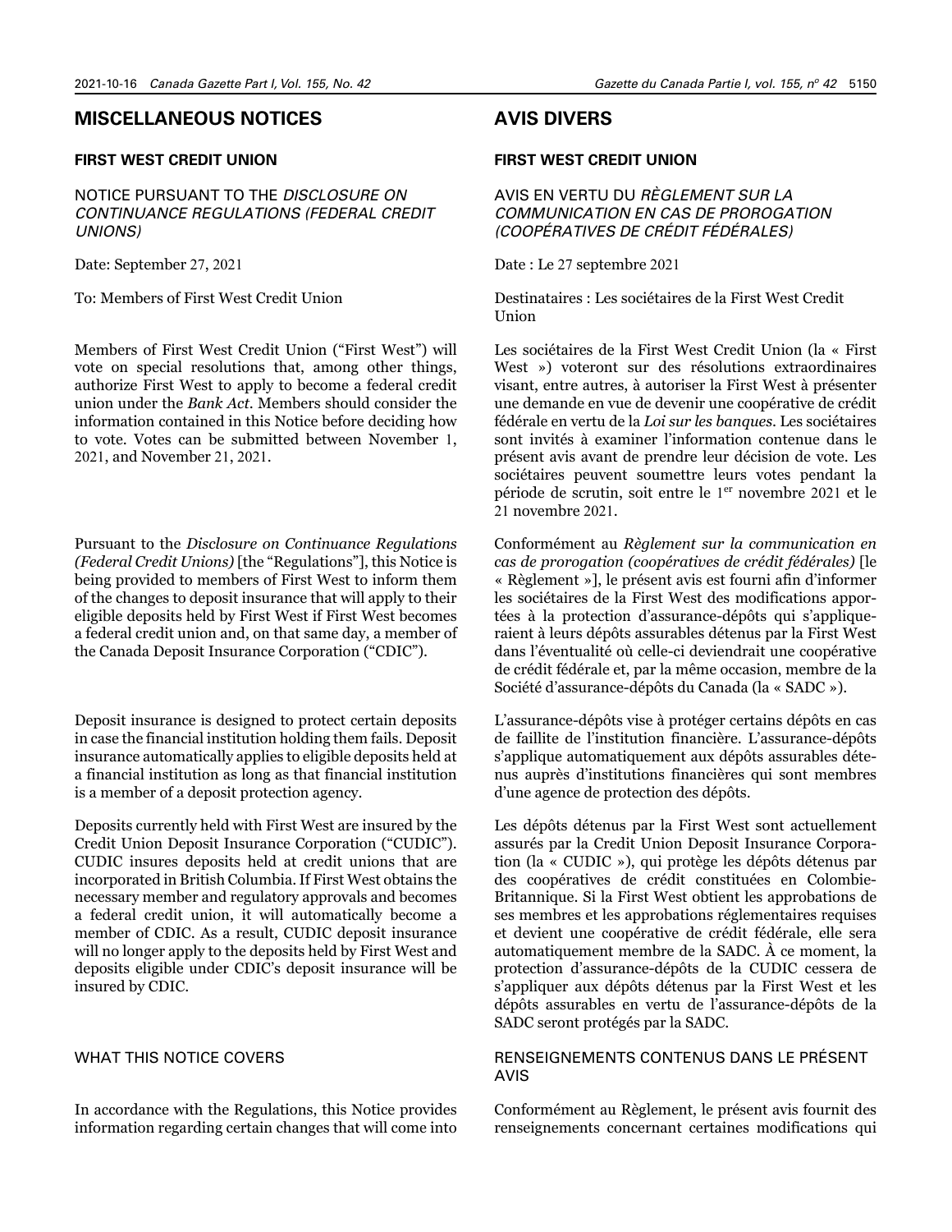# MISCELLANEOUS NOTICES

## FIRST WEST CREDIT UNION

### NOTICE PURSUANT TO THE *DISCLOSURE ON CONTINUANCE REGULATIONS (FEDERAL CREDIT UNIONS)*

Date: September 27, 2021

To: Members of First West Credit Union

Members of First West Credit Union ("First West") will vote on special resolutions that, among other things, authorize First West to apply to become a federal credit union under the *Bank Act*. Members should consider the information contained in this Notice before deciding how to vote. Votes can be submitted between November 1, 2021, and November 21, 2021.

Pursuant to the *Disclosure on Continuance Regulations (Federal Credit Unions)* [the "Regulations"], this Notice is being provided to members of First West to inform them of the changes to deposit insurance that will apply to their eligible deposits held by First West if First West becomes a federal credit union and, on that same day, a member of the Canada Deposit Insurance Corporation ("CDIC").

Deposit insurance is designed to protect certain deposits in case the financial institution holding them fails. Deposit insurance automatically applies to eligible deposits held at a financial institution as long as that financial institution is a member of a deposit protection agency.

Deposits currently held with First West are insured by the Credit Union Deposit Insurance Corporation ("CUDIC"). CUDIC insures deposits held at credit unions that are incorporated in British Columbia. If First West obtains the necessary member and regulatory approvals and becomes a federal credit union, it will automatically become a member of CDIC. As a result, CUDIC deposit insurance will no longer apply to the deposits held by First West and deposits eligible under CDIC's deposit insurance will be insured by CDIC.

### WHAT THIS NOTICE COVERS

In accordance with the Regulations, this Notice provides information regarding certain changes that will come into

# AVIS DIVERS

## FIRST WEST CREDIT UNION

### AVIS EN VERTU DU *RÈGLEMENT SUR LA COMMUNICATION EN CAS DE PROROGATION (COOPÉRATIVES DE CRÉDIT FÉDÉRALES)*

Date : Le 27 septembre 2021

Destinataires : Les sociétaires de la First West Credit Union

Les sociétaires de la First West Credit Union (la « First West ») voteront sur des résolutions extraordinaires visant, entre autres, à autoriser la First West à présenter une demande en vue de devenir une coopérative de crédit fédérale en vertu de la *Loi sur les banques*. Les sociétaires sont invités à examiner l'information contenue dans le présent avis avant de prendre leur décision de vote. Les sociétaires peuvent soumettre leurs votes pendant la période de scrutin, soit entre le 1er novembre 2021 et le 21 novembre 2021.

Conformément au *Règlement sur la communication en cas de prorogation (coopératives de crédit fédérales)* [le « Règlement »], le présent avis est fourni afin d'informer les sociétaires de la First West des modifications apportées à la protection d'assurance-dépôts qui s'appliqueraient à leurs dépôts assurables détenus par la First West dans l'éventualité où celle-ci deviendrait une coopérative de crédit fédérale et, par la même occasion, membre de la Société d'assurance-dépôts du Canada (la « SADC »).

L'assurance-dépôts vise à protéger certains dépôts en cas de faillite de l'institution financière. L'assurance-dépôts s'applique automatiquement aux dépôts assurables détenus auprès d'institutions financières qui sont membres d'une agence de protection des dépôts.

Les dépôts détenus par la First West sont actuellement assurés par la Credit Union Deposit Insurance Corporation (la « CUDIC »), qui protège les dépôts détenus par des coopératives de crédit constituées en Colombie-Britannique. Si la First West obtient les approbations de ses membres et les approbations réglementaires requises et devient une coopérative de crédit fédérale, elle sera automatiquement membre de la SADC. À ce moment, la protection d'assurance-dépôts de la CUDIC cessera de s'appliquer aux dépôts détenus par la First West et les dépôts assurables en vertu de l'assurance-dépôts de la SADC seront protégés par la SADC.

### RENSEIGNEMENTS CONTENUS DANS LE PRÉSENT AVIS

Conformément au Règlement, le présent avis fournit des renseignements concernant certaines modifications qui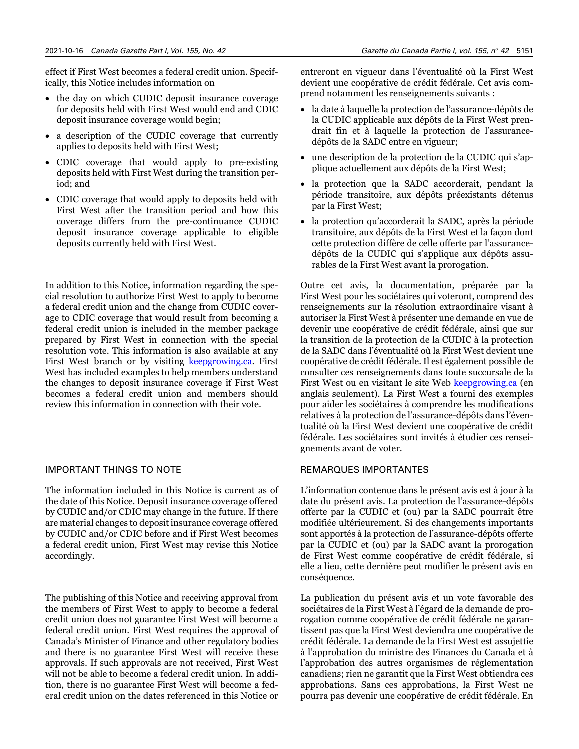effect if First West becomes a federal credit union. Specifically, this Notice includes information on

- the day on which CUDIC deposit insurance coverage for deposits held with First West would end and CDIC deposit insurance coverage would begin;
- a description of the CUDIC coverage that currently applies to deposits held with First West;
- CDIC coverage that would apply to pre-existing deposits held with First West during the transition period; and
- CDIC coverage that would apply to deposits held with First West after the transition period and how this coverage differs from the pre-continuance CUDIC deposit insurance coverage applicable to eligible deposits currently held with First West.

In addition to this Notice, information regarding the special resolution to authorize First West to apply to become a federal credit union and the change from CUDIC coverage to CDIC coverage that would result from becoming a federal credit union is included in the member package prepared by First West in connection with the special resolution vote. This information is also available at any First West branch or by visiting keepgrowing.ca. First West has included examples to help members understand the changes to deposit insurance coverage if First West becomes a federal credit union and members should review this information in connection with their vote.

## IMPORTANT THINGS TO NOTE

The information included in this Notice is current as of the date of this Notice. Deposit insurance coverage offered by CUDIC and/or CDIC may change in the future. If there are material changes to deposit insurance coverage offered by CUDIC and/or CDIC before and if First West becomes a federal credit union, First West may revise this Notice accordingly.

The publishing of this Notice and receiving approval from the members of First West to apply to become a federal credit union does not guarantee First West will become a federal credit union. First West requires the approval of Canada's Minister of Finance and other regulatory bodies and there is no guarantee First West will receive these approvals. If such approvals are not received, First West will not be able to become a federal credit union. In addition, there is no guarantee First West will become a federal credit union on the dates referenced in this Notice or

entreront en vigueur dans l'éventualité où la First West devient une coopérative de crédit fédérale. Cet avis comprend notamment les renseignements suivants :

- la date à laquelle la protection de l'assurance-dépôts de la CUDIC applicable aux dépôts de la First West prendrait fin et à laquelle la protection de l'assurance-dépôts de la SADC entre en vigueur;
- une description de la protection de la CUDIC qui s'applique actuellement aux dépôts de la First West;
- la protection que la SADC accorderait, pendant la période transitoire, aux dépôts préexistants détenus par la First West;
- la protection qu'accorderait la SADC, après la période transitoire, aux dépôts de la First West et la façon dont cette protection diffère de celle offerte par l'assurance-dépôts de la CUDIC qui s'applique aux dépôts assurables de la First West avant la prorogation.

Outre cet avis, la documentation, préparée par la First West pour les sociétaires qui voteront, comprend des renseignements sur la résolution extraordinaire visant à autoriser la First West à présenter une demande en vue de devenir une coopérative de crédit fédérale, ainsi que sur la transition de la protection de la CUDIC à la protection de la SADC dans l'éventualité où la First West devient une coopérative de crédit fédérale. Il est également possible de consulter ces renseignements dans toute succursale de la First West ou en visitant le site Web keepgrowing.ca (en anglais seulement). La First West a fourni des exemples pour aider les sociétaires à comprendre les modifications relatives à la protection de l'assurance-dépôts dans l'éventualité où la First West devient une coopérative de crédit fédérale. Les sociétaires sont invités à étudier ces renseignements avant de voter.

## REMARQUES IMPORTANTES

L'information contenue dans le présent avis est à jour à la date du présent avis. La protection de l'assurance-dépôts offerte par la CUDIC et (ou) par la SADC pourrait être modifiée ultérieurement. Si des changements importants sont apportés à la protection de l'assurance-dépôts offerte par la CUDIC et (ou) par la SADC avant la prorogation de First West comme coopérative de crédit fédérale, si elle a lieu, cette dernière peut modifier le présent avis en conséquence.

La publication du présent avis et un vote favorable des sociétaires de la First West à l'égard de la demande de prorogation comme coopérative de crédit fédérale ne garantissent pas que la First West deviendra une coopérative de crédit fédérale. La demande de la First West est assujettie à l'approbation du ministre des Finances du Canada et à l'approbation des autres organismes de réglementation canadiens; rien ne garantit que la First West obtiendra ces approbations. Sans ces approbations, la First West ne pourra pas devenir une coopérative de crédit fédérale. En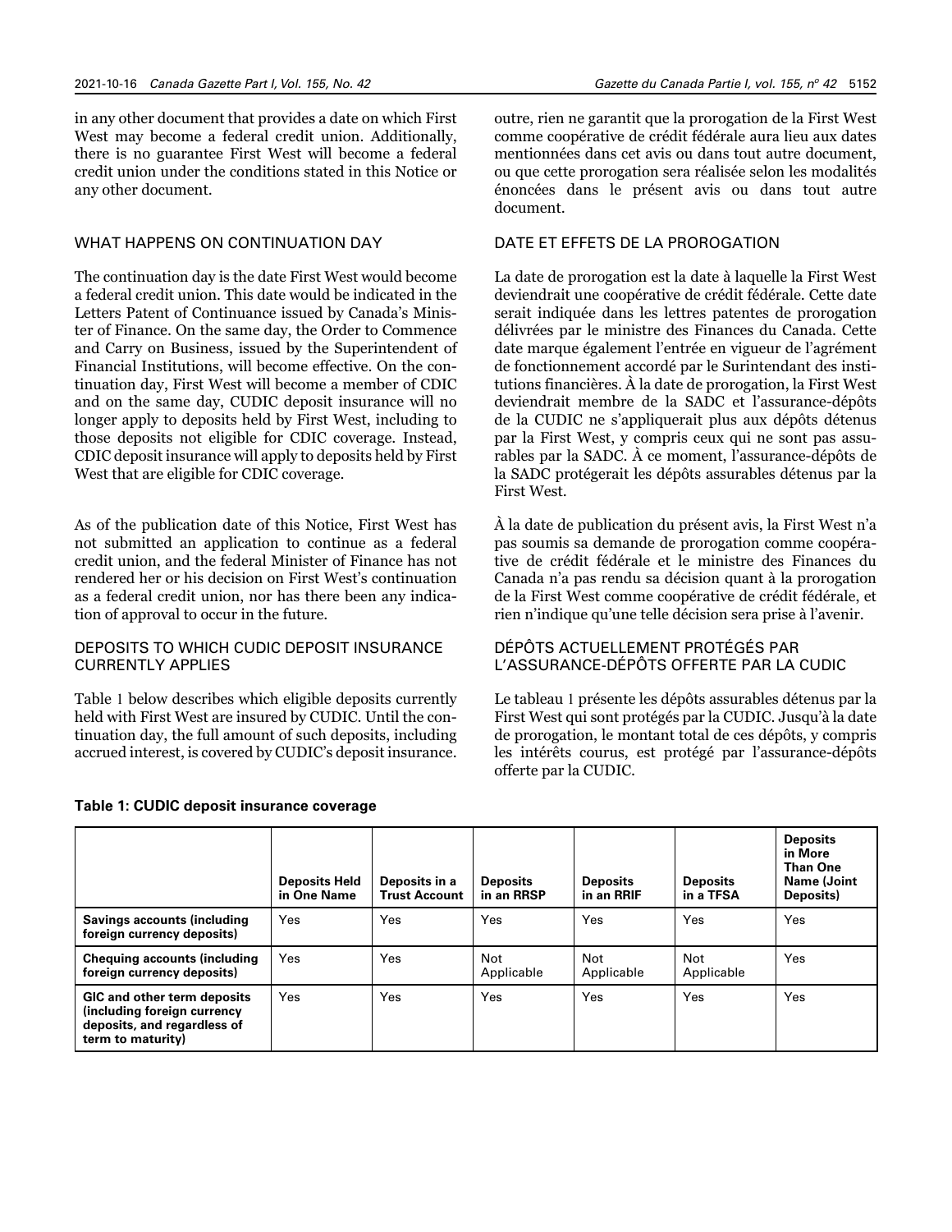in any other document that provides a date on which First West may become a federal credit union. Additionally, there is no guarantee First West will become a federal credit union under the conditions stated in this Notice or any other document.

### WHAT HAPPENS ON CONTINUATION DAY

The continuation day is the date First West would become a federal credit union. This date would be indicated in the Letters Patent of Continuance issued by Canada's Minister of Finance. On the same day, the Order to Commence and Carry on Business, issued by the Superintendent of Financial Institutions, will become effective. On the continuation day, First West will become a member of CDIC and on the same day, CUDIC deposit insurance will no longer apply to deposits held by First West, including to those deposits not eligible for CDIC coverage. Instead, CDIC deposit insurance will apply to deposits held by First West that are eligible for CDIC coverage.

As of the publication date of this Notice, First West has not submitted an application to continue as a federal credit union, and the federal Minister of Finance has not rendered her or his decision on First West's continuation as a federal credit union, nor has there been any indication of approval to occur in the future.

### DEPOSITS TO WHICH CUDIC DEPOSIT INSURANCE CURRENTLY APPLIES

Table 1 below describes which eligible deposits currently held with First West are insured by CUDIC. Until the continuation day, the full amount of such deposits, including accrued interest, is covered by CUDIC's deposit insurance.

outre, rien ne garantit que la prorogation de la First West comme coopérative de crédit fédérale aura lieu aux dates mentionnées dans cet avis ou dans tout autre document, ou que cette prorogation sera réalisée selon les modalités énoncées dans le présent avis ou dans tout autre document.

### DATE ET EFFETS DE LA PROROGATION

La date de prorogation est la date à laquelle la First West deviendrait une coopérative de crédit fédérale. Cette date serait indiquée dans les lettres patentes de prorogation délivrées par le ministre des Finances du Canada. Cette date marque également l'entrée en vigueur de l'agrément de fonctionnement accordé par le Surintendant des institutions financières. À la date de prorogation, la First West deviendrait membre de la SADC et l'assurance-dépôts de la CUDIC ne s'appliquerait plus aux dépôts détenus par la First West, y compris ceux qui ne sont pas assurables par la SADC. À ce moment, l'assurance-dépôts de la SADC protégerait les dépôts assurables détenus par la First West.

À la date de publication du présent avis, la First West n'a pas soumis sa demande de prorogation comme coopérative de crédit fédérale et le ministre des Finances du Canada n'a pas rendu sa décision quant à la prorogation de la First West comme coopérative de crédit fédérale, et rien n'indique qu'une telle décision sera prise à l'avenir.

### DÉPÔTS ACTUELLEMENT PROTÉGÉS PAR L'ASSURANCE-DÉPÔTS OFFERTE PAR LA CUDIC

Le tableau 1 présente les dépôts assurables détenus par la First West qui sont protégés par la CUDIC. Jusqu'à la date de prorogation, le montant total de ces dépôts, y compris les intérêts courus, est protégé par l'assurance-dépôts offerte par la CUDIC.

**Table 1: CUDIC deposit insurance coverage**

| | Deposits Held in One Name | Deposits in a Trust Account | Deposits in an RRSP | Deposits in an RRIF | Deposits in a TFSA | Deposits in More Than One Name (Joint Deposits) |
|---|---|---|---|---|---|---|
| **Savings accounts (including foreign currency deposits)** | Yes | Yes | Yes | Yes | Yes | Yes |
| **Chequing accounts (including foreign currency deposits)** | Yes | Yes | Not Applicable | Not Applicable | Not Applicable | Yes |
| **GIC and other term deposits (including foreign currency deposits, and regardless of term to maturity)** | Yes | Yes | Yes | Yes | Yes | Yes |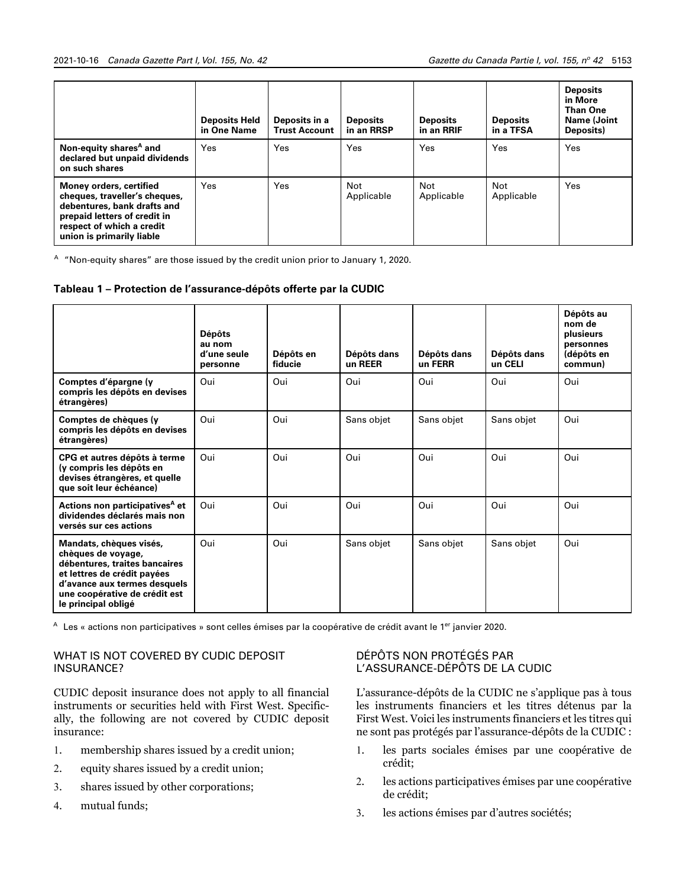| | Deposits Held in One Name | Deposits in a Trust Account | Deposits in an RRSP | Deposits in an RRIF | Deposits in a TFSA | Deposits in More Than One Name (Joint Deposits) |
|---|---|---|---|---|---|---|
| **Non-equity shares[A] and declared but unpaid dividends on such shares** | Yes | Yes | Yes | Yes | Yes | Yes |
| **Money orders, certified cheques, traveller's cheques, debentures, bank drafts and prepaid letters of credit in respect of which a credit union is primarily liable** | Yes | Yes | Not Applicable | Not Applicable | Not Applicable | Yes |

[A] "Non-equity shares" are those issued by the credit union prior to January 1, 2020.

**Tableau 1 – Protection de l'assurance-dépôts offerte par la CUDIC**

| | Dépôts au nom d'une seule personne | Dépôts en fiducie | Dépôts dans un REER | Dépôts dans un FERR | Dépôts dans un CELI | Dépôts au nom de plusieurs personnes (dépôts en commun) |
|---|---|---|---|---|---|---|
| **Comptes d'épargne (y compris les dépôts en devises étrangères)** | Oui | Oui | Oui | Oui | Oui | Oui |
| **Comptes de chèques (y compris les dépôts en devises étrangères)** | Oui | Oui | Sans objet | Sans objet | Sans objet | Oui |
| **CPG et autres dépôts à terme (y compris les dépôts en devises étrangères, et quelle que soit leur échéance)** | Oui | Oui | Oui | Oui | Oui | Oui |
| **Actions non participatives[A] et dividendes déclarés mais non versés sur ces actions** | Oui | Oui | Oui | Oui | Oui | Oui |
| **Mandats, chèques visés, chèques de voyage, débentures, traites bancaires et lettres de crédit payées d'avance aux termes desquels une coopérative de crédit est le principal obligé** | Oui | Oui | Sans objet | Sans objet | Sans objet | Oui |

[A] Les « actions non participatives » sont celles émises par la coopérative de crédit avant le 1er janvier 2020.

## WHAT IS NOT COVERED BY CUDIC DEPOSIT INSURANCE?

CUDIC deposit insurance does not apply to all financial instruments or securities held with First West. Specifically, the following are not covered by CUDIC deposit insurance:

1. membership shares issued by a credit union;
2. equity shares issued by a credit union;
3. shares issued by other corporations;
4. mutual funds;

## DÉPÔTS NON PROTÉGÉS PAR L'ASSURANCE-DÉPÔTS DE LA CUDIC

L'assurance-dépôts de la CUDIC ne s'applique pas à tous les instruments financiers et les titres détenus par la First West. Voici les instruments financiers et les titres qui ne sont pas protégés par l'assurance-dépôts de la CUDIC :

1. les parts sociales émises par une coopérative de crédit;
2. les actions participatives émises par une coopérative de crédit;
3. les actions émises par d'autres sociétés;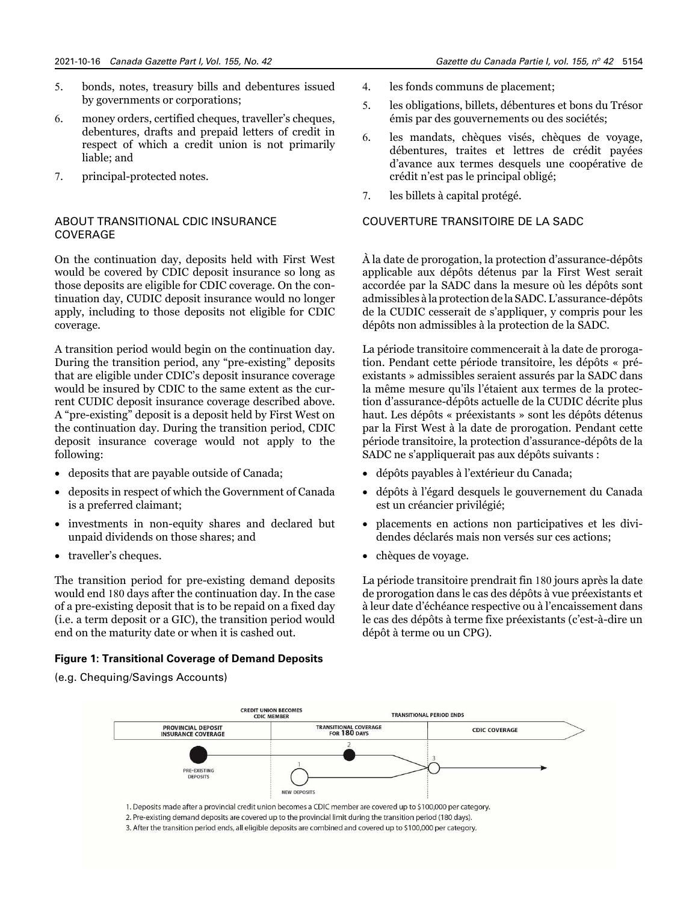5. bonds, notes, treasury bills and debentures issued by governments or corporations;
6. money orders, certified cheques, traveller's cheques, debentures, drafts and prepaid letters of credit in respect of which a credit union is not primarily liable; and
7. principal-protected notes.

## ABOUT TRANSITIONAL CDIC INSURANCE COVERAGE

On the continuation day, deposits held with First West would be covered by CDIC deposit insurance so long as those deposits are eligible for CDIC coverage. On the continuation day, CUDIC deposit insurance would no longer apply, including to those deposits not eligible for CDIC coverage.

A transition period would begin on the continuation day. During the transition period, any "pre-existing" deposits that are eligible under CDIC's deposit insurance coverage would be insured by CDIC to the same extent as the current CUDIC deposit insurance coverage described above. A "pre-existing" deposit is a deposit held by First West on the continuation day. During the transition period, CDIC deposit insurance coverage would not apply to the following:

- deposits that are payable outside of Canada;
- deposits in respect of which the Government of Canada is a preferred claimant;
- investments in non-equity shares and declared but unpaid dividends on those shares; and
- traveller's cheques.

The transition period for pre-existing demand deposits would end 180 days after the continuation day. In the case of a pre-existing deposit that is to be repaid on a fixed day (i.e. a term deposit or a GIC), the transition period would end on the maturity date or when it is cashed out.

**Figure 1: Transitional Coverage of Demand Deposits**

(e.g. Chequing/Savings Accounts)

CREDIT UNION BECOMES CDIC MEMBER — TRANSITIONAL PERIOD ENDS

PROVINCIAL DEPOSIT INSURANCE COVERAGE — TRANSITIONAL COVERAGE FOR 180 DAYS — CDIC COVERAGE

PRE-EXISTING DEPOSITS — NEW DEPOSITS

1. Deposits made after a provincial credit union becomes a CDIC member are covered up to $100,000 per category.
2. Pre-existing demand deposits are covered up to the provincial limit during the transition period (180 days).
3. After the transition period ends, all eligible deposits are combined and covered up to $100,000 per category.

4. les fonds communs de placement;
5. les obligations, billets, débentures et bons du Trésor émis par des gouvernements ou des sociétés;
6. les mandats, chèques visés, chèques de voyage, débentures, traites et lettres de crédit payées d'avance aux termes desquels une coopérative de crédit n'est pas le principal obligé;
7. les billets à capital protégé.

## COUVERTURE TRANSITOIRE DE LA SADC

À la date de prorogation, la protection d'assurance-dépôts applicable aux dépôts détenus par la First West serait accordée par la SADC dans la mesure où les dépôts sont admissibles à la protection de la SADC. L'assurance-dépôts de la CUDIC cesserait de s'appliquer, y compris pour les dépôts non admissibles à la protection de la SADC.

La période transitoire commencerait à la date de prorogation. Pendant cette période transitoire, les dépôts « préexistants » admissibles seraient assurés par la SADC dans la même mesure qu'ils l'étaient aux termes de la protection d'assurance-dépôts actuelle de la CUDIC décrite plus haut. Les dépôts « préexistants » sont les dépôts détenus par la First West à la date de prorogation. Pendant cette période transitoire, la protection d'assurance-dépôts de la SADC ne s'appliquerait pas aux dépôts suivants :

- dépôts payables à l'extérieur du Canada;
- dépôts à l'égard desquels le gouvernement du Canada est un créancier privilégié;
- placements en actions non participatives et les dividendes déclarés mais non versés sur ces actions;
- chèques de voyage.

La période transitoire prendrait fin 180 jours après la date de prorogation dans le cas des dépôts à vue préexistants et à leur date d'échéance respective ou à l'encaissement dans le cas des dépôts à terme fixe préexistants (c'est-à-dire un dépôt à terme ou un CPG).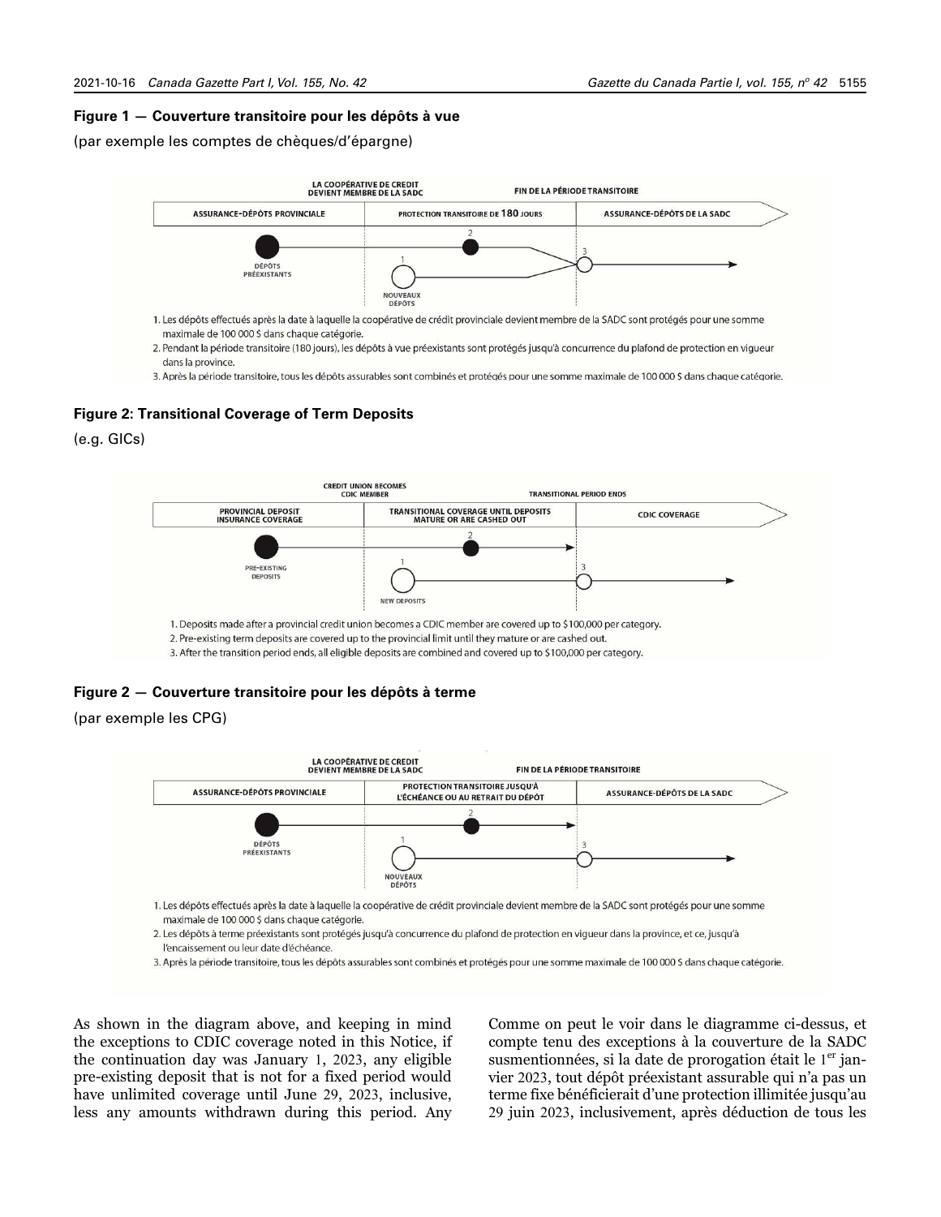**Figure 1 — Couverture transitoire pour les dépôts à vue**

(par exemple les comptes de chèques/d'épargne)

LA COOPÉRATIVE DE CREDIT DEVIENT MEMBRE DE LA SADC | FIN DE LA PÉRIODE TRANSITOIRE

ASSURANCE-DÉPÔTS PROVINCIALE | PROTECTION TRANSITOIRE DE 180 JOURS | ASSURANCE-DÉPÔTS DE LA SADC

DÉPÔTS PRÉEXISTANTS

NOUVEAUX DÉPÔTS

1. Les dépôts effectués après la date à laquelle la coopérative de crédit provinciale devient membre de la SADC sont protégés pour une somme maximale de 100 000 $ dans chaque catégorie.
2. Pendant la période transitoire (180 jours), les dépôts à vue préexistants sont protégés jusqu'à concurrence du plafond de protection en vigueur dans la province.
3. Après la période transitoire, tous les dépôts assurables sont combinés et protégés pour une somme maximale de 100 000 $ dans chaque catégorie.

**Figure 2: Transitional Coverage of Term Deposits**

(e.g. GICs)

CREDIT UNION BECOMES CDIC MEMBER | TRANSITIONAL PERIOD ENDS

PROVINCIAL DEPOSIT INSURANCE COVERAGE | TRANSITIONAL COVERAGE UNTIL DEPOSITS MATURE OR ARE CASHED OUT | CDIC COVERAGE

PRE-EXISTING DEPOSITS

NEW DEPOSITS

1. Deposits made after a provincial credit union becomes a CDIC member are covered up to $100,000 per category.
2. Pre-existing term deposits are covered up to the provincial limit until they mature or are cashed out.
3. After the transition period ends, all eligible deposits are combined and covered up to $100,000 per category.

**Figure 2 — Couverture transitoire pour les dépôts à terme**

(par exemple les CPG)

LA COOPÉRATIVE DE CREDIT DEVIENT MEMBRE DE LA SADC | FIN DE LA PÉRIODE TRANSITOIRE

ASSURANCE-DÉPÔTS PROVINCIALE | PROTECTION TRANSITOIRE JUSQU'À L'ÉCHÉANCE OU AU RETRAIT DU DÉPÔT | ASSURANCE-DÉPÔTS DE LA SADC

DÉPÔTS PRÉEXISTANTS

NOUVEAUX DÉPÔTS

1. Les dépôts effectués après la date à laquelle la coopérative de crédit provinciale devient membre de la SADC sont protégés pour une somme maximale de 100 000 $ dans chaque catégorie.
2. Les dépôts à terme préexistants sont protégés jusqu'à concurrence du plafond de protection en vigueur dans la province, et ce, jusqu'à l'encaissement ou leur date d'échéance.
3. Après la période transitoire, tous les dépôts assurables sont combinés et protégés pour une somme maximale de 100 000 $ dans chaque catégorie.

As shown in the diagram above, and keeping in mind the exceptions to CDIC coverage noted in this Notice, if the continuation day was January 1, 2023, any eligible pre-existing deposit that is not for a fixed period would have unlimited coverage until June 29, 2023, inclusive, less any amounts withdrawn during this period. Any

Comme on peut le voir dans le diagramme ci-dessus, et compte tenu des exceptions à la couverture de la SADC susmentionnées, si la date de prorogation était le 1er janvier 2023, tout dépôt préexistant assurable qui n'a pas un terme fixe bénéficierait d'une protection illimitée jusqu'au 29 juin 2023, inclusivement, après déduction de tous les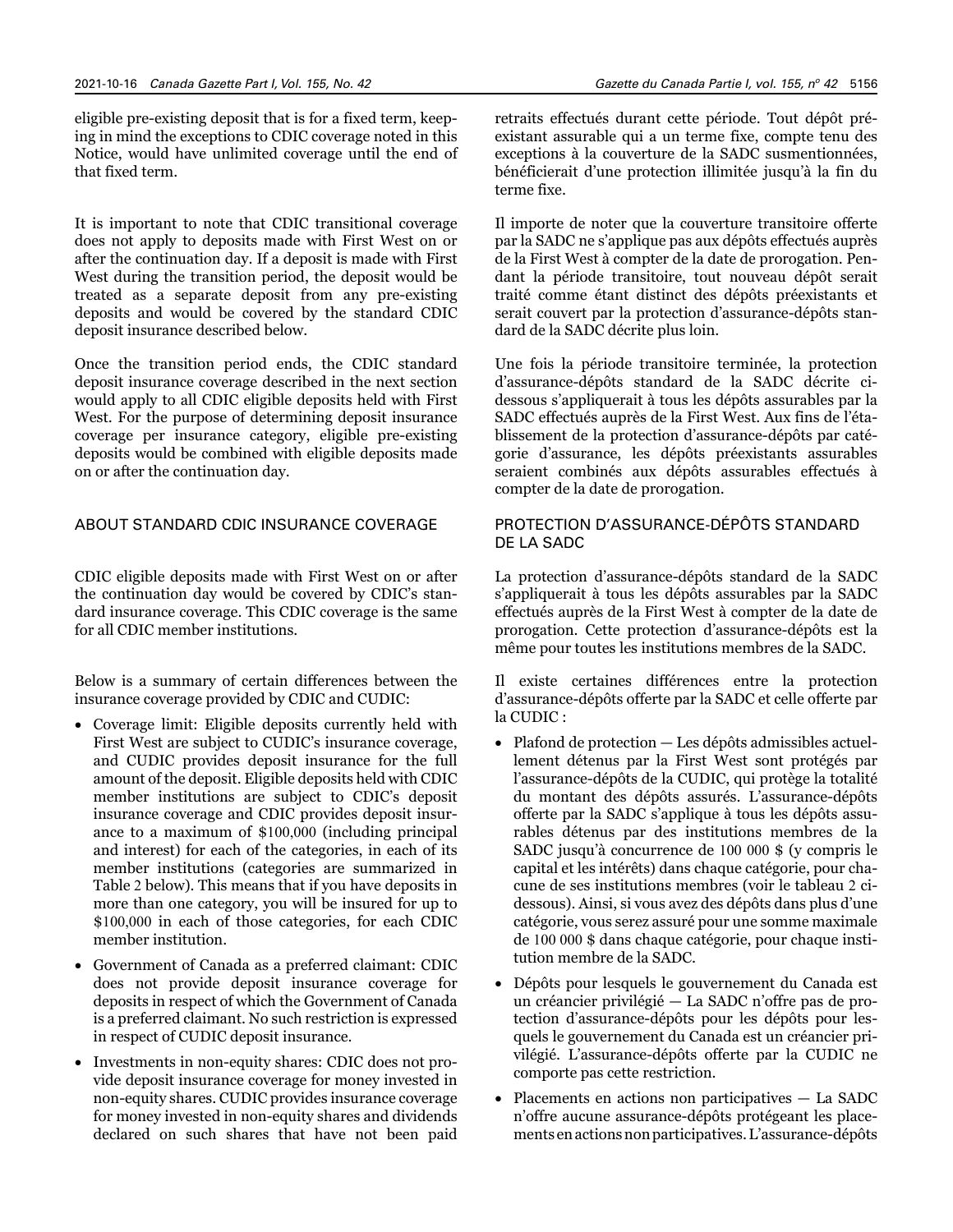eligible pre-existing deposit that is for a fixed term, keeping in mind the exceptions to CDIC coverage noted in this Notice, would have unlimited coverage until the end of that fixed term.

It is important to note that CDIC transitional coverage does not apply to deposits made with First West on or after the continuation day. If a deposit is made with First West during the transition period, the deposit would be treated as a separate deposit from any pre-existing deposits and would be covered by the standard CDIC deposit insurance described below.

Once the transition period ends, the CDIC standard deposit insurance coverage described in the next section would apply to all CDIC eligible deposits held with First West. For the purpose of determining deposit insurance coverage per insurance category, eligible pre-existing deposits would be combined with eligible deposits made on or after the continuation day.

## ABOUT STANDARD CDIC INSURANCE COVERAGE

CDIC eligible deposits made with First West on or after the continuation day would be covered by CDIC's standard insurance coverage. This CDIC coverage is the same for all CDIC member institutions.

Below is a summary of certain differences between the insurance coverage provided by CDIC and CUDIC:

- Coverage limit: Eligible deposits currently held with First West are subject to CUDIC's insurance coverage, and CUDIC provides deposit insurance for the full amount of the deposit. Eligible deposits held with CDIC member institutions are subject to CDIC's deposit insurance coverage and CDIC provides deposit insurance to a maximum of $100,000 (including principal and interest) for each of the categories, in each of its member institutions (categories are summarized in Table 2 below). This means that if you have deposits in more than one category, you will be insured for up to $100,000 in each of those categories, for each CDIC member institution.
- Government of Canada as a preferred claimant: CDIC does not provide deposit insurance coverage for deposits in respect of which the Government of Canada is a preferred claimant. No such restriction is expressed in respect of CUDIC deposit insurance.
- Investments in non-equity shares: CDIC does not provide deposit insurance coverage for money invested in non-equity shares. CUDIC provides insurance coverage for money invested in non-equity shares and dividends declared on such shares that have not been paid

retraits effectués durant cette période. Tout dépôt préexistant assurable qui a un terme fixe, compte tenu des exceptions à la couverture de la SADC susmentionnées, bénéficierait d'une protection illimitée jusqu'à la fin du terme fixe.

Il importe de noter que la couverture transitoire offerte par la SADC ne s'applique pas aux dépôts effectués auprès de la First West à compter de la date de prorogation. Pendant la période transitoire, tout nouveau dépôt serait traité comme étant distinct des dépôts préexistants et serait couvert par la protection d'assurance-dépôts standard de la SADC décrite plus loin.

Une fois la période transitoire terminée, la protection d'assurance-dépôts standard de la SADC décrite ci-dessous s'appliquerait à tous les dépôts assurables par la SADC effectués auprès de la First West. Aux fins de l'établissement de la protection d'assurance-dépôts par catégorie d'assurance, les dépôts préexistants assurables seraient combinés aux dépôts assurables effectués à compter de la date de prorogation.

## PROTECTION D'ASSURANCE-DÉPÔTS STANDARD DE LA SADC

La protection d'assurance-dépôts standard de la SADC s'appliquerait à tous les dépôts assurables par la SADC effectués auprès de la First West à compter de la date de prorogation. Cette protection d'assurance-dépôts est la même pour toutes les institutions membres de la SADC.

Il existe certaines différences entre la protection d'assurance-dépôts offerte par la SADC et celle offerte par la CUDIC :

- Plafond de protection — Les dépôts admissibles actuellement détenus par la First West sont protégés par l'assurance-dépôts de la CUDIC, qui protège la totalité du montant des dépôts assurés. L'assurance-dépôts offerte par la SADC s'applique à tous les dépôts assurables détenus par des institutions membres de la SADC jusqu'à concurrence de 100 000 $ (y compris le capital et les intérêts) dans chaque catégorie, pour chacune de ses institutions membres (voir le tableau 2 ci-dessous). Ainsi, si vous avez des dépôts dans plus d'une catégorie, vous serez assuré pour une somme maximale de 100 000 $ dans chaque catégorie, pour chaque institution membre de la SADC.
- Dépôts pour lesquels le gouvernement du Canada est un créancier privilégié — La SADC n'offre pas de protection d'assurance-dépôts pour les dépôts pour lesquels le gouvernement du Canada est un créancier privilégié. L'assurance-dépôts offerte par la CUDIC ne comporte pas cette restriction.
- Placements en actions non participatives — La SADC n'offre aucune assurance-dépôts protégeant les placements en actions non participatives. L'assurance-dépôts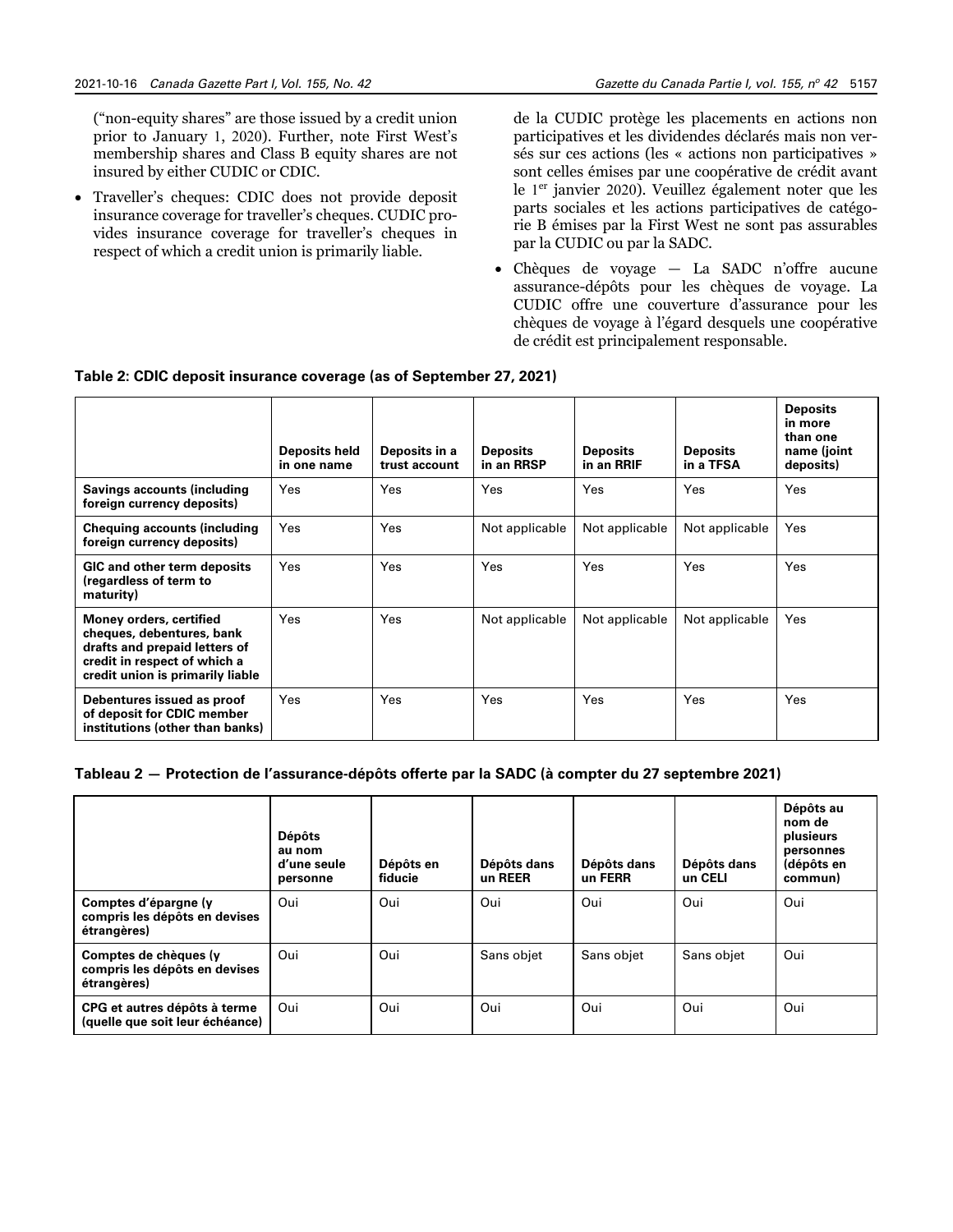("non-equity shares" are those issued by a credit union prior to January 1, 2020). Further, note First West's membership shares and Class B equity shares are not insured by either CUDIC or CDIC.

- Traveller's cheques: CDIC does not provide deposit insurance coverage for traveller's cheques. CUDIC provides insurance coverage for traveller's cheques in respect of which a credit union is primarily liable.

de la CUDIC protège les placements en actions non participatives et les dividendes déclarés mais non versés sur ces actions (les « actions non participatives » sont celles émises par une coopérative de crédit avant le 1er janvier 2020). Veuillez également noter que les parts sociales et les actions participatives de catégorie B émises par la First West ne sont pas assurables par la CUDIC ou par la SADC.

- Chèques de voyage — La SADC n'offre aucune assurance-dépôts pour les chèques de voyage. La CUDIC offre une couverture d'assurance pour les chèques de voyage à l'égard desquels une coopérative de crédit est principalement responsable.

**Table 2: CDIC deposit insurance coverage (as of September 27, 2021)**

| | Deposits held in one name | Deposits in a trust account | Deposits in an RRSP | Deposits in an RRIF | Deposits in a TFSA | Deposits in more than one name (joint deposits) |
|---|---|---|---|---|---|---|
| **Savings accounts (including foreign currency deposits)** | Yes | Yes | Yes | Yes | Yes | Yes |
| **Chequing accounts (including foreign currency deposits)** | Yes | Yes | Not applicable | Not applicable | Not applicable | Yes |
| **GIC and other term deposits (regardless of term to maturity)** | Yes | Yes | Yes | Yes | Yes | Yes |
| **Money orders, certified cheques, debentures, bank drafts and prepaid letters of credit in respect of which a credit union is primarily liable** | Yes | Yes | Not applicable | Not applicable | Not applicable | Yes |
| **Debentures issued as proof of deposit for CDIC member institutions (other than banks)** | Yes | Yes | Yes | Yes | Yes | Yes |

**Tableau 2 — Protection de l'assurance-dépôts offerte par la SADC (à compter du 27 septembre 2021)**

| | Dépôts au nom d'une seule personne | Dépôts en fiducie | Dépôts dans un REER | Dépôts dans un FERR | Dépôts dans un CELI | Dépôts au nom de plusieurs personnes (dépôts en commun) |
|---|---|---|---|---|---|---|
| **Comptes d'épargne (y compris les dépôts en devises étrangères)** | Oui | Oui | Oui | Oui | Oui | Oui |
| **Comptes de chèques (y compris les dépôts en devises étrangères)** | Oui | Oui | Sans objet | Sans objet | Sans objet | Oui |
| **CPG et autres dépôts à terme (quelle que soit leur échéance)** | Oui | Oui | Oui | Oui | Oui | Oui |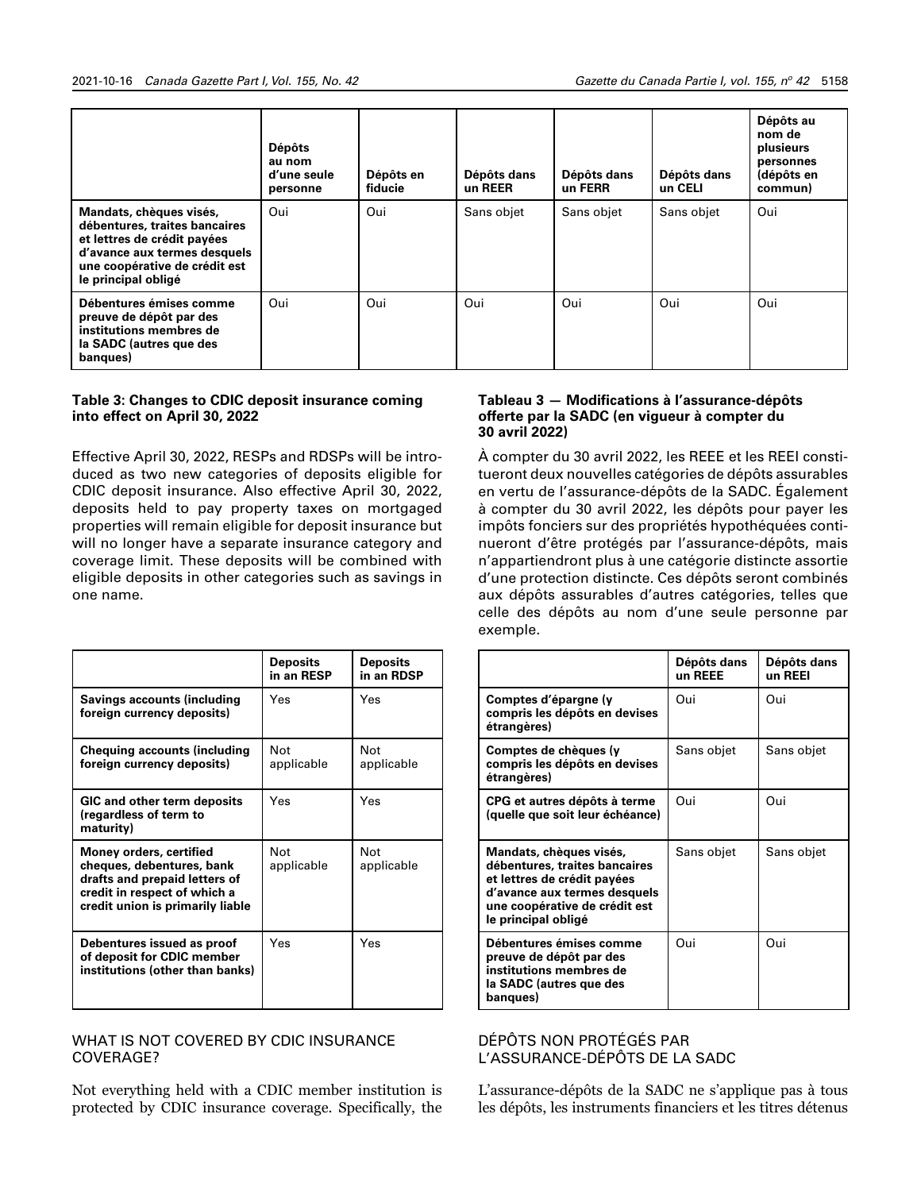| | Dépôts au nom d'une seule personne | Dépôts en fiducie | Dépôts dans un REER | Dépôts dans un FERR | Dépôts dans un CELI | Dépôts au nom de plusieurs personnes (dépôts en commun) |
|---|---|---|---|---|---|---|
| **Mandats, chèques visés, débentures, traites bancaires et lettres de crédit payées d'avance aux termes desquels une coopérative de crédit est le principal obligé** | Oui | Oui | Sans objet | Sans objet | Sans objet | Oui |
| **Débentures émises comme preuve de dépôt par des institutions membres de la SADC (autres que des banques)** | Oui | Oui | Oui | Oui | Oui | Oui |

**Table 3: Changes to CDIC deposit insurance coming into effect on April 30, 2022**

Effective April 30, 2022, RESPs and RDSPs will be introduced as two new categories of deposits eligible for CDIC deposit insurance. Also effective April 30, 2022, deposits held to pay property taxes on mortgaged properties will remain eligible for deposit insurance but will no longer have a separate insurance category and coverage limit. These deposits will be combined with eligible deposits in other categories such as savings in one name.

| | Deposits in an RESP | Deposits in an RDSP |
|---|---|---|
| **Savings accounts (including foreign currency deposits)** | Yes | Yes |
| **Chequing accounts (including foreign currency deposits)** | Not applicable | Not applicable |
| **GIC and other term deposits (regardless of term to maturity)** | Yes | Yes |
| **Money orders, certified cheques, debentures, bank drafts and prepaid letters of credit in respect of which a credit union is primarily liable** | Not applicable | Not applicable |
| **Debentures issued as proof of deposit for CDIC member institutions (other than banks)** | Yes | Yes |

WHAT IS NOT COVERED BY CDIC INSURANCE COVERAGE?

Not everything held with a CDIC member institution is protected by CDIC insurance coverage. Specifically, the

**Tableau 3 — Modifications à l'assurance-dépôts offerte par la SADC (en vigueur à compter du 30 avril 2022)**

À compter du 30 avril 2022, les REEE et les REEI constitueront deux nouvelles catégories de dépôts assurables en vertu de l'assurance-dépôts de la SADC. Également à compter du 30 avril 2022, les dépôts pour payer les impôts fonciers sur des propriétés hypothéquées continueront d'être protégés par l'assurance-dépôts, mais n'appartiendront plus à une catégorie distincte assortie d'une protection distincte. Ces dépôts seront combinés aux dépôts assurables d'autres catégories, telles que celle des dépôts au nom d'une seule personne par exemple.

| | Dépôts dans un REEE | Dépôts dans un REEI |
|---|---|---|
| **Comptes d'épargne (y compris les dépôts en devises étrangères)** | Oui | Oui |
| **Comptes de chèques (y compris les dépôts en devises étrangères)** | Sans objet | Sans objet |
| **CPG et autres dépôts à terme (quelle que soit leur échéance)** | Oui | Oui |
| **Mandats, chèques visés, débentures, traites bancaires et lettres de crédit payées d'avance aux termes desquels une coopérative de crédit est le principal obligé** | Sans objet | Sans objet |
| **Débentures émises comme preuve de dépôt par des institutions membres de la SADC (autres que des banques)** | Oui | Oui |

DÉPÔTS NON PROTÉGÉS PAR L'ASSURANCE-DÉPÔTS DE LA SADC

L'assurance-dépôts de la SADC ne s'applique pas à tous les dépôts, les instruments financiers et les titres détenus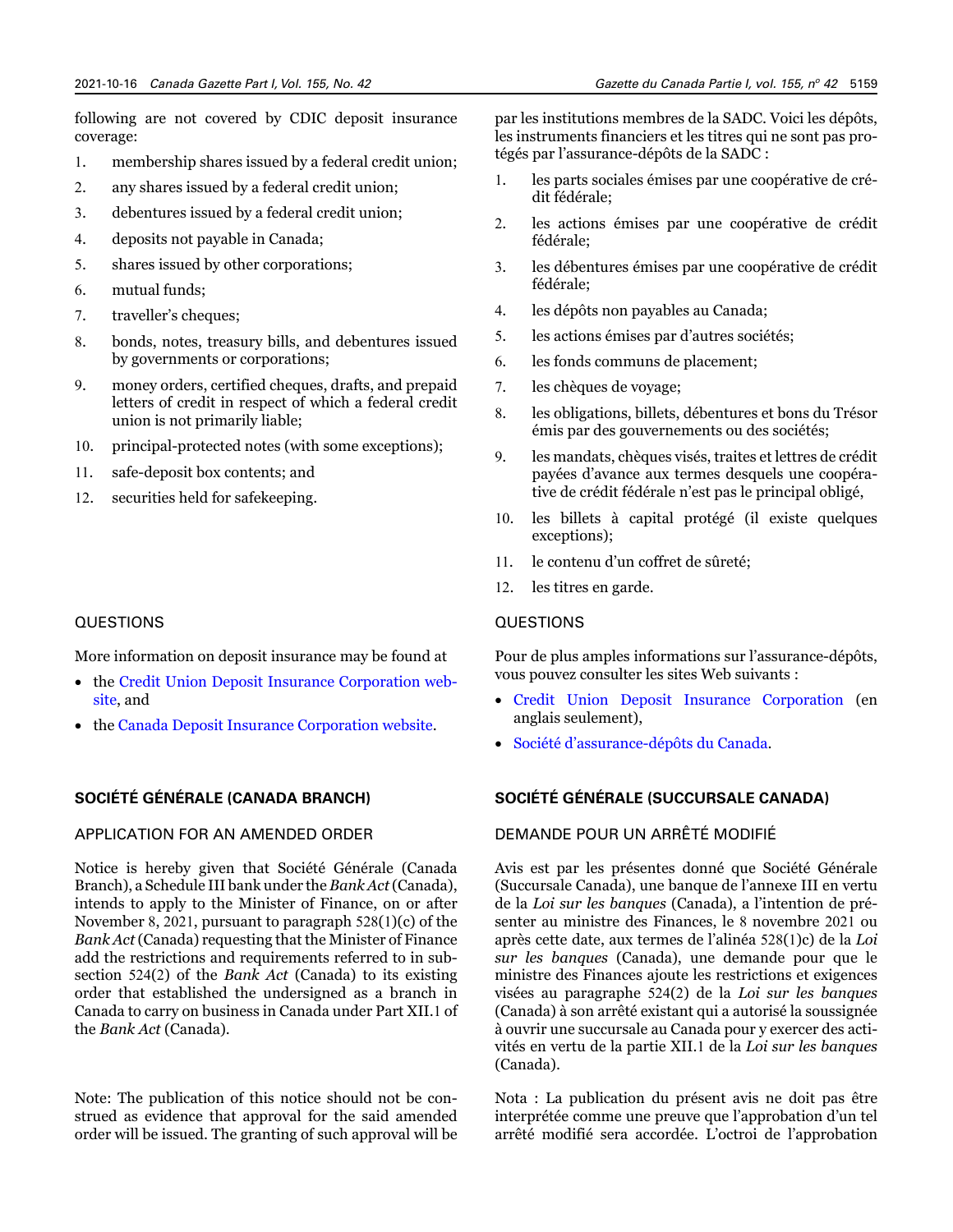following are not covered by CDIC deposit insurance coverage:

1. membership shares issued by a federal credit union;
2. any shares issued by a federal credit union;
3. debentures issued by a federal credit union;
4. deposits not payable in Canada;
5. shares issued by other corporations;
6. mutual funds;
7. traveller's cheques;
8. bonds, notes, treasury bills, and debentures issued by governments or corporations;
9. money orders, certified cheques, drafts, and prepaid letters of credit in respect of which a federal credit union is not primarily liable;
10. principal-protected notes (with some exceptions);
11. safe-deposit box contents; and
12. securities held for safekeeping.

## QUESTIONS

More information on deposit insurance may be found at

- the Credit Union Deposit Insurance Corporation website, and
- the Canada Deposit Insurance Corporation website.

## SOCIÉTÉ GÉNÉRALE (CANADA BRANCH)

### APPLICATION FOR AN AMENDED ORDER

Notice is hereby given that Société Générale (Canada Branch), a Schedule III bank under the *Bank Act* (Canada), intends to apply to the Minister of Finance, on or after November 8, 2021, pursuant to paragraph 528(1)(c) of the *Bank Act* (Canada) requesting that the Minister of Finance add the restrictions and requirements referred to in subsection 524(2) of the *Bank Act* (Canada) to its existing order that established the undersigned as a branch in Canada to carry on business in Canada under Part XII.1 of the *Bank Act* (Canada).

Note: The publication of this notice should not be construed as evidence that approval for the said amended order will be issued. The granting of such approval will be

par les institutions membres de la SADC. Voici les dépôts, les instruments financiers et les titres qui ne sont pas protégés par l'assurance-dépôts de la SADC :

1. les parts sociales émises par une coopérative de crédit fédérale;
2. les actions émises par une coopérative de crédit fédérale;
3. les débentures émises par une coopérative de crédit fédérale;
4. les dépôts non payables au Canada;
5. les actions émises par d'autres sociétés;
6. les fonds communs de placement;
7. les chèques de voyage;
8. les obligations, billets, débentures et bons du Trésor émis par des gouvernements ou des sociétés;
9. les mandats, chèques visés, traites et lettres de crédit payées d'avance aux termes desquels une coopérative de crédit fédérale n'est pas le principal obligé,
10. les billets à capital protégé (il existe quelques exceptions);
11. le contenu d'un coffret de sûreté;
12. les titres en garde.

## QUESTIONS

Pour de plus amples informations sur l'assurance-dépôts, vous pouvez consulter les sites Web suivants :

- Credit Union Deposit Insurance Corporation (en anglais seulement),
- Société d'assurance-dépôts du Canada.

## SOCIÉTÉ GÉNÉRALE (SUCCURSALE CANADA)

### DEMANDE POUR UN ARRÊTÉ MODIFIÉ

Avis est par les présentes donné que Société Générale (Succursale Canada), une banque de l'annexe III en vertu de la *Loi sur les banques* (Canada), a l'intention de présenter au ministre des Finances, le 8 novembre 2021 ou après cette date, aux termes de l'alinéa 528(1)c) de la *Loi sur les banques* (Canada), une demande pour que le ministre des Finances ajoute les restrictions et exigences visées au paragraphe 524(2) de la *Loi sur les banques* (Canada) à son arrêté existant qui a autorisé la soussignée à ouvrir une succursale au Canada pour y exercer des activités en vertu de la partie XII.1 de la *Loi sur les banques* (Canada).

Nota : La publication du présent avis ne doit pas être interprétée comme une preuve que l'approbation d'un tel arrêté modifié sera accordée. L'octroi de l'approbation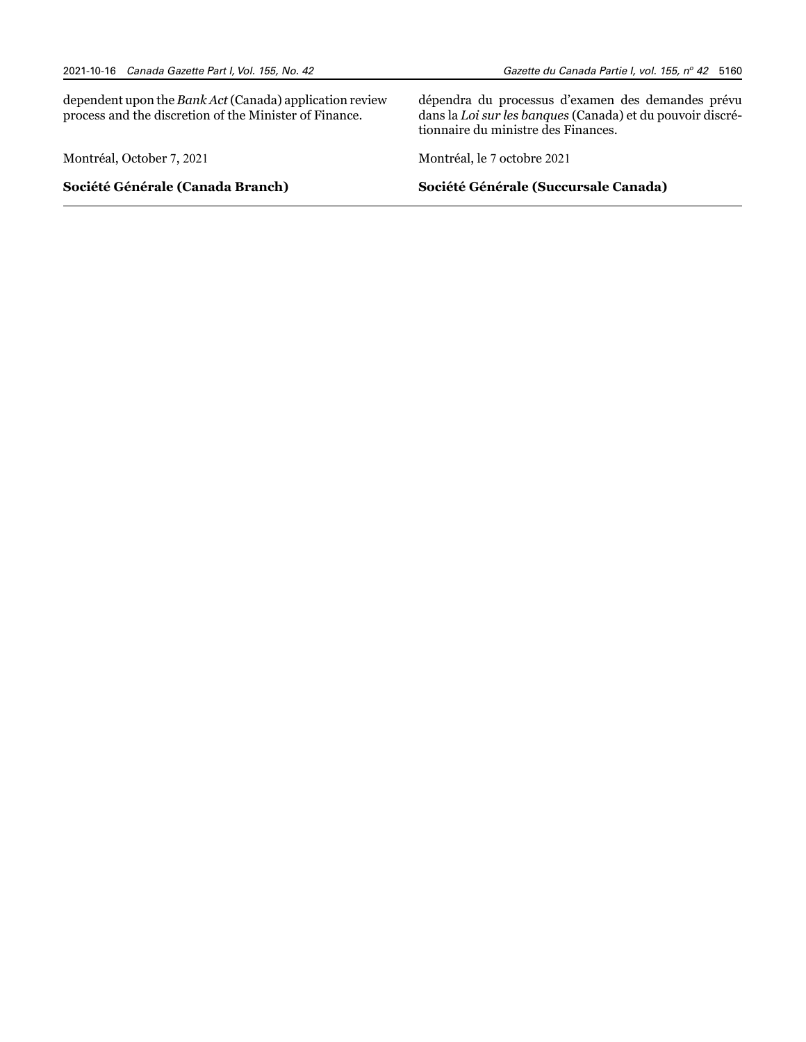dependent upon the *Bank Act* (Canada) application review process and the discretion of the Minister of Finance.

Montréal, October 7, 2021

**Société Générale (Canada Branch)**

dépendra du processus d'examen des demandes prévu dans la *Loi sur les banques* (Canada) et du pouvoir discrétionnaire du ministre des Finances.

Montréal, le 7 octobre 2021

**Société Générale (Succursale Canada)**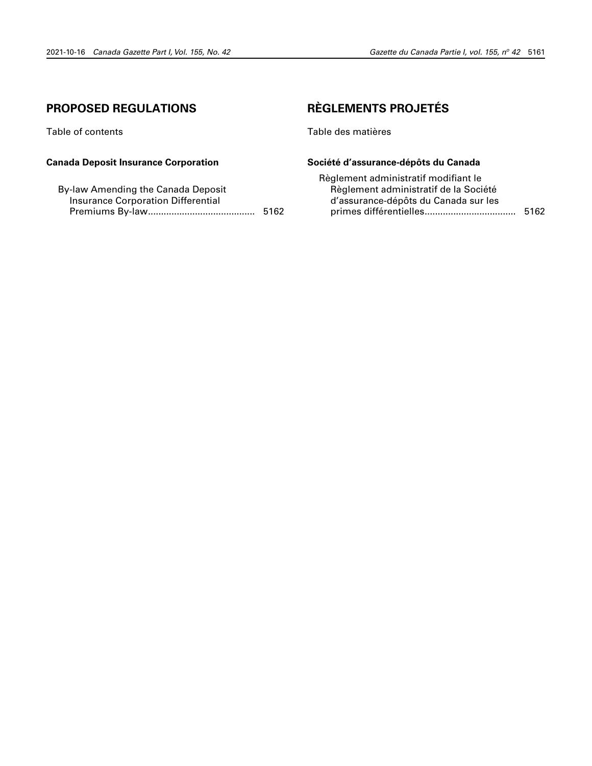## PROPOSED REGULATIONS

Table of contents

**Canada Deposit Insurance Corporation**

By-law Amending the Canada Deposit Insurance Corporation Differential Premiums By-law......................................... 5162

## RÈGLEMENTS PROJETÉS

Table des matières

**Société d'assurance-dépôts du Canada**

Règlement administratif modifiant le Règlement administratif de la Société d'assurance-dépôts du Canada sur les primes différentielles................................... 5162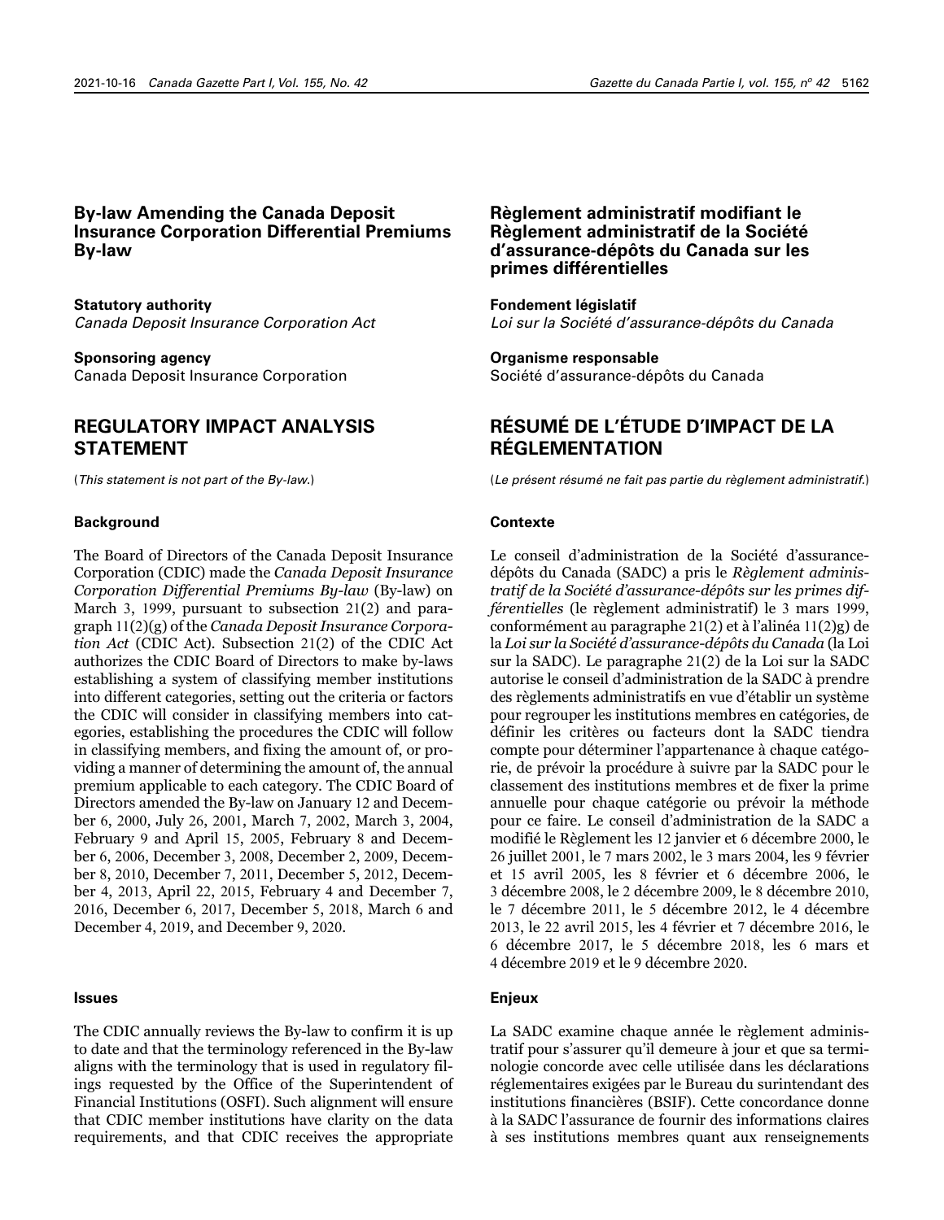## By-law Amending the Canada Deposit Insurance Corporation Differential Premiums By-law

**Statutory authority**
*Canada Deposit Insurance Corporation Act*

**Sponsoring agency**
Canada Deposit Insurance Corporation

## REGULATORY IMPACT ANALYSIS STATEMENT

(*This statement is not part of the By-law.*)

### Background

The Board of Directors of the Canada Deposit Insurance Corporation (CDIC) made the *Canada Deposit Insurance Corporation Differential Premiums By-law* (By-law) on March 3, 1999, pursuant to subsection 21(2) and paragraph 11(2)(g) of the *Canada Deposit Insurance Corporation Act* (CDIC Act). Subsection 21(2) of the CDIC Act authorizes the CDIC Board of Directors to make by-laws establishing a system of classifying member institutions into different categories, setting out the criteria or factors the CDIC will consider in classifying members into categories, establishing the procedures the CDIC will follow in classifying members, and fixing the amount of, or providing a manner of determining the amount of, the annual premium applicable to each category. The CDIC Board of Directors amended the By-law on January 12 and December 6, 2000, July 26, 2001, March 7, 2002, March 3, 2004, February 9 and April 15, 2005, February 8 and December 6, 2006, December 3, 2008, December 2, 2009, December 8, 2010, December 7, 2011, December 5, 2012, December 4, 2013, April 22, 2015, February 4 and December 7, 2016, December 6, 2017, December 5, 2018, March 6 and December 4, 2019, and December 9, 2020.

### Issues

The CDIC annually reviews the By-law to confirm it is up to date and that the terminology referenced in the By-law aligns with the terminology that is used in regulatory filings requested by the Office of the Superintendent of Financial Institutions (OSFI). Such alignment will ensure that CDIC member institutions have clarity on the data requirements, and that CDIC receives the appropriate

## Règlement administratif modifiant le Règlement administratif de la Société d'assurance-dépôts du Canada sur les primes différentielles

**Fondement législatif**
*Loi sur la Société d'assurance-dépôts du Canada*

**Organisme responsable**
Société d'assurance-dépôts du Canada

## RÉSUMÉ DE L'ÉTUDE D'IMPACT DE LA RÉGLEMENTATION

(*Le présent résumé ne fait pas partie du règlement administratif.*)

### Contexte

Le conseil d'administration de la Société d'assurance-dépôts du Canada (SADC) a pris le *Règlement administratif de la Société d'assurance-dépôts sur les primes différentielles* (le règlement administratif) le 3 mars 1999, conformément au paragraphe 21(2) et à l'alinéa 11(2)g) de la *Loi sur la Société d'assurance-dépôts du Canada* (la Loi sur la SADC). Le paragraphe 21(2) de la Loi sur la SADC autorise le conseil d'administration de la SADC à prendre des règlements administratifs en vue d'établir un système pour regrouper les institutions membres en catégories, de définir les critères ou facteurs dont la SADC tiendra compte pour déterminer l'appartenance à chaque catégorie, de prévoir la procédure à suivre par la SADC pour le classement des institutions membres et de fixer la prime annuelle pour chaque catégorie ou prévoir la méthode pour ce faire. Le conseil d'administration de la SADC a modifié le Règlement les 12 janvier et 6 décembre 2000, le 26 juillet 2001, le 7 mars 2002, le 3 mars 2004, les 9 février et 15 avril 2005, les 8 février et 6 décembre 2006, le 3 décembre 2008, le 2 décembre 2009, le 8 décembre 2010, le 7 décembre 2011, le 5 décembre 2012, le 4 décembre 2013, le 22 avril 2015, les 4 février et 7 décembre 2016, le 6 décembre 2017, le 5 décembre 2018, les 6 mars et 4 décembre 2019 et le 9 décembre 2020.

### Enjeux

La SADC examine chaque année le règlement administratif pour s'assurer qu'il demeure à jour et que sa terminologie concorde avec celle utilisée dans les déclarations réglementaires exigées par le Bureau du surintendant des institutions financières (BSIF). Cette concordance donne à la SADC l'assurance de fournir des informations claires à ses institutions membres quant aux renseignements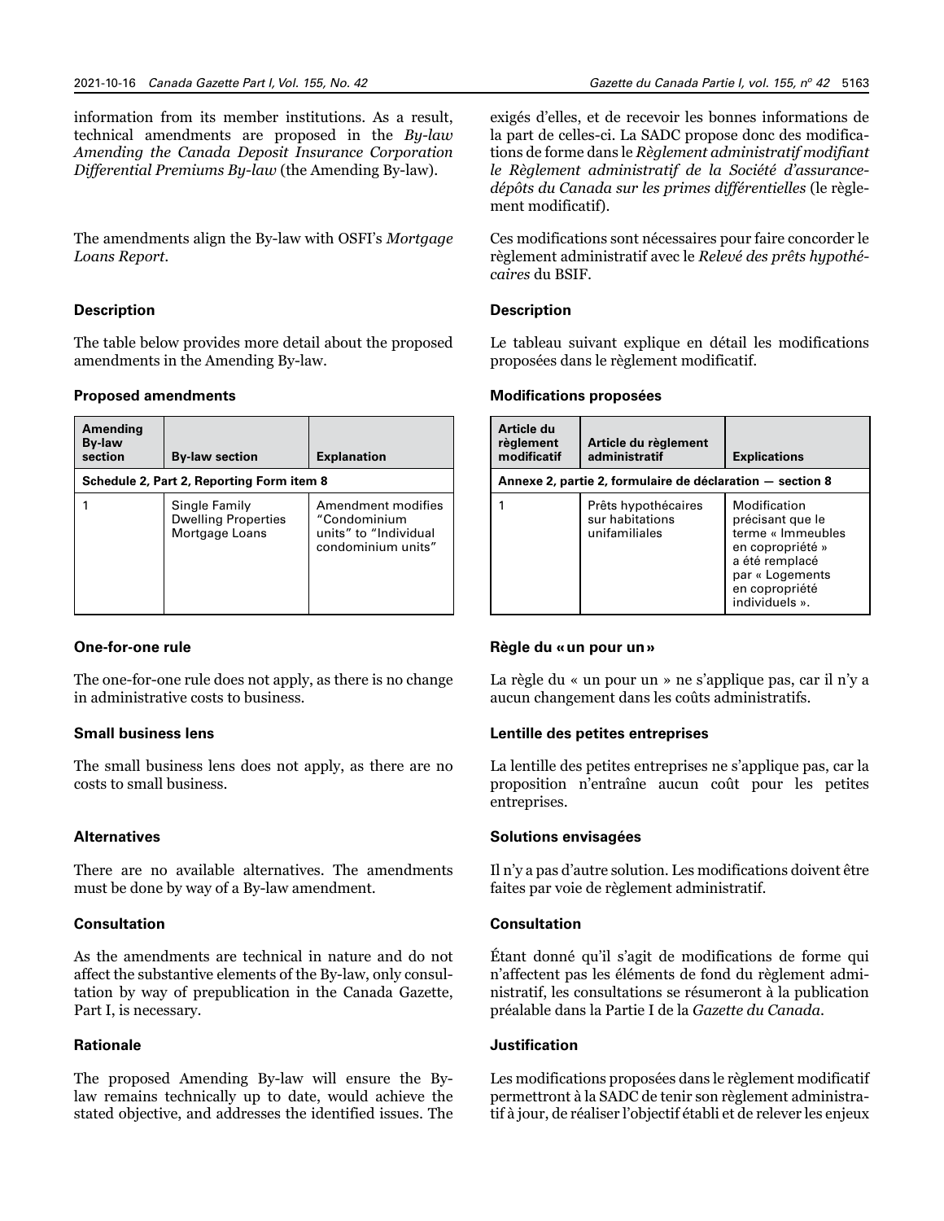information from its member institutions. As a result, technical amendments are proposed in the *By-law Amending the Canada Deposit Insurance Corporation Differential Premiums By-law* (the Amending By-law).

The amendments align the By-law with OSFI's *Mortgage Loans Report*.

### Description

The table below provides more detail about the proposed amendments in the Amending By-law.

#### Proposed amendments

| Amending By-law section | By-law section | Explanation |
|---|---|---|
| **Schedule 2, Part 2, Reporting Form item 8** | | |
| 1 | Single Family Dwelling Properties Mortgage Loans | Amendment modifies "Condominium units" to "Individual condominium units" |

### One-for-one rule

The one-for-one rule does not apply, as there is no change in administrative costs to business.

### Small business lens

The small business lens does not apply, as there are no costs to small business.

### Alternatives

There are no available alternatives. The amendments must be done by way of a By-law amendment.

### Consultation

As the amendments are technical in nature and do not affect the substantive elements of the By-law, only consultation by way of prepublication in the Canada Gazette, Part I, is necessary.

### Rationale

The proposed Amending By-law will ensure the By-law remains technically up to date, would achieve the stated objective, and addresses the identified issues. The

exigés d'elles, et de recevoir les bonnes informations de la part de celles-ci. La SADC propose donc des modifications de forme dans le *Règlement administratif modifiant le Règlement administratif de la Société d'assurance-dépôts du Canada sur les primes différentielles* (le règlement modificatif).

Ces modifications sont nécessaires pour faire concorder le règlement administratif avec le *Relevé des prêts hypothécaires* du BSIF.

### Description

Le tableau suivant explique en détail les modifications proposées dans le règlement modificatif.

#### Modifications proposées

| Article du règlement modificatif | Article du règlement administratif | Explications |
|---|---|---|
| **Annexe 2, partie 2, formulaire de déclaration — section 8** | | |
| 1 | Prêts hypothécaires sur habitations unifamiliales | Modification précisant que le terme « Immeubles en copropriété » a été remplacé par « Logements en copropriété individuels ». |

### Règle du « un pour un »

La règle du « un pour un » ne s'applique pas, car il n'y a aucun changement dans les coûts administratifs.

### Lentille des petites entreprises

La lentille des petites entreprises ne s'applique pas, car la proposition n'entraîne aucun coût pour les petites entreprises.

### Solutions envisagées

Il n'y a pas d'autre solution. Les modifications doivent être faites par voie de règlement administratif.

### Consultation

Étant donné qu'il s'agit de modifications de forme qui n'affectent pas les éléments de fond du règlement administratif, les consultations se résumeront à la publication préalable dans la Partie I de la *Gazette du Canada*.

### Justification

Les modifications proposées dans le règlement modificatif permettront à la SADC de tenir son règlement administratif à jour, de réaliser l'objectif établi et de relever les enjeux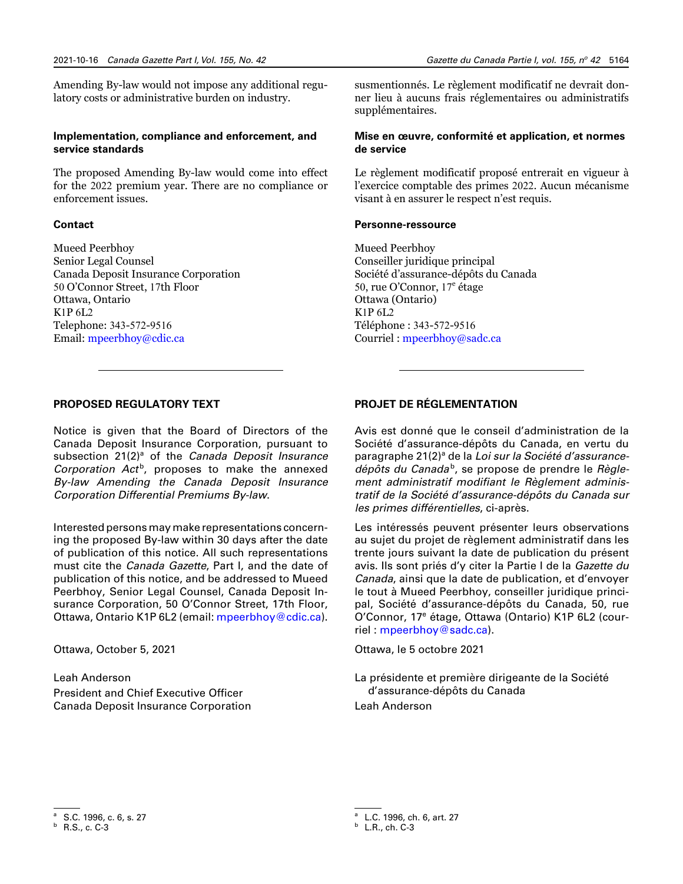Amending By-law would not impose any additional regulatory costs or administrative burden on industry.

### Implementation, compliance and enforcement, and service standards

The proposed Amending By-law would come into effect for the 2022 premium year. There are no compliance or enforcement issues.

### Contact

Mueed Peerbhoy
Senior Legal Counsel
Canada Deposit Insurance Corporation
50 O'Connor Street, 17th Floor
Ottawa, Ontario
K1P 6L2
Telephone: 343-572-9516
Email: mpeerbhoy@cdic.ca

## PROPOSED REGULATORY TEXT

Notice is given that the Board of Directors of the Canada Deposit Insurance Corporation, pursuant to subsection 21(2)[a] of the *Canada Deposit Insurance Corporation Act*[b], proposes to make the annexed *By-law Amending the Canada Deposit Insurance Corporation Differential Premiums By-law*.

Interested persons may make representations concerning the proposed By-law within 30 days after the date of publication of this notice. All such representations must cite the *Canada Gazette*, Part I, and the date of publication of this notice, and be addressed to Mueed Peerbhoy, Senior Legal Counsel, Canada Deposit Insurance Corporation, 50 O'Connor Street, 17th Floor, Ottawa, Ontario K1P 6L2 (email: mpeerbhoy@cdic.ca).

Ottawa, October 5, 2021

Leah Anderson
President and Chief Executive Officer
Canada Deposit Insurance Corporation

[a] S.C. 1996, c. 6, s. 27
[b] R.S., c. C-3

susmentionnés. Le règlement modificatif ne devrait donner lieu à aucuns frais réglementaires ou administratifs supplémentaires.

### Mise en œuvre, conformité et application, et normes de service

Le règlement modificatif proposé entrerait en vigueur à l'exercice comptable des primes 2022. Aucun mécanisme visant à en assurer le respect n'est requis.

### Personne-ressource

Mueed Peerbhoy
Conseiller juridique principal
Société d'assurance-dépôts du Canada
50, rue O'Connor, 17e étage
Ottawa (Ontario)
K1P 6L2
Téléphone : 343-572-9516
Courriel : mpeerbhoy@sadc.ca

## PROJET DE RÉGLEMENTATION

Avis est donné que le conseil d'administration de la Société d'assurance-dépôts du Canada, en vertu du paragraphe 21(2)[a] de la *Loi sur la Société d'assurance-dépôts du Canada*[b], se propose de prendre le *Règlement administratif modifiant le Règlement administratif de la Société d'assurance-dépôts du Canada sur les primes différentielles*, ci-après.

Les intéressés peuvent présenter leurs observations au sujet du projet de règlement administratif dans les trente jours suivant la date de publication du présent avis. Ils sont priés d'y citer la Partie I de la *Gazette du Canada*, ainsi que la date de publication, et d'envoyer le tout à Mueed Peerbhoy, conseiller juridique principal, Société d'assurance-dépôts du Canada, 50, rue O'Connor, 17e étage, Ottawa (Ontario) K1P 6L2 (courriel : mpeerbhoy@sadc.ca).

Ottawa, le 5 octobre 2021

La présidente et première dirigeante de la Société d'assurance-dépôts du Canada
Leah Anderson

[a] L.C. 1996, ch. 6, art. 27
[b] L.R., ch. C-3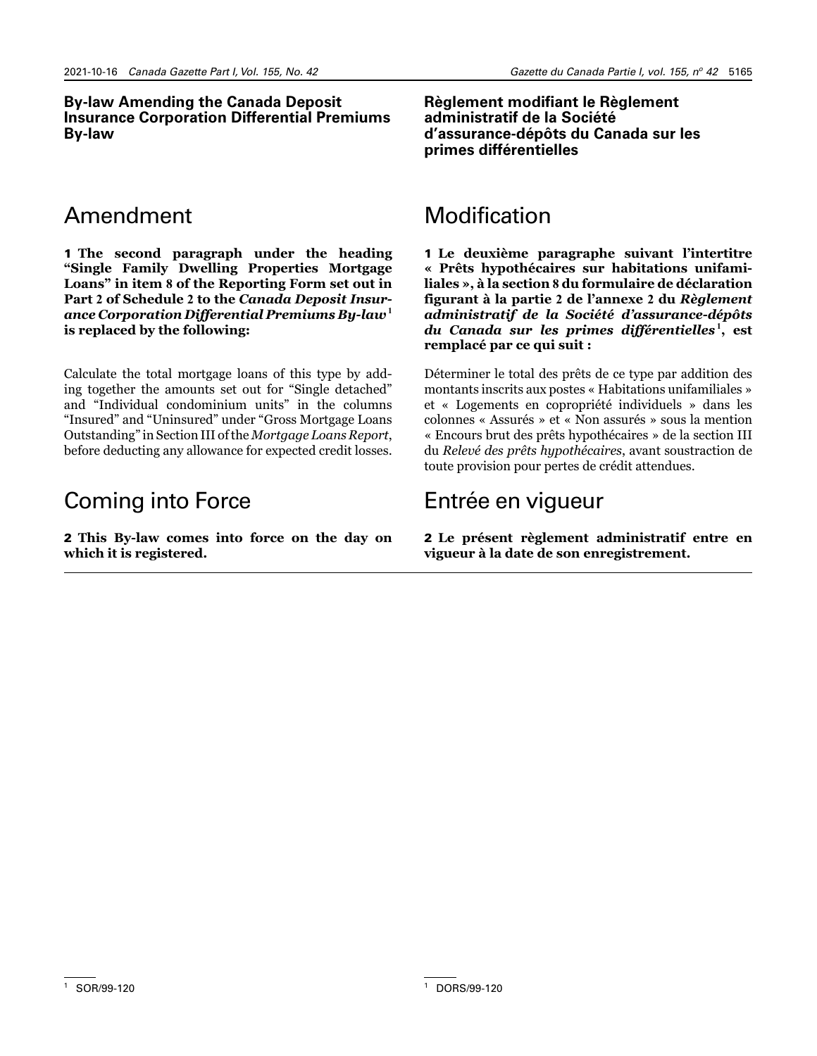**By-law Amending the Canada Deposit Insurance Corporation Differential Premiums By-law**

## Amendment

**1 The second paragraph under the heading "Single Family Dwelling Properties Mortgage Loans" in item 8 of the Reporting Form set out in Part 2 of Schedule 2 to the *Canada Deposit Insurance Corporation Differential Premiums By-law*[1] is replaced by the following:**

Calculate the total mortgage loans of this type by adding together the amounts set out for "Single detached" and "Individual condominium units" in the columns "Insured" and "Uninsured" under "Gross Mortgage Loans Outstanding" in Section III of the *Mortgage Loans Report*, before deducting any allowance for expected credit losses.

## Coming into Force

**2 This By-law comes into force on the day on which it is registered.**

[1] SOR/99-120

**Règlement modifiant le Règlement administratif de la Société d'assurance-dépôts du Canada sur les primes différentielles**

## Modification

**1 Le deuxième paragraphe suivant l'intertitre « Prêts hypothécaires sur habitations unifamiliales », à la section 8 du formulaire de déclaration figurant à la partie 2 de l'annexe 2 du *Règlement administratif de la Société d'assurance-dépôts du Canada sur les primes différentielles*[1], est remplacé par ce qui suit :**

Déterminer le total des prêts de ce type par addition des montants inscrits aux postes « Habitations unifamiliales » et « Logements en copropriété individuels » dans les colonnes « Assurés » et « Non assurés » sous la mention « Encours brut des prêts hypothécaires » de la section III du *Relevé des prêts hypothécaires*, avant soustraction de toute provision pour pertes de crédit attendues.

## Entrée en vigueur

**2 Le présent règlement administratif entre en vigueur à la date de son enregistrement.**

[1] DORS/99-120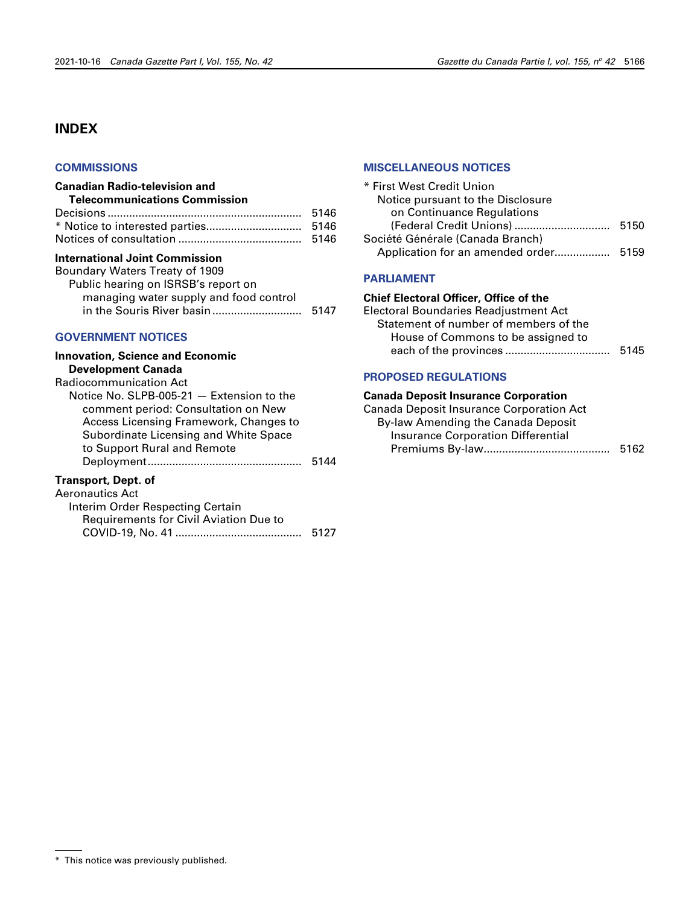# INDEX

## COMMISSIONS

**Canadian Radio-television and Telecommunications Commission**

Decisions .......... 5146
* Notice to interested parties .......... 5146
Notices of consultation .......... 5146

**International Joint Commission**

Boundary Waters Treaty of 1909
Public hearing on ISRSB's report on managing water supply and food control in the Souris River basin .......... 5147

## GOVERNMENT NOTICES

**Innovation, Science and Economic Development Canada**

Radiocommunication Act
Notice No. SLPB-005-21 — Extension to the comment period: Consultation on New Access Licensing Framework, Changes to Subordinate Licensing and White Space to Support Rural and Remote Deployment .......... 5144

**Transport, Dept. of**

Aeronautics Act
Interim Order Respecting Certain Requirements for Civil Aviation Due to COVID-19, No. 41 .......... 5127

## MISCELLANEOUS NOTICES

* First West Credit Union
Notice pursuant to the Disclosure on Continuance Regulations (Federal Credit Unions) .......... 5150

Société Générale (Canada Branch)
Application for an amended order .......... 5159

## PARLIAMENT

**Chief Electoral Officer, Office of the**

Electoral Boundaries Readjustment Act
Statement of number of members of the House of Commons to be assigned to each of the provinces .......... 5145

## PROPOSED REGULATIONS

**Canada Deposit Insurance Corporation**

Canada Deposit Insurance Corporation Act
By-law Amending the Canada Deposit Insurance Corporation Differential Premiums By-law .......... 5162

---

* This notice was previously published.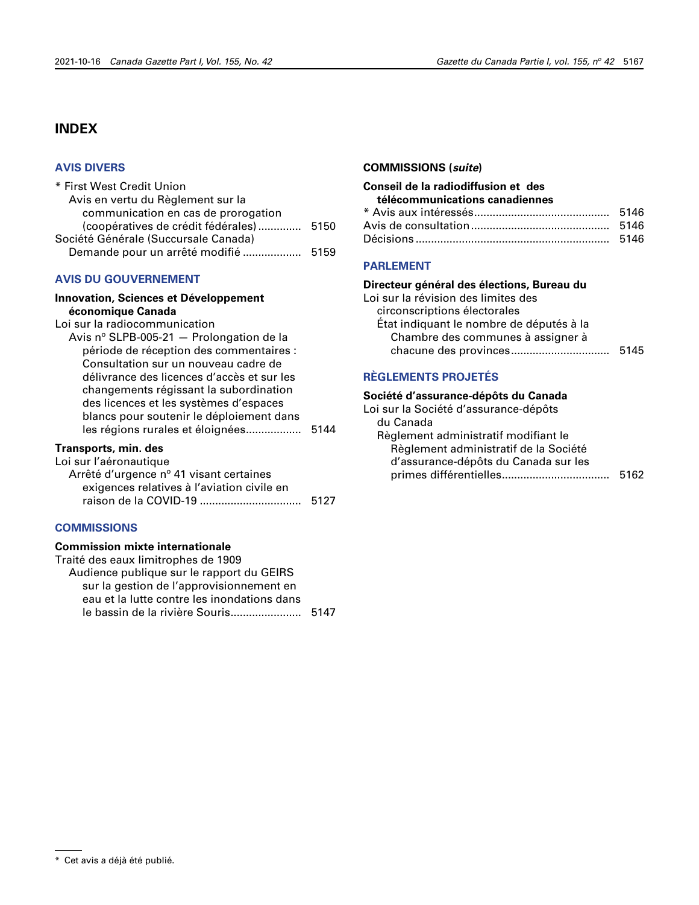# INDEX

## AVIS DIVERS

* First West Credit Union
  Avis en vertu du Règlement sur la communication en cas de prorogation (coopératives de crédit fédérales) .............. 5150

Société Générale (Succursale Canada)
  Demande pour un arrêté modifié .................. 5159

## AVIS DU GOUVERNEMENT

**Innovation, Sciences et Développement économique Canada**

Loi sur la radiocommunication
  Avis n$^{o}$ SLPB-005-21 — Prolongation de la période de réception des commentaires : Consultation sur un nouveau cadre de délivrance des licences d'accès et sur les changements régissant la subordination des licences et les systèmes d'espaces blancs pour soutenir le déploiement dans les régions rurales et éloignées.................. 5144

**Transports, min. des**

Loi sur l'aéronautique
  Arrêté d'urgence n$^{o}$ 41 visant certaines exigences relatives à l'aviation civile en raison de la COVID-19 ................................ 5127

## COMMISSIONS

**Commission mixte internationale**

Traité des eaux limitrophes de 1909
  Audience publique sur le rapport du GEIRS sur la gestion de l'approvisionnement en eau et la lutte contre les inondations dans le bassin de la rivière Souris....................... 5147

## COMMISSIONS (*suite*)

**Conseil de la radiodiffusion et des télécommunications canadiennes**

* Avis aux intéressés........................................... 5146

Avis de consultation............................................ 5146

Décisions.............................................................. 5146

## PARLEMENT

**Directeur général des élections, Bureau du**

Loi sur la révision des limites des circonscriptions électorales
  État indiquant le nombre de députés à la Chambre des communes à assigner à chacune des provinces................................ 5145

## RÈGLEMENTS PROJETÉS

**Société d'assurance-dépôts du Canada**

Loi sur la Société d'assurance-dépôts du Canada
  Règlement administratif modifiant le Règlement administratif de la Société d'assurance-dépôts du Canada sur les primes différentielles.................................. 5162

---

* Cet avis a déjà été publié.